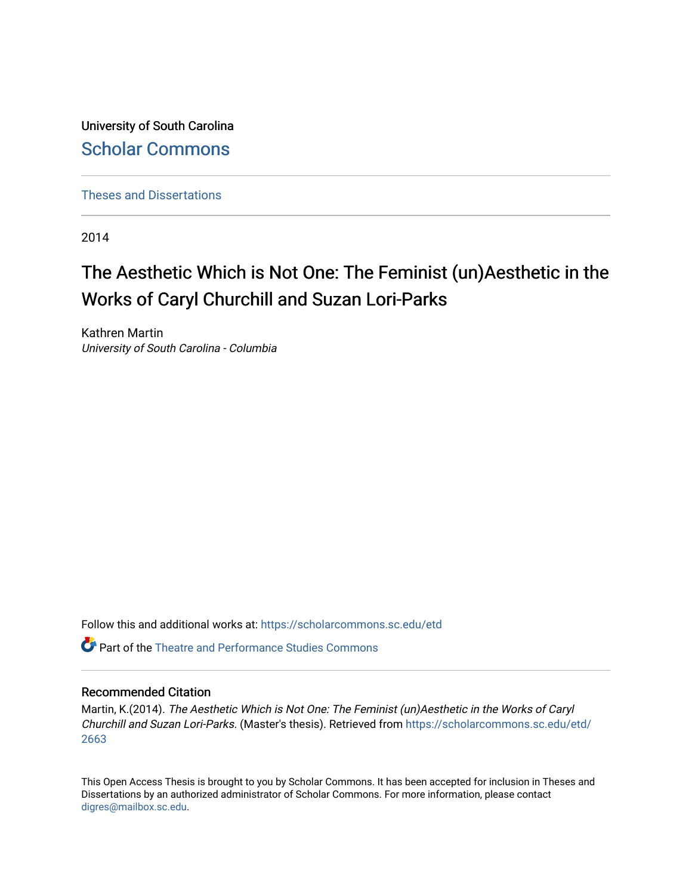University of South Carolina

Scholar Commons

Theses and Dissertations

2014

# The Aesthetic Which is Not One: The Feminist (un)Aesthetic in the Works of Caryl Churchill and Suzan Lori-Parks

Kathren Martin

*University of South Carolina - Columbia*

Follow this and additional works at: https://scholarcommons.sc.edu/etd

Part of the Theatre and Performance Studies Commons

## Recommended Citation

Martin, K.(2014). *The Aesthetic Which is Not One: The Feminist (un)Aesthetic in the Works of Caryl Churchill and Suzan Lori-Parks.* (Master's thesis). Retrieved from https://scholarcommons.sc.edu/etd/2663

This Open Access Thesis is brought to you by Scholar Commons. It has been accepted for inclusion in Theses and Dissertations by an authorized administrator of Scholar Commons. For more information, please contact digres@mailbox.sc.edu.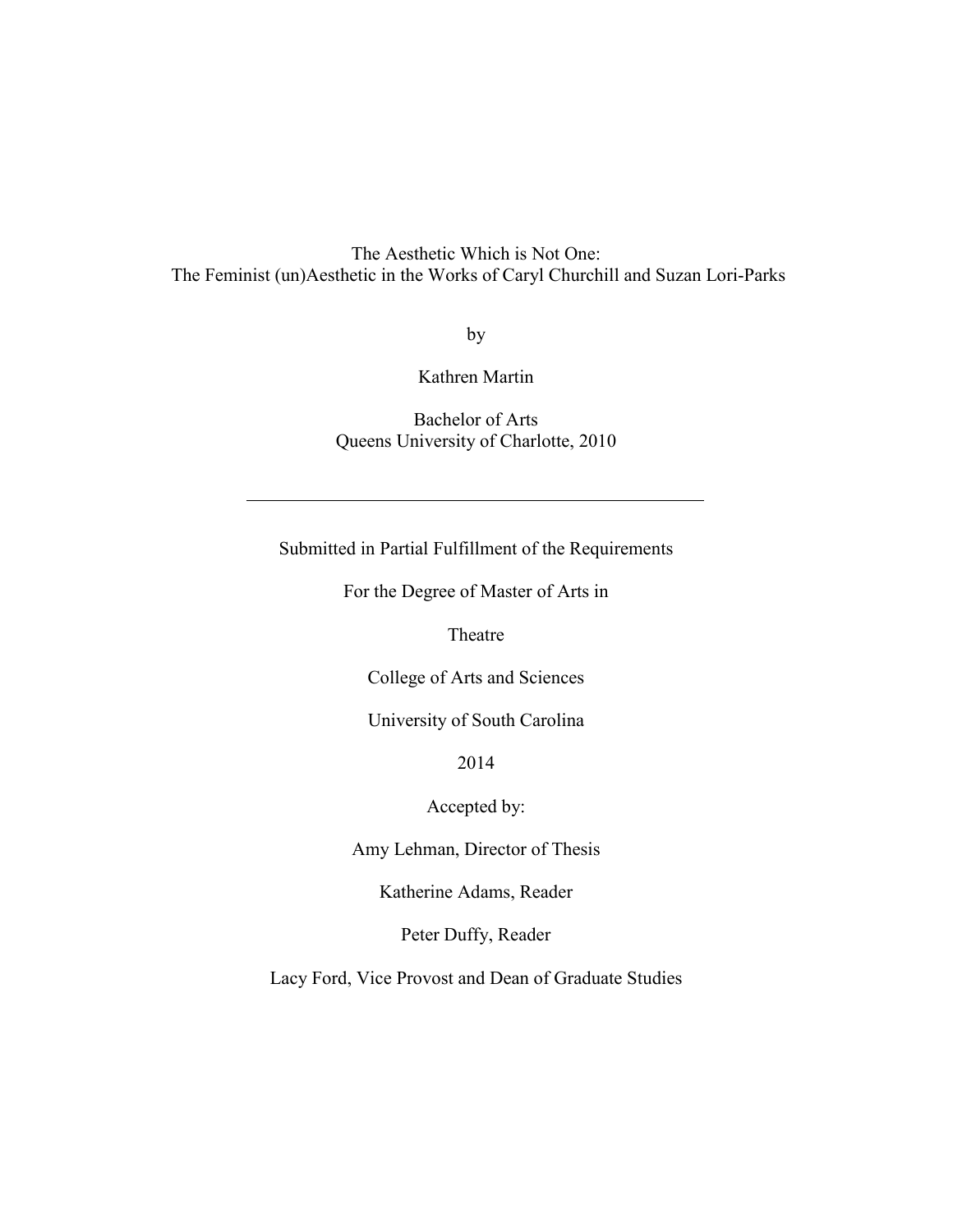The Aesthetic Which is Not One:
The Feminist (un)Aesthetic in the Works of Caryl Churchill and Suzan Lori-Parks

by

Kathren Martin

Bachelor of Arts
Queens University of Charlotte, 2010

---

Submitted in Partial Fulfillment of the Requirements

For the Degree of Master of Arts in

Theatre

College of Arts and Sciences

University of South Carolina

2014

Accepted by:

Amy Lehman, Director of Thesis

Katherine Adams, Reader

Peter Duffy, Reader

Lacy Ford, Vice Provost and Dean of Graduate Studies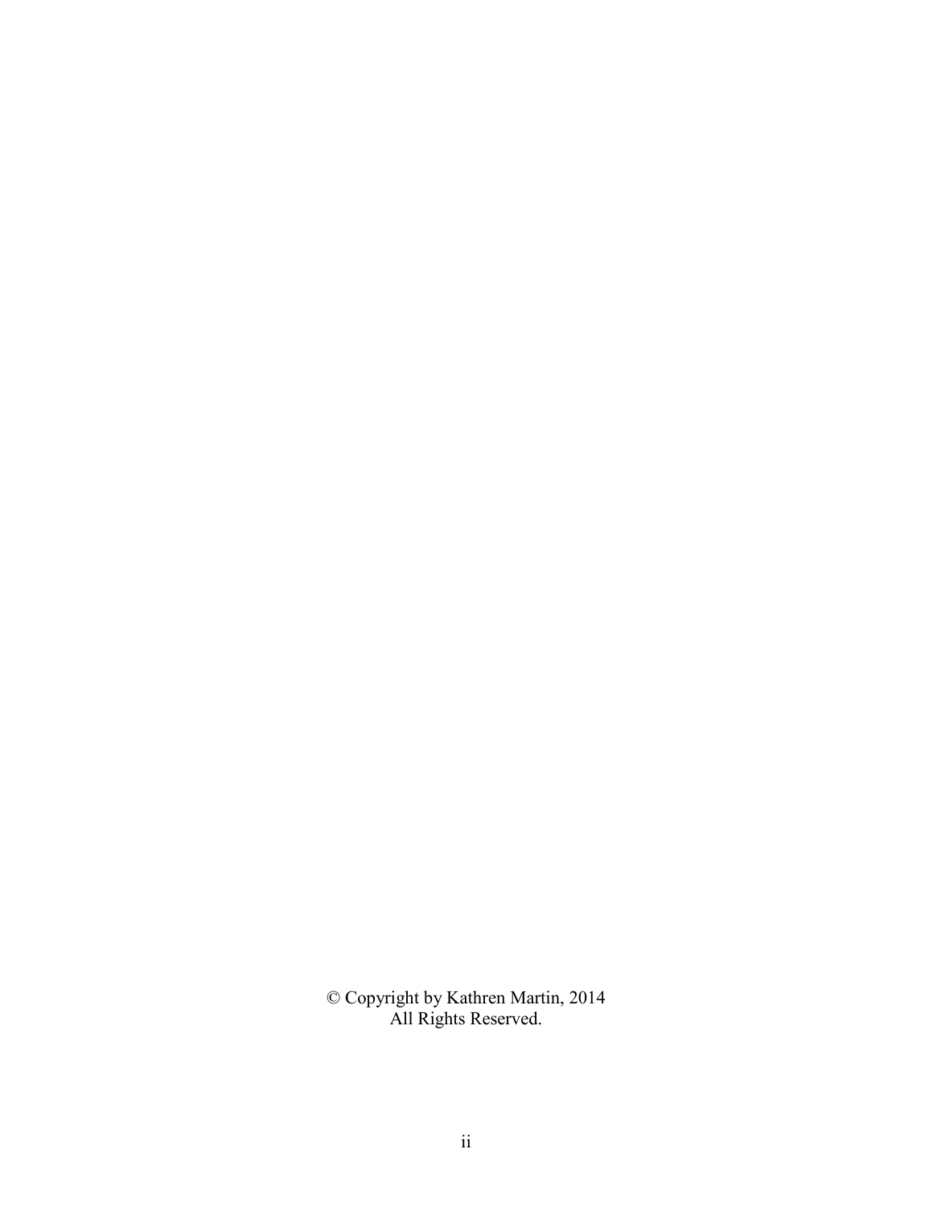© Copyright by Kathren Martin, 2014
All Rights Reserved.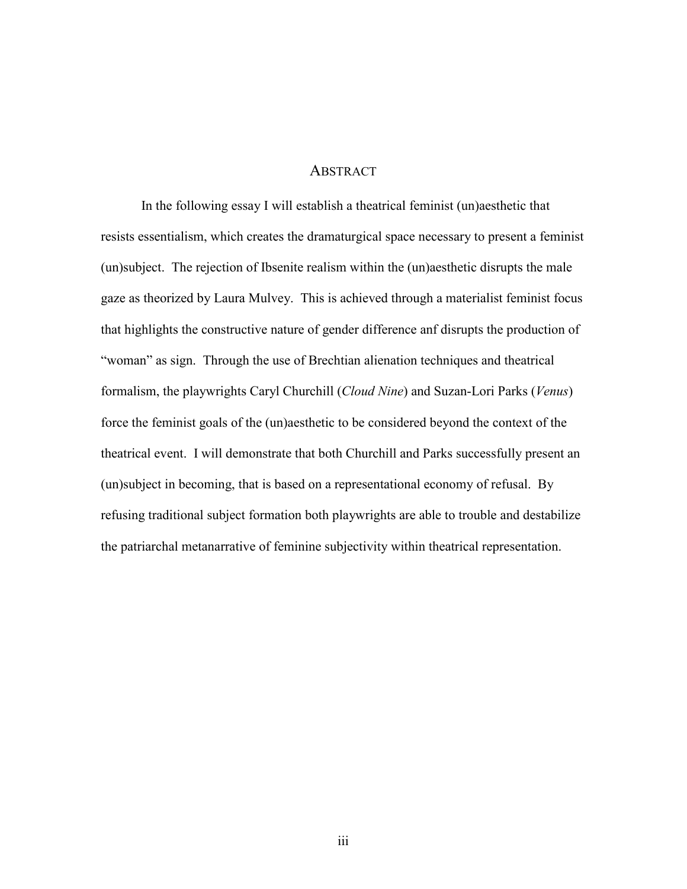# ABSTRACT

In the following essay I will establish a theatrical feminist (un)aesthetic that resists essentialism, which creates the dramaturgical space necessary to present a feminist (un)subject. The rejection of Ibsenite realism within the (un)aesthetic disrupts the male gaze as theorized by Laura Mulvey. This is achieved through a materialist feminist focus that highlights the constructive nature of gender difference anf disrupts the production of "woman" as sign. Through the use of Brechtian alienation techniques and theatrical formalism, the playwrights Caryl Churchill (*Cloud Nine*) and Suzan-Lori Parks (*Venus*) force the feminist goals of the (un)aesthetic to be considered beyond the context of the theatrical event. I will demonstrate that both Churchill and Parks successfully present an (un)subject in becoming, that is based on a representational economy of refusal. By refusing traditional subject formation both playwrights are able to trouble and destabilize the patriarchal metanarrative of feminine subjectivity within theatrical representation.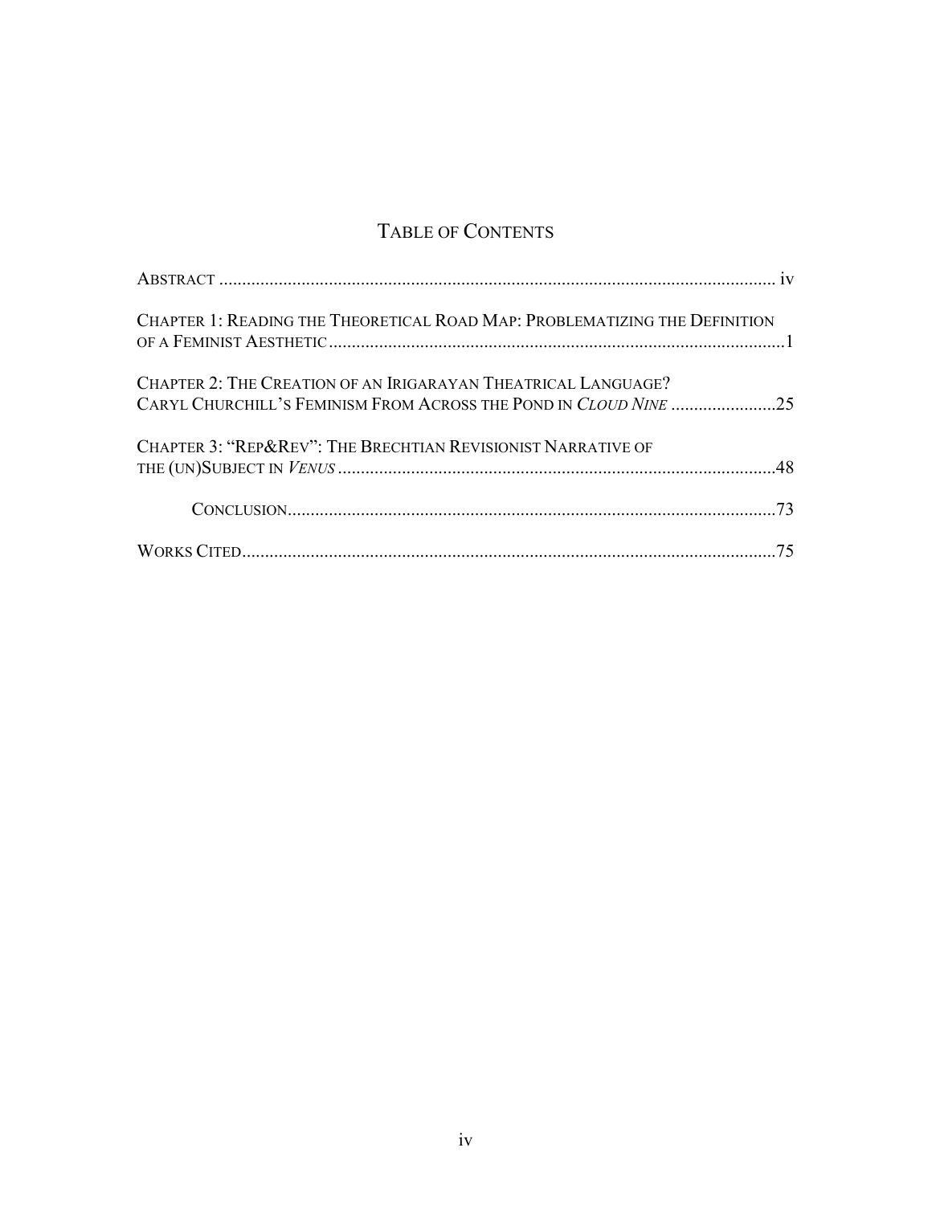# Table of Contents

Abstract ........................................................................................................................ iv

Chapter 1: Reading the Theoretical Road Map: Problematizing the Definition of a Feminist Aesthetic ....................................................................................................1

Chapter 2: The Creation of an Irigarayan Theatrical Language? Caryl Churchill's Feminism From Across the Pond in *Cloud Nine* .......................25

Chapter 3: "Rep&Rev": The Brechtian Revisionist Narrative of the (un)Subject in *Venus* ................................................................................................48

Conclusion...........................................................................................................73

Works Cited....................................................................................................................75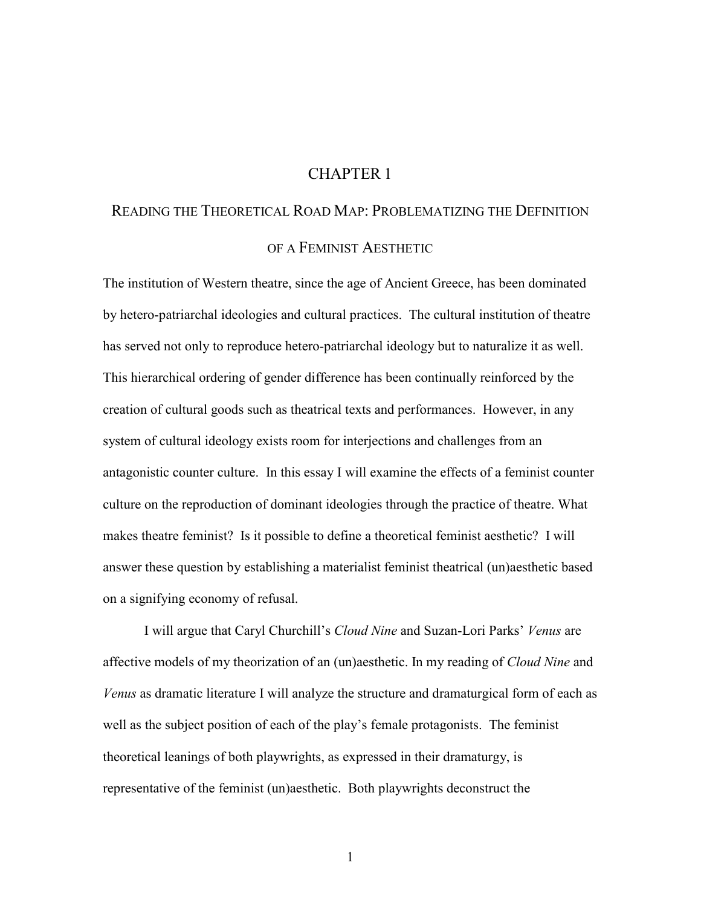# CHAPTER 1

## READING THE THEORETICAL ROAD MAP: PROBLEMATIZING THE DEFINITION OF A FEMINIST AESTHETIC

The institution of Western theatre, since the age of Ancient Greece, has been dominated by hetero-patriarchal ideologies and cultural practices. The cultural institution of theatre has served not only to reproduce hetero-patriarchal ideology but to naturalize it as well. This hierarchical ordering of gender difference has been continually reinforced by the creation of cultural goods such as theatrical texts and performances. However, in any system of cultural ideology exists room for interjections and challenges from an antagonistic counter culture. In this essay I will examine the effects of a feminist counter culture on the reproduction of dominant ideologies through the practice of theatre. What makes theatre feminist? Is it possible to define a theoretical feminist aesthetic? I will answer these question by establishing a materialist feminist theatrical (un)aesthetic based on a signifying economy of refusal.

I will argue that Caryl Churchill's *Cloud Nine* and Suzan-Lori Parks' *Venus* are affective models of my theorization of an (un)aesthetic. In my reading of *Cloud Nine* and *Venus* as dramatic literature I will analyze the structure and dramaturgical form of each as well as the subject position of each of the play's female protagonists. The feminist theoretical leanings of both playwrights, as expressed in their dramaturgy, is representative of the feminist (un)aesthetic. Both playwrights deconstruct the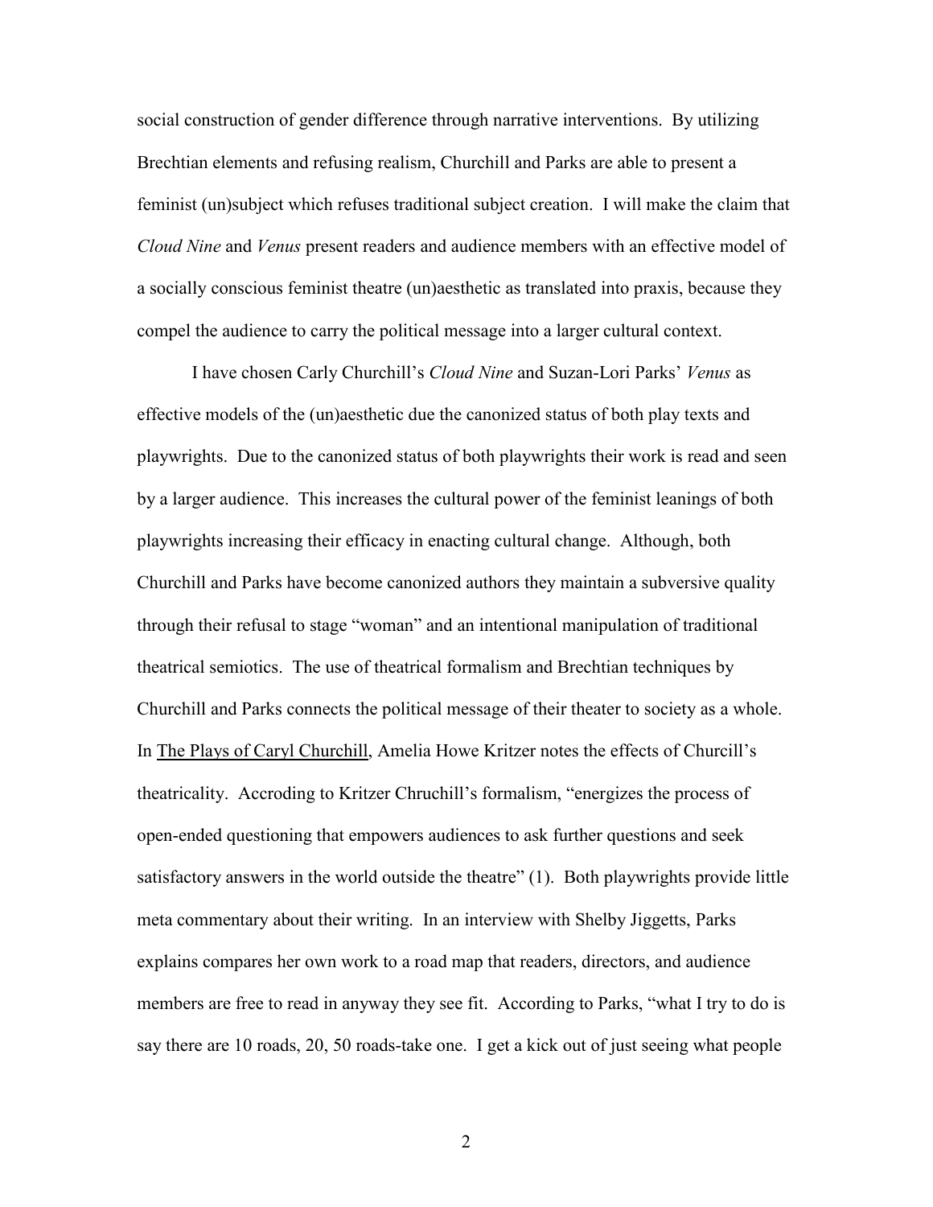social construction of gender difference through narrative interventions. By utilizing Brechtian elements and refusing realism, Churchill and Parks are able to present a feminist (un)subject which refuses traditional subject creation. I will make the claim that *Cloud Nine* and *Venus* present readers and audience members with an effective model of a socially conscious feminist theatre (un)aesthetic as translated into praxis, because they compel the audience to carry the political message into a larger cultural context.

I have chosen Carly Churchill's *Cloud Nine* and Suzan-Lori Parks' *Venus* as effective models of the (un)aesthetic due the canonized status of both play texts and playwrights. Due to the canonized status of both playwrights their work is read and seen by a larger audience. This increases the cultural power of the feminist leanings of both playwrights increasing their efficacy in enacting cultural change. Although, both Churchill and Parks have become canonized authors they maintain a subversive quality through their refusal to stage "woman" and an intentional manipulation of traditional theatrical semiotics. The use of theatrical formalism and Brechtian techniques by Churchill and Parks connects the political message of their theater to society as a whole. In <u>The Plays of Caryl Churchill</u>, Amelia Howe Kritzer notes the effects of Churcill's theatricality. Accroding to Kritzer Chruchill's formalism, "energizes the process of open-ended questioning that empowers audiences to ask further questions and seek satisfactory answers in the world outside the theatre" (1). Both playwrights provide little meta commentary about their writing. In an interview with Shelby Jiggetts, Parks explains compares her own work to a road map that readers, directors, and audience members are free to read in anyway they see fit. According to Parks, "what I try to do is say there are 10 roads, 20, 50 roads-take one. I get a kick out of just seeing what people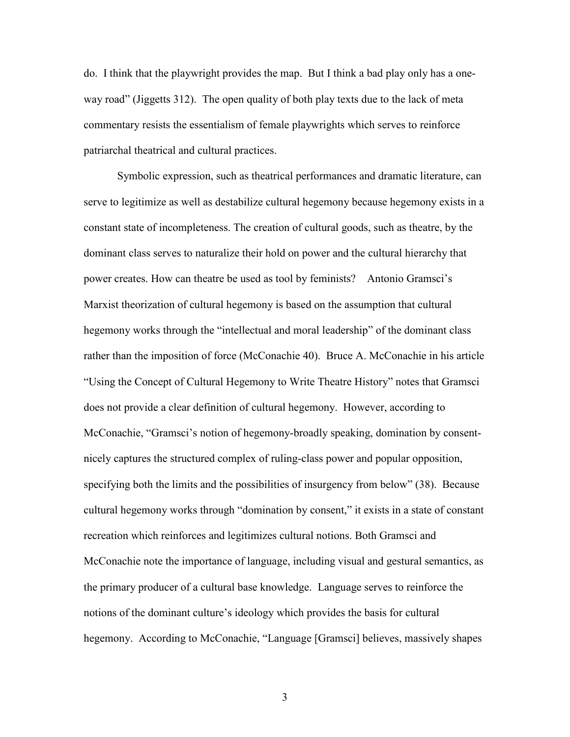do. I think that the playwright provides the map. But I think a bad play only has a one-way road" (Jiggetts 312). The open quality of both play texts due to the lack of meta commentary resists the essentialism of female playwrights which serves to reinforce patriarchal theatrical and cultural practices.

Symbolic expression, such as theatrical performances and dramatic literature, can serve to legitimize as well as destabilize cultural hegemony because hegemony exists in a constant state of incompleteness. The creation of cultural goods, such as theatre, by the dominant class serves to naturalize their hold on power and the cultural hierarchy that power creates. How can theatre be used as tool by feminists? Antonio Gramsci's Marxist theorization of cultural hegemony is based on the assumption that cultural hegemony works through the "intellectual and moral leadership" of the dominant class rather than the imposition of force (McConachie 40). Bruce A. McConachie in his article "Using the Concept of Cultural Hegemony to Write Theatre History" notes that Gramsci does not provide a clear definition of cultural hegemony. However, according to McConachie, "Gramsci's notion of hegemony-broadly speaking, domination by consent-nicely captures the structured complex of ruling-class power and popular opposition, specifying both the limits and the possibilities of insurgency from below" (38). Because cultural hegemony works through "domination by consent," it exists in a state of constant recreation which reinforces and legitimizes cultural notions. Both Gramsci and McConachie note the importance of language, including visual and gestural semantics, as the primary producer of a cultural base knowledge. Language serves to reinforce the notions of the dominant culture's ideology which provides the basis for cultural hegemony. According to McConachie, "Language [Gramsci] believes, massively shapes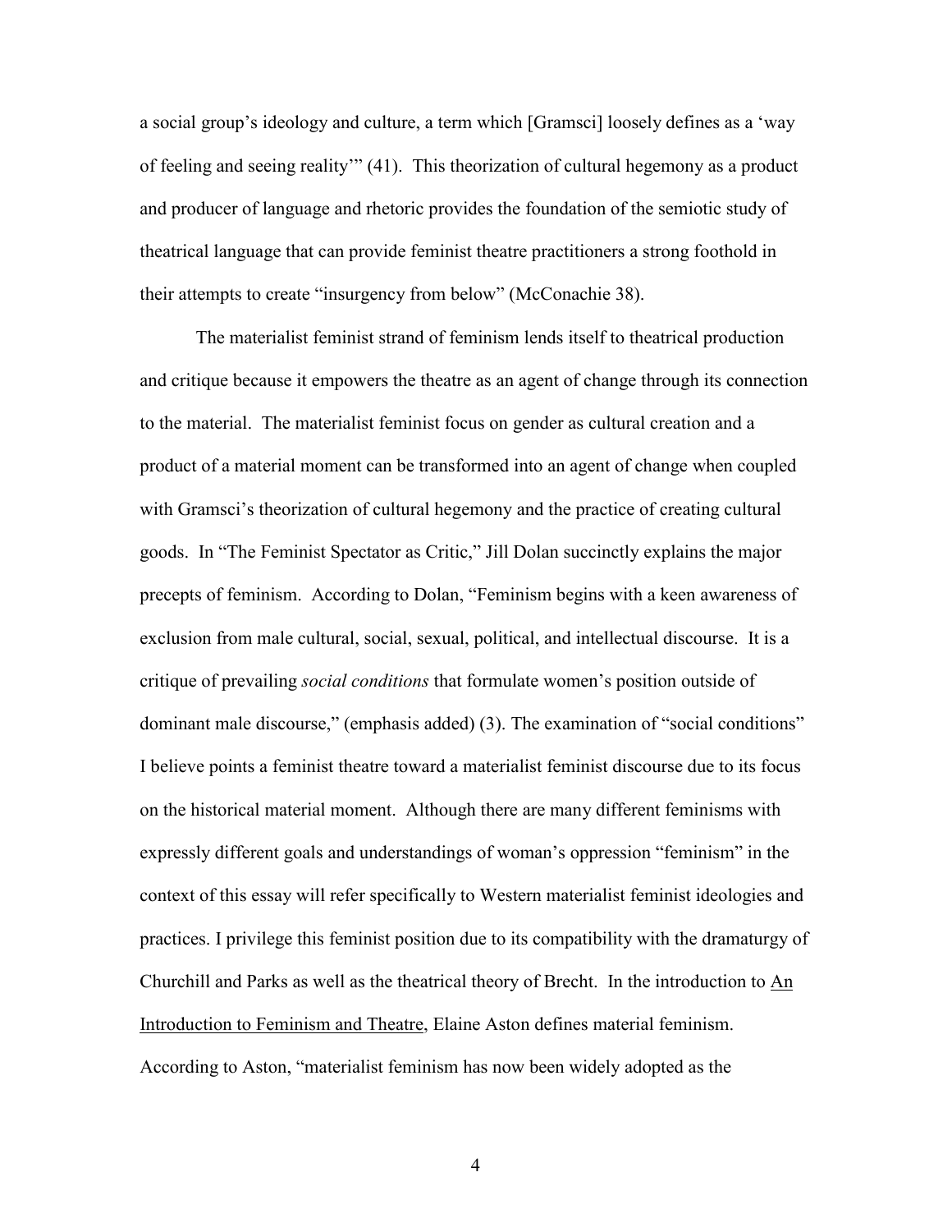a social group's ideology and culture, a term which [Gramsci] loosely defines as a 'way of feeling and seeing reality'" (41). This theorization of cultural hegemony as a product and producer of language and rhetoric provides the foundation of the semiotic study of theatrical language that can provide feminist theatre practitioners a strong foothold in their attempts to create "insurgency from below" (McConachie 38).

The materialist feminist strand of feminism lends itself to theatrical production and critique because it empowers the theatre as an agent of change through its connection to the material. The materialist feminist focus on gender as cultural creation and a product of a material moment can be transformed into an agent of change when coupled with Gramsci's theorization of cultural hegemony and the practice of creating cultural goods. In "The Feminist Spectator as Critic," Jill Dolan succinctly explains the major precepts of feminism. According to Dolan, "Feminism begins with a keen awareness of exclusion from male cultural, social, sexual, political, and intellectual discourse. It is a critique of prevailing *social conditions* that formulate women's position outside of dominant male discourse," (emphasis added) (3). The examination of "social conditions" I believe points a feminist theatre toward a materialist feminist discourse due to its focus on the historical material moment. Although there are many different feminisms with expressly different goals and understandings of woman's oppression "feminism" in the context of this essay will refer specifically to Western materialist feminist ideologies and practices. I privilege this feminist position due to its compatibility with the dramaturgy of Churchill and Parks as well as the theatrical theory of Brecht. In the introduction to <u>An Introduction to Feminism and Theatre</u>, Elaine Aston defines material feminism. According to Aston, "materialist feminism has now been widely adopted as the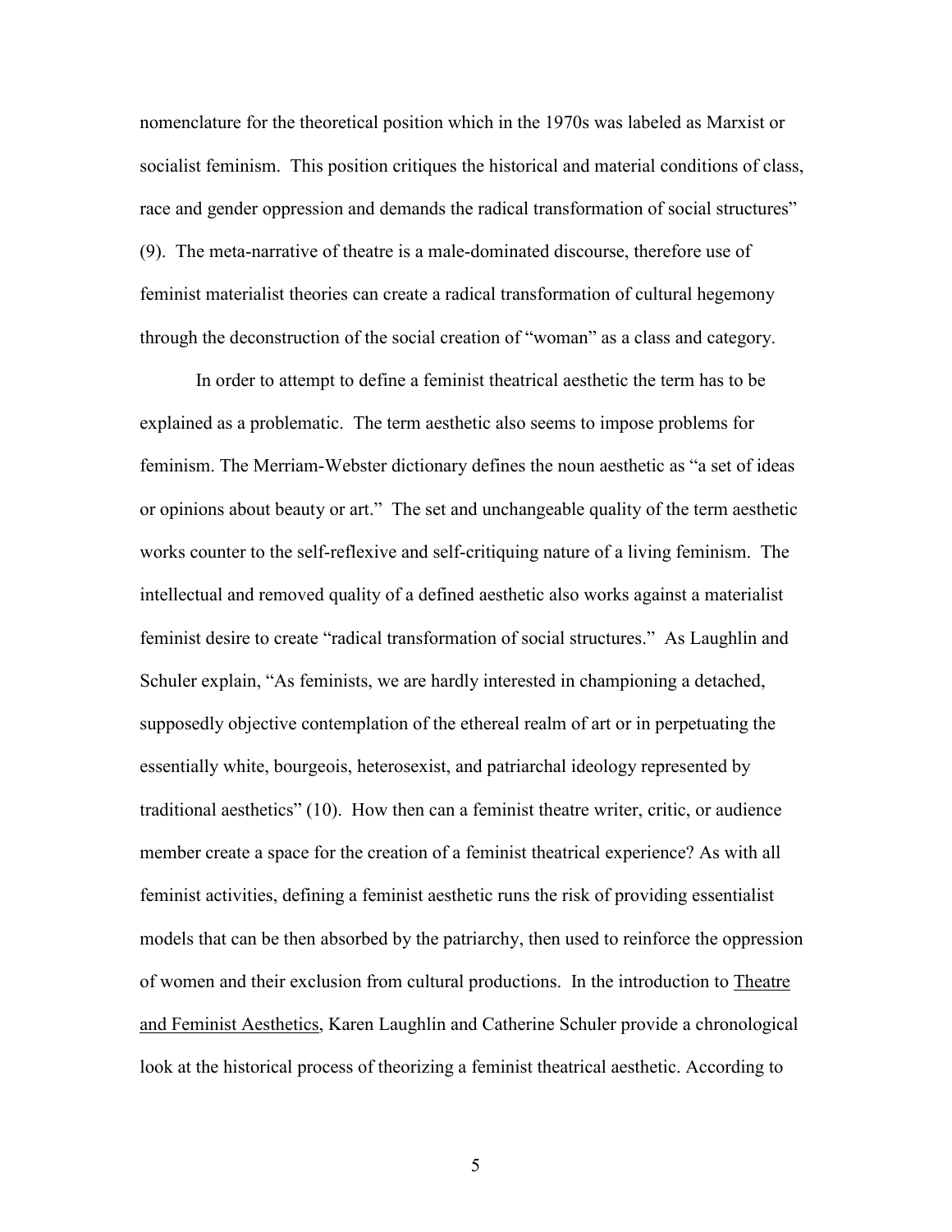nomenclature for the theoretical position which in the 1970s was labeled as Marxist or socialist feminism. This position critiques the historical and material conditions of class, race and gender oppression and demands the radical transformation of social structures" (9). The meta-narrative of theatre is a male-dominated discourse, therefore use of feminist materialist theories can create a radical transformation of cultural hegemony through the deconstruction of the social creation of "woman" as a class and category.

In order to attempt to define a feminist theatrical aesthetic the term has to be explained as a problematic. The term aesthetic also seems to impose problems for feminism. The Merriam-Webster dictionary defines the noun aesthetic as "a set of ideas or opinions about beauty or art." The set and unchangeable quality of the term aesthetic works counter to the self-reflexive and self-critiquing nature of a living feminism. The intellectual and removed quality of a defined aesthetic also works against a materialist feminist desire to create "radical transformation of social structures." As Laughlin and Schuler explain, "As feminists, we are hardly interested in championing a detached, supposedly objective contemplation of the ethereal realm of art or in perpetuating the essentially white, bourgeois, heterosexist, and patriarchal ideology represented by traditional aesthetics" (10). How then can a feminist theatre writer, critic, or audience member create a space for the creation of a feminist theatrical experience? As with all feminist activities, defining a feminist aesthetic runs the risk of providing essentialist models that can be then absorbed by the patriarchy, then used to reinforce the oppression of women and their exclusion from cultural productions. In the introduction to Theatre and Feminist Aesthetics, Karen Laughlin and Catherine Schuler provide a chronological look at the historical process of theorizing a feminist theatrical aesthetic. According to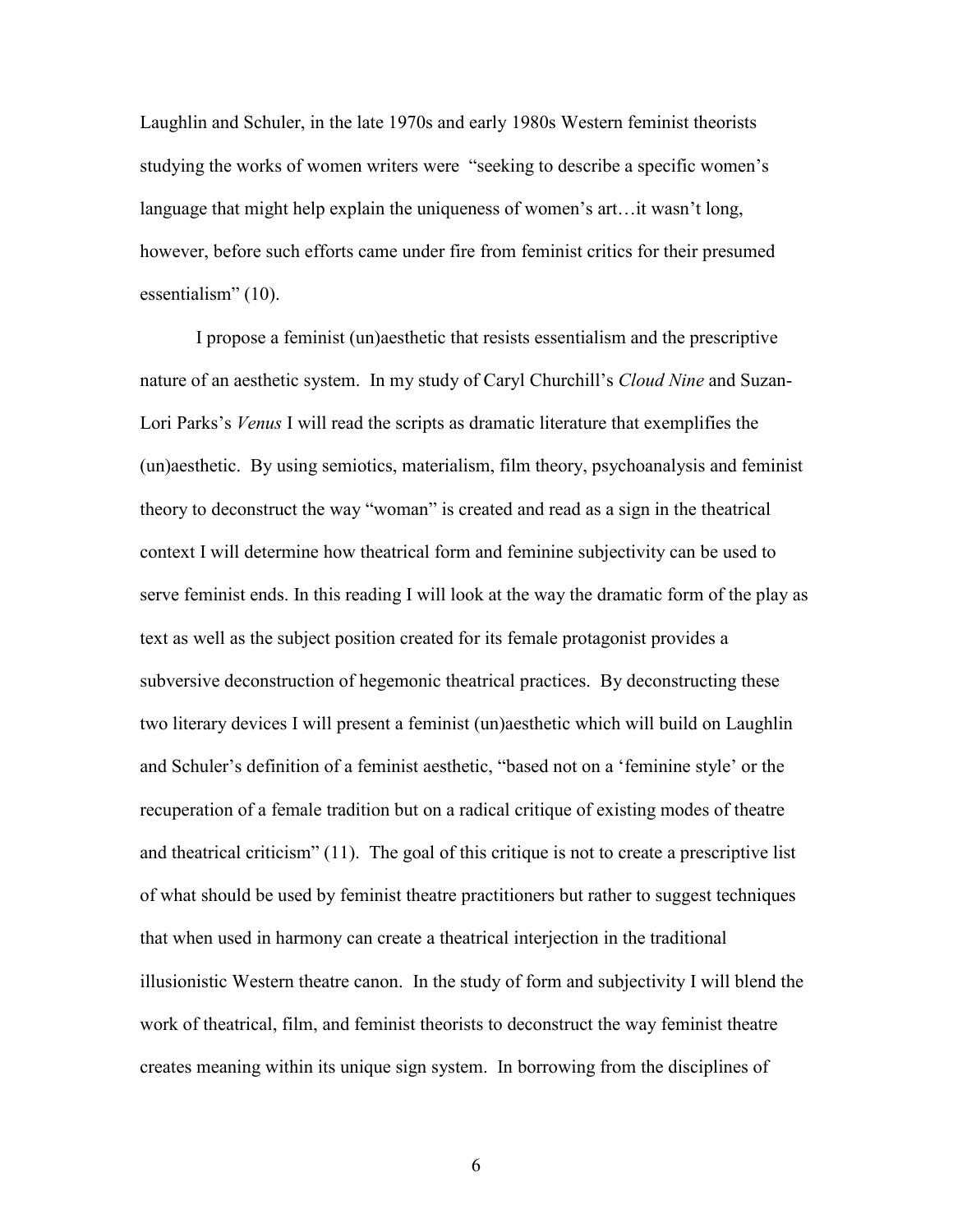Laughlin and Schuler, in the late 1970s and early 1980s Western feminist theorists studying the works of women writers were "seeking to describe a specific women's language that might help explain the uniqueness of women's art…it wasn't long, however, before such efforts came under fire from feminist critics for their presumed essentialism" (10).

I propose a feminist (un)aesthetic that resists essentialism and the prescriptive nature of an aesthetic system. In my study of Caryl Churchill's *Cloud Nine* and Suzan-Lori Parks's *Venus* I will read the scripts as dramatic literature that exemplifies the (un)aesthetic. By using semiotics, materialism, film theory, psychoanalysis and feminist theory to deconstruct the way "woman" is created and read as a sign in the theatrical context I will determine how theatrical form and feminine subjectivity can be used to serve feminist ends. In this reading I will look at the way the dramatic form of the play as text as well as the subject position created for its female protagonist provides a subversive deconstruction of hegemonic theatrical practices. By deconstructing these two literary devices I will present a feminist (un)aesthetic which will build on Laughlin and Schuler's definition of a feminist aesthetic, "based not on a 'feminine style' or the recuperation of a female tradition but on a radical critique of existing modes of theatre and theatrical criticism" (11). The goal of this critique is not to create a prescriptive list of what should be used by feminist theatre practitioners but rather to suggest techniques that when used in harmony can create a theatrical interjection in the traditional illusionistic Western theatre canon. In the study of form and subjectivity I will blend the work of theatrical, film, and feminist theorists to deconstruct the way feminist theatre creates meaning within its unique sign system. In borrowing from the disciplines of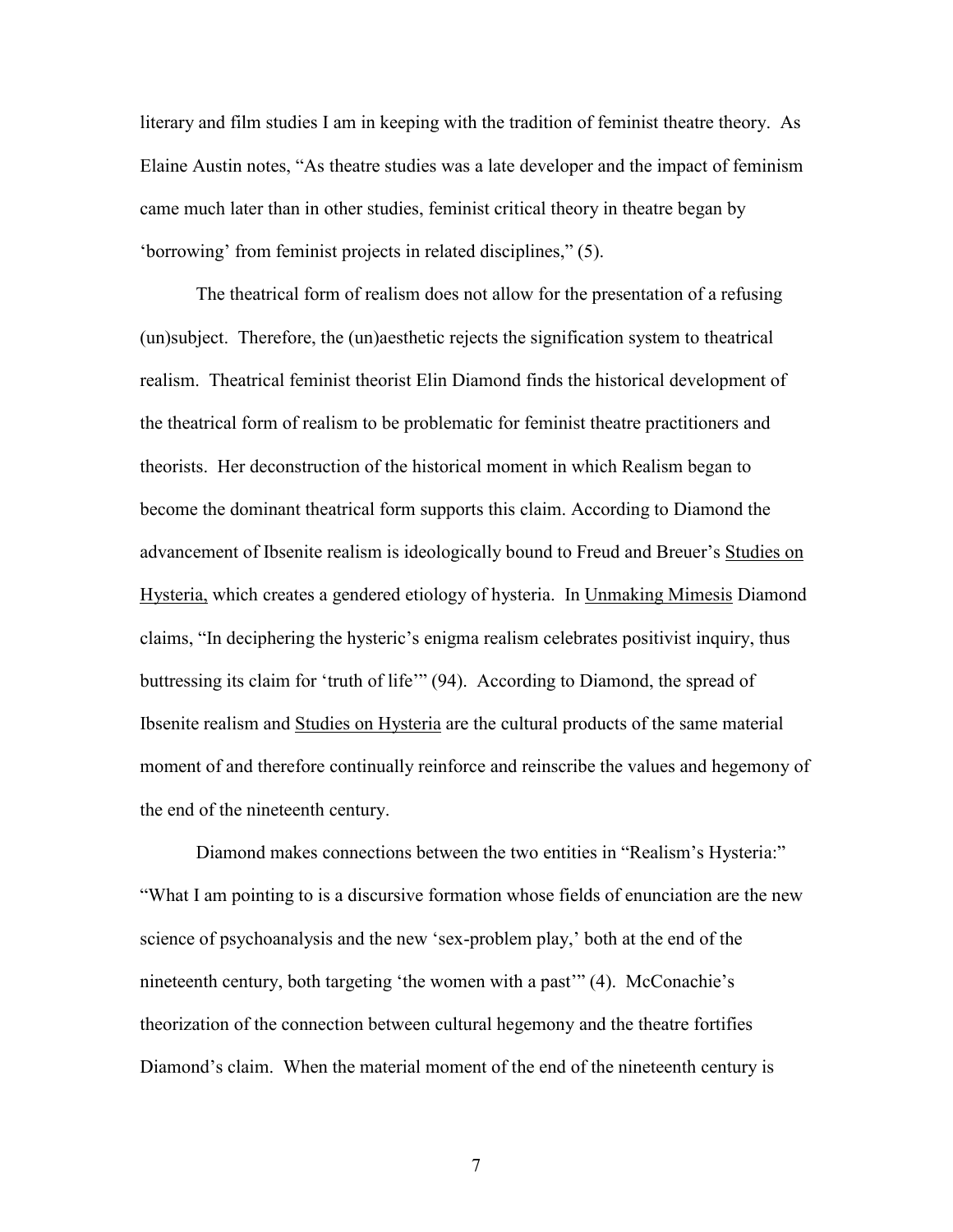literary and film studies I am in keeping with the tradition of feminist theatre theory. As Elaine Austin notes, "As theatre studies was a late developer and the impact of feminism came much later than in other studies, feminist critical theory in theatre began by 'borrowing' from feminist projects in related disciplines," (5).

The theatrical form of realism does not allow for the presentation of a refusing (un)subject. Therefore, the (un)aesthetic rejects the signification system to theatrical realism. Theatrical feminist theorist Elin Diamond finds the historical development of the theatrical form of realism to be problematic for feminist theatre practitioners and theorists. Her deconstruction of the historical moment in which Realism began to become the dominant theatrical form supports this claim. According to Diamond the advancement of Ibsenite realism is ideologically bound to Freud and Breuer's Studies on Hysteria, which creates a gendered etiology of hysteria. In Unmaking Mimesis Diamond claims, "In deciphering the hysteric's enigma realism celebrates positivist inquiry, thus buttressing its claim for 'truth of life'" (94). According to Diamond, the spread of Ibsenite realism and Studies on Hysteria are the cultural products of the same material moment of and therefore continually reinforce and reinscribe the values and hegemony of the end of the nineteenth century.

Diamond makes connections between the two entities in "Realism's Hysteria:" "What I am pointing to is a discursive formation whose fields of enunciation are the new science of psychoanalysis and the new 'sex-problem play,' both at the end of the nineteenth century, both targeting 'the women with a past'" (4). McConachie's theorization of the connection between cultural hegemony and the theatre fortifies Diamond's claim. When the material moment of the end of the nineteenth century is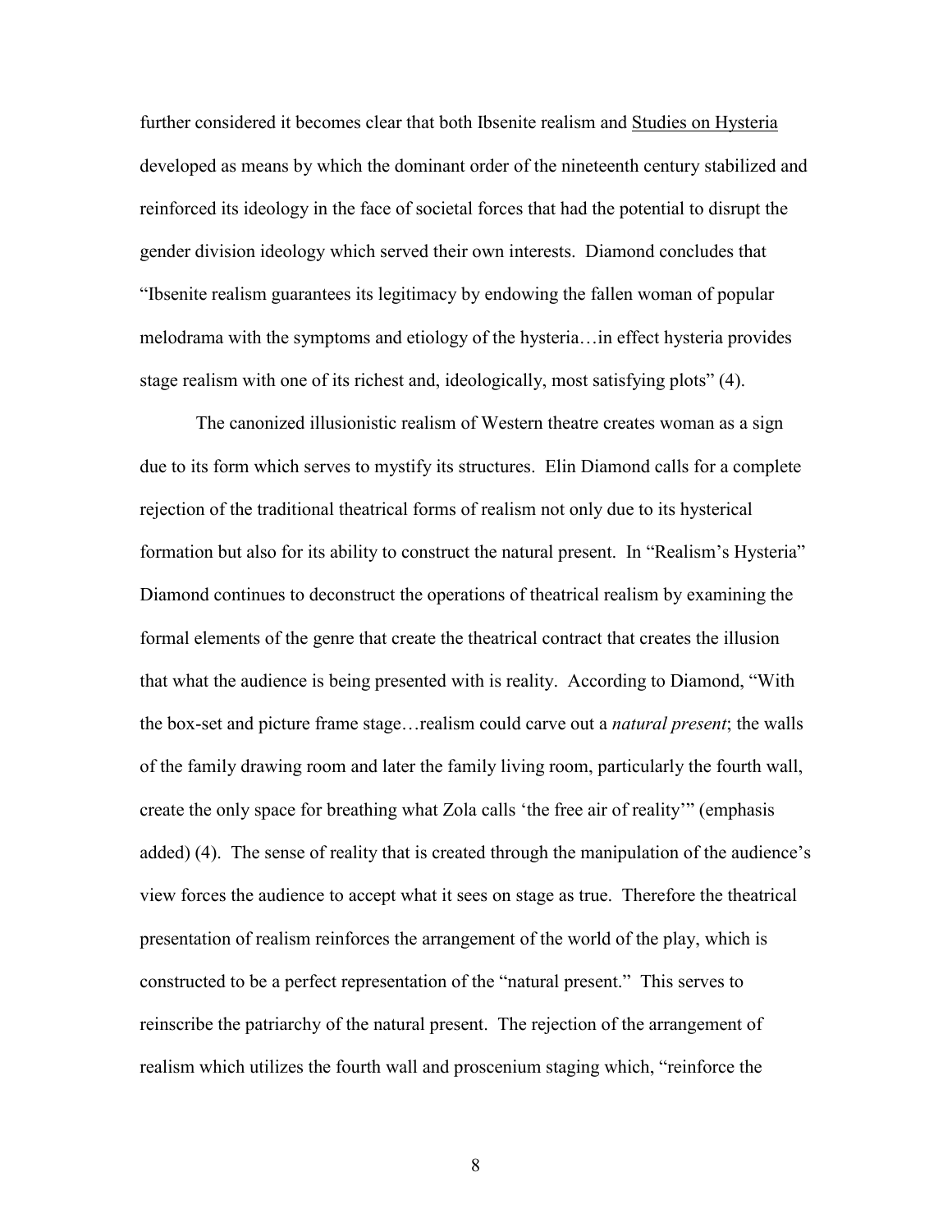further considered it becomes clear that both Ibsenite realism and Studies on Hysteria developed as means by which the dominant order of the nineteenth century stabilized and reinforced its ideology in the face of societal forces that had the potential to disrupt the gender division ideology which served their own interests. Diamond concludes that "Ibsenite realism guarantees its legitimacy by endowing the fallen woman of popular melodrama with the symptoms and etiology of the hysteria…in effect hysteria provides stage realism with one of its richest and, ideologically, most satisfying plots" (4).

The canonized illusionistic realism of Western theatre creates woman as a sign due to its form which serves to mystify its structures. Elin Diamond calls for a complete rejection of the traditional theatrical forms of realism not only due to its hysterical formation but also for its ability to construct the natural present. In "Realism's Hysteria" Diamond continues to deconstruct the operations of theatrical realism by examining the formal elements of the genre that create the theatrical contract that creates the illusion that what the audience is being presented with is reality. According to Diamond, "With the box-set and picture frame stage…realism could carve out a *natural present*; the walls of the family drawing room and later the family living room, particularly the fourth wall, create the only space for breathing what Zola calls 'the free air of reality'" (emphasis added) (4). The sense of reality that is created through the manipulation of the audience's view forces the audience to accept what it sees on stage as true. Therefore the theatrical presentation of realism reinforces the arrangement of the world of the play, which is constructed to be a perfect representation of the "natural present." This serves to reinscribe the patriarchy of the natural present. The rejection of the arrangement of realism which utilizes the fourth wall and proscenium staging which, "reinforce the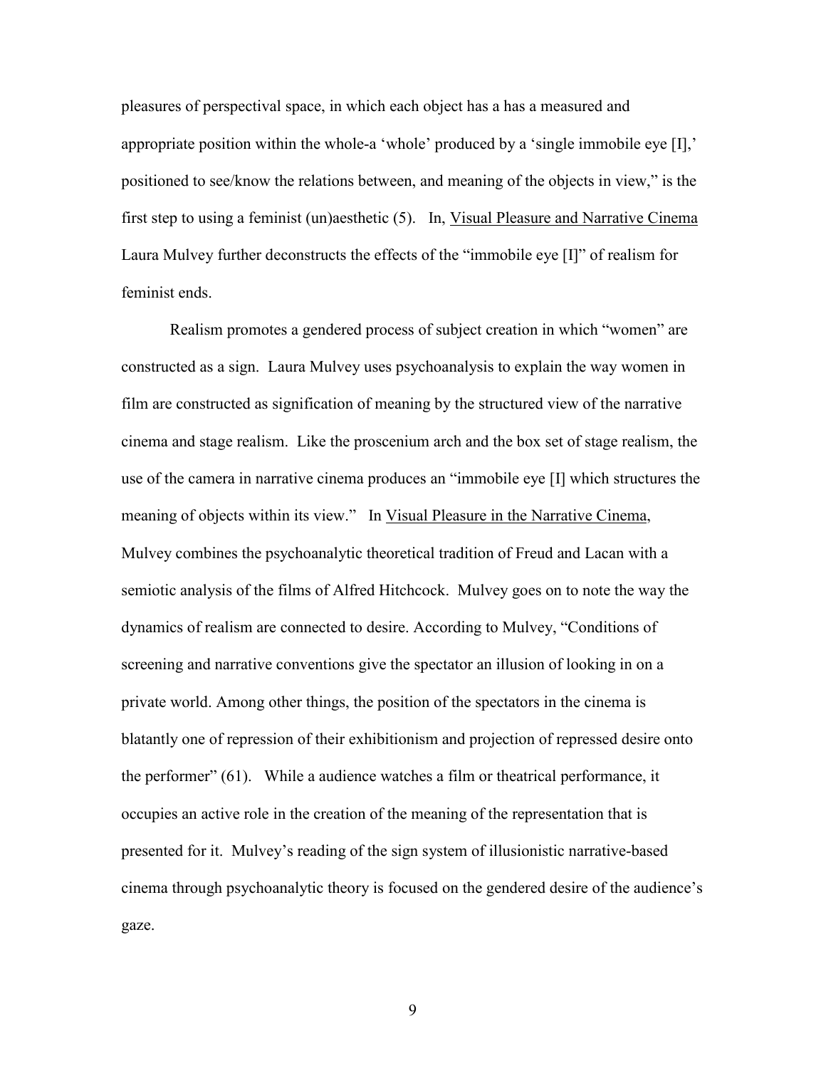pleasures of perspectival space, in which each object has a has a measured and appropriate position within the whole-a 'whole' produced by a 'single immobile eye [I],' positioned to see/know the relations between, and meaning of the objects in view," is the first step to using a feminist (un)aesthetic (5). In, Visual Pleasure and Narrative Cinema Laura Mulvey further deconstructs the effects of the "immobile eye [I]" of realism for feminist ends.

Realism promotes a gendered process of subject creation in which "women" are constructed as a sign. Laura Mulvey uses psychoanalysis to explain the way women in film are constructed as signification of meaning by the structured view of the narrative cinema and stage realism. Like the proscenium arch and the box set of stage realism, the use of the camera in narrative cinema produces an "immobile eye [I] which structures the meaning of objects within its view." In Visual Pleasure in the Narrative Cinema, Mulvey combines the psychoanalytic theoretical tradition of Freud and Lacan with a semiotic analysis of the films of Alfred Hitchcock. Mulvey goes on to note the way the dynamics of realism are connected to desire. According to Mulvey, "Conditions of screening and narrative conventions give the spectator an illusion of looking in on a private world. Among other things, the position of the spectators in the cinema is blatantly one of repression of their exhibitionism and projection of repressed desire onto the performer" (61). While a audience watches a film or theatrical performance, it occupies an active role in the creation of the meaning of the representation that is presented for it. Mulvey's reading of the sign system of illusionistic narrative-based cinema through psychoanalytic theory is focused on the gendered desire of the audience's gaze.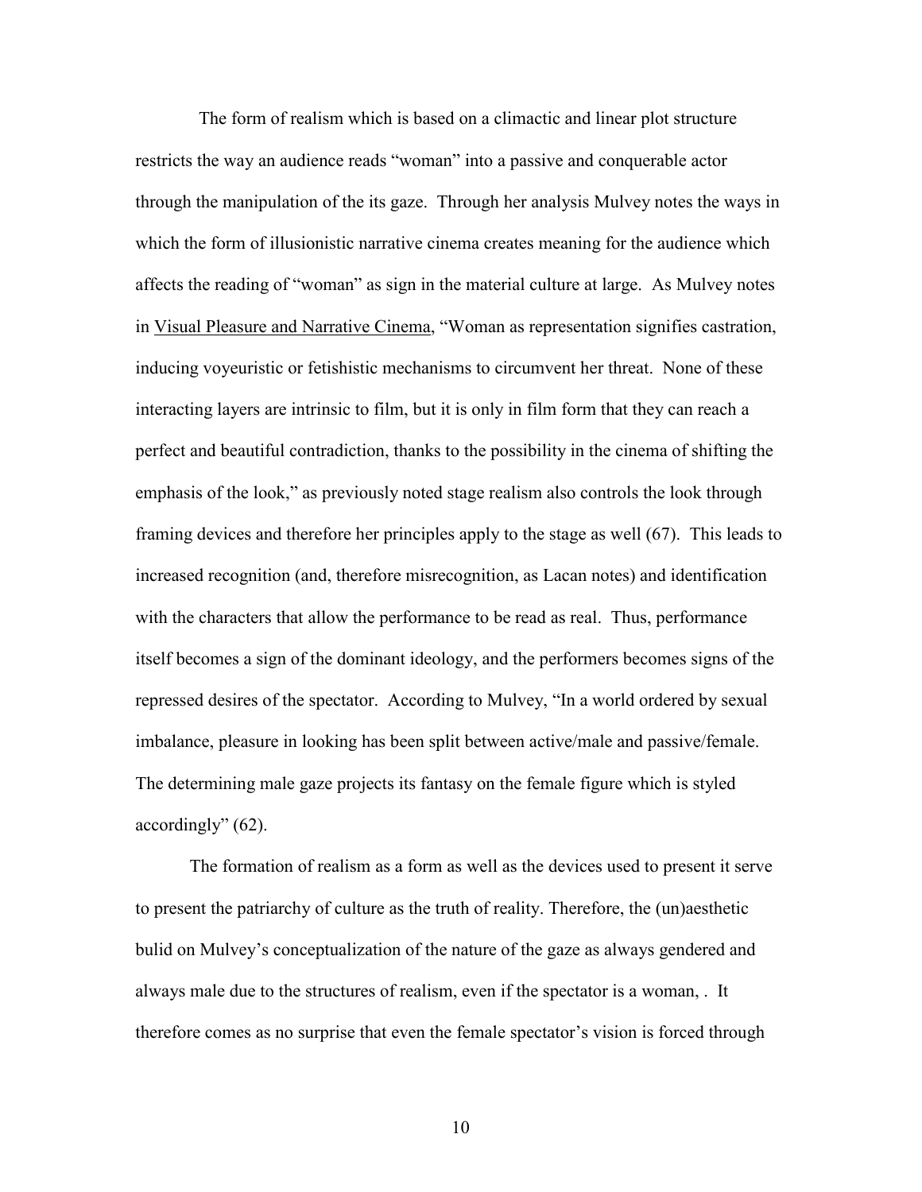The form of realism which is based on a climactic and linear plot structure restricts the way an audience reads "woman" into a passive and conquerable actor through the manipulation of the its gaze. Through her analysis Mulvey notes the ways in which the form of illusionistic narrative cinema creates meaning for the audience which affects the reading of "woman" as sign in the material culture at large. As Mulvey notes in <u>Visual Pleasure and Narrative Cinema</u>, "Woman as representation signifies castration, inducing voyeuristic or fetishistic mechanisms to circumvent her threat. None of these interacting layers are intrinsic to film, but it is only in film form that they can reach a perfect and beautiful contradiction, thanks to the possibility in the cinema of shifting the emphasis of the look," as previously noted stage realism also controls the look through framing devices and therefore her principles apply to the stage as well (67). This leads to increased recognition (and, therefore misrecognition, as Lacan notes) and identification with the characters that allow the performance to be read as real. Thus, performance itself becomes a sign of the dominant ideology, and the performers becomes signs of the repressed desires of the spectator. According to Mulvey, "In a world ordered by sexual imbalance, pleasure in looking has been split between active/male and passive/female. The determining male gaze projects its fantasy on the female figure which is styled accordingly" (62).

The formation of realism as a form as well as the devices used to present it serve to present the patriarchy of culture as the truth of reality. Therefore, the (un)aesthetic bulid on Mulvey's conceptualization of the nature of the gaze as always gendered and always male due to the structures of realism, even if the spectator is a woman, . It therefore comes as no surprise that even the female spectator's vision is forced through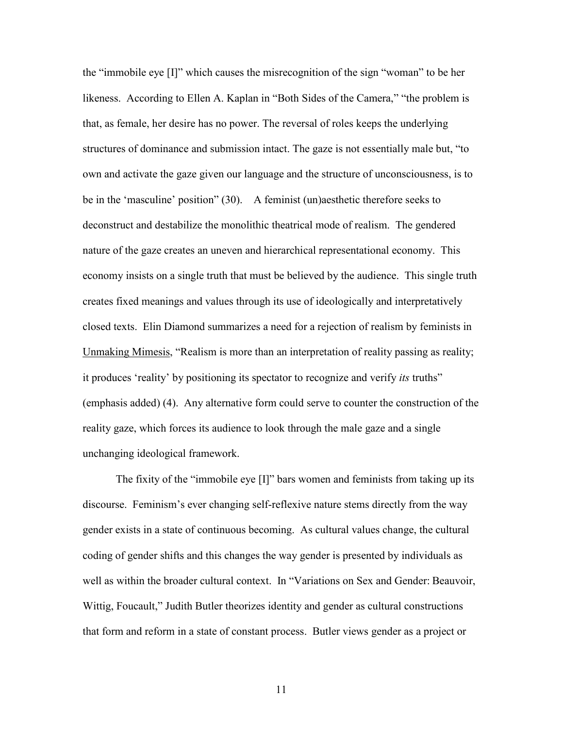the "immobile eye [I]" which causes the misrecognition of the sign "woman" to be her likeness. According to Ellen A. Kaplan in "Both Sides of the Camera," "the problem is that, as female, her desire has no power. The reversal of roles keeps the underlying structures of dominance and submission intact. The gaze is not essentially male but, "to own and activate the gaze given our language and the structure of unconsciousness, is to be in the 'masculine' position" (30). A feminist (un)aesthetic therefore seeks to deconstruct and destabilize the monolithic theatrical mode of realism. The gendered nature of the gaze creates an uneven and hierarchical representational economy. This economy insists on a single truth that must be believed by the audience. This single truth creates fixed meanings and values through its use of ideologically and interpretatively closed texts. Elin Diamond summarizes a need for a rejection of realism by feminists in Unmaking Mimesis, "Realism is more than an interpretation of reality passing as reality; it produces 'reality' by positioning its spectator to recognize and verify *its* truths" (emphasis added) (4). Any alternative form could serve to counter the construction of the reality gaze, which forces its audience to look through the male gaze and a single unchanging ideological framework.

The fixity of the "immobile eye [I]" bars women and feminists from taking up its discourse. Feminism's ever changing self-reflexive nature stems directly from the way gender exists in a state of continuous becoming. As cultural values change, the cultural coding of gender shifts and this changes the way gender is presented by individuals as well as within the broader cultural context. In "Variations on Sex and Gender: Beauvoir, Wittig, Foucault," Judith Butler theorizes identity and gender as cultural constructions that form and reform in a state of constant process. Butler views gender as a project or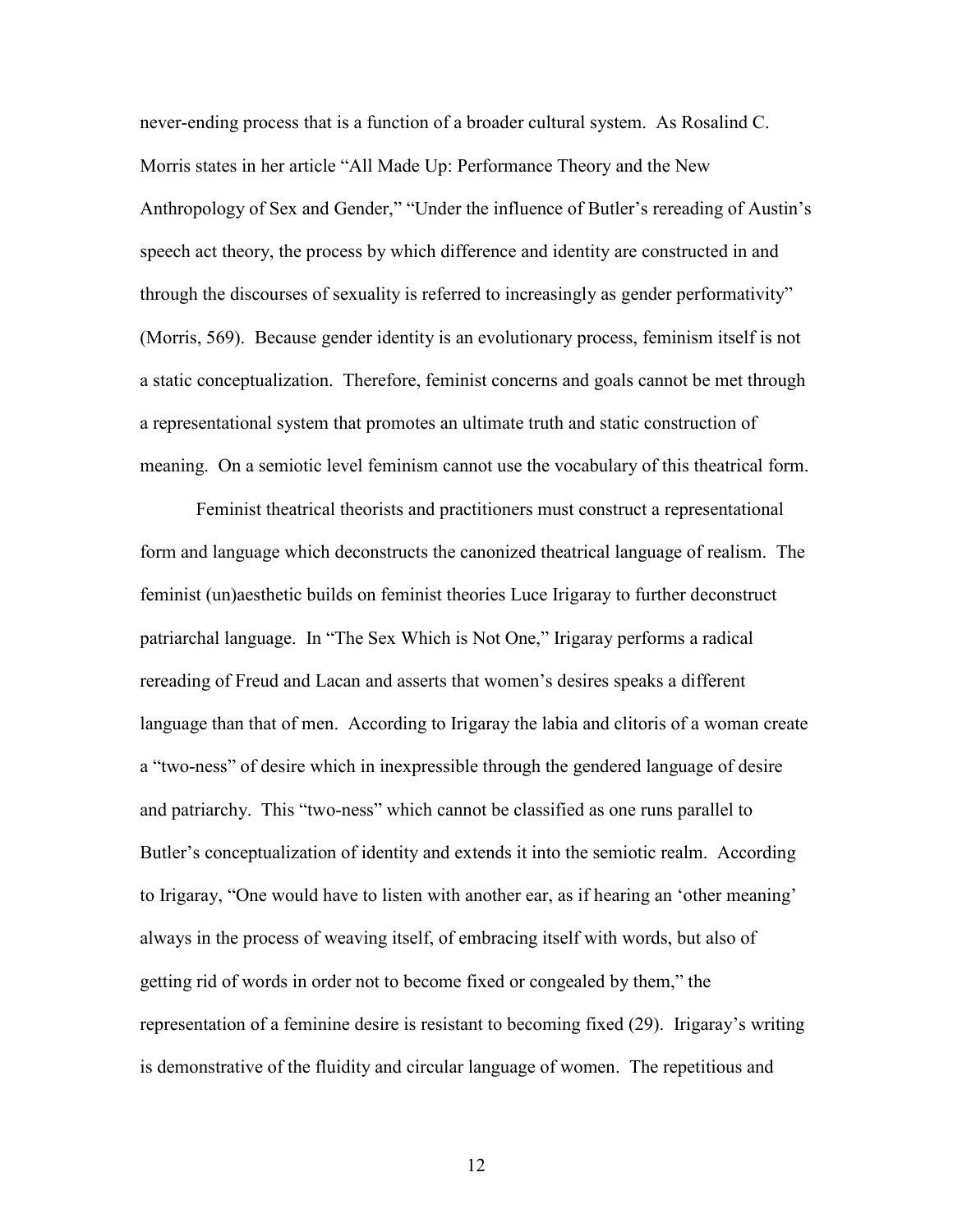never-ending process that is a function of a broader cultural system. As Rosalind C. Morris states in her article "All Made Up: Performance Theory and the New Anthropology of Sex and Gender," "Under the influence of Butler's rereading of Austin's speech act theory, the process by which difference and identity are constructed in and through the discourses of sexuality is referred to increasingly as gender performativity" (Morris, 569). Because gender identity is an evolutionary process, feminism itself is not a static conceptualization. Therefore, feminist concerns and goals cannot be met through a representational system that promotes an ultimate truth and static construction of meaning. On a semiotic level feminism cannot use the vocabulary of this theatrical form.

Feminist theatrical theorists and practitioners must construct a representational form and language which deconstructs the canonized theatrical language of realism. The feminist (un)aesthetic builds on feminist theories Luce Irigaray to further deconstruct patriarchal language. In "The Sex Which is Not One," Irigaray performs a radical rereading of Freud and Lacan and asserts that women's desires speaks a different language than that of men. According to Irigaray the labia and clitoris of a woman create a "two-ness" of desire which in inexpressible through the gendered language of desire and patriarchy. This "two-ness" which cannot be classified as one runs parallel to Butler's conceptualization of identity and extends it into the semiotic realm. According to Irigaray, "One would have to listen with another ear, as if hearing an 'other meaning' always in the process of weaving itself, of embracing itself with words, but also of getting rid of words in order not to become fixed or congealed by them," the representation of a feminine desire is resistant to becoming fixed (29). Irigaray's writing is demonstrative of the fluidity and circular language of women. The repetitious and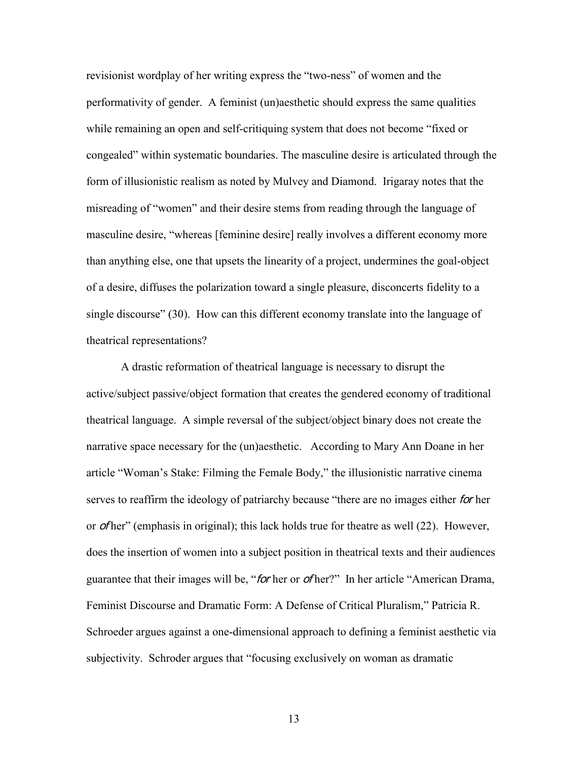revisionist wordplay of her writing express the "two-ness" of women and the performativity of gender. A feminist (un)aesthetic should express the same qualities while remaining an open and self-critiquing system that does not become "fixed or congealed" within systematic boundaries. The masculine desire is articulated through the form of illusionistic realism as noted by Mulvey and Diamond. Irigaray notes that the misreading of "women" and their desire stems from reading through the language of masculine desire, "whereas [feminine desire] really involves a different economy more than anything else, one that upsets the linearity of a project, undermines the goal-object of a desire, diffuses the polarization toward a single pleasure, disconcerts fidelity to a single discourse" (30). How can this different economy translate into the language of theatrical representations?

A drastic reformation of theatrical language is necessary to disrupt the active/subject passive/object formation that creates the gendered economy of traditional theatrical language. A simple reversal of the subject/object binary does not create the narrative space necessary for the (un)aesthetic. According to Mary Ann Doane in her article "Woman's Stake: Filming the Female Body," the illusionistic narrative cinema serves to reaffirm the ideology of patriarchy because "there are no images either *for* her or *of* her" (emphasis in original); this lack holds true for theatre as well (22). However, does the insertion of women into a subject position in theatrical texts and their audiences guarantee that their images will be, "*for* her or *of* her?" In her article "American Drama, Feminist Discourse and Dramatic Form: A Defense of Critical Pluralism," Patricia R. Schroeder argues against a one-dimensional approach to defining a feminist aesthetic via subjectivity. Schroder argues that "focusing exclusively on woman as dramatic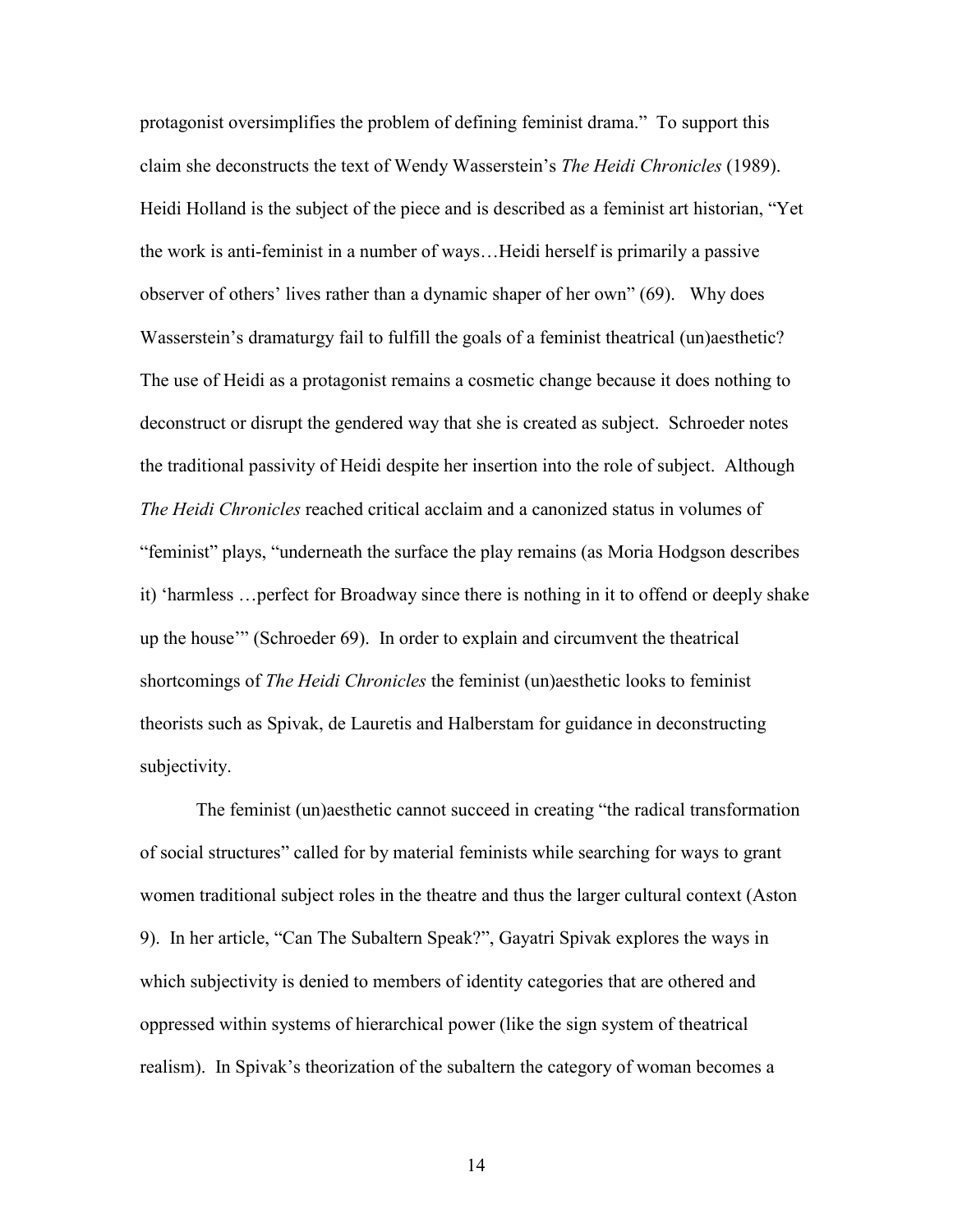protagonist oversimplifies the problem of defining feminist drama." To support this claim she deconstructs the text of Wendy Wasserstein's *The Heidi Chronicles* (1989). Heidi Holland is the subject of the piece and is described as a feminist art historian, "Yet the work is anti-feminist in a number of ways…Heidi herself is primarily a passive observer of others' lives rather than a dynamic shaper of her own" (69). Why does Wasserstein's dramaturgy fail to fulfill the goals of a feminist theatrical (un)aesthetic? The use of Heidi as a protagonist remains a cosmetic change because it does nothing to deconstruct or disrupt the gendered way that she is created as subject. Schroeder notes the traditional passivity of Heidi despite her insertion into the role of subject. Although *The Heidi Chronicles* reached critical acclaim and a canonized status in volumes of "feminist" plays, "underneath the surface the play remains (as Moria Hodgson describes it) 'harmless …perfect for Broadway since there is nothing in it to offend or deeply shake up the house'" (Schroeder 69). In order to explain and circumvent the theatrical shortcomings of *The Heidi Chronicles* the feminist (un)aesthetic looks to feminist theorists such as Spivak, de Lauretis and Halberstam for guidance in deconstructing subjectivity.

The feminist (un)aesthetic cannot succeed in creating "the radical transformation of social structures" called for by material feminists while searching for ways to grant women traditional subject roles in the theatre and thus the larger cultural context (Aston 9). In her article, "Can The Subaltern Speak?", Gayatri Spivak explores the ways in which subjectivity is denied to members of identity categories that are othered and oppressed within systems of hierarchical power (like the sign system of theatrical realism). In Spivak's theorization of the subaltern the category of woman becomes a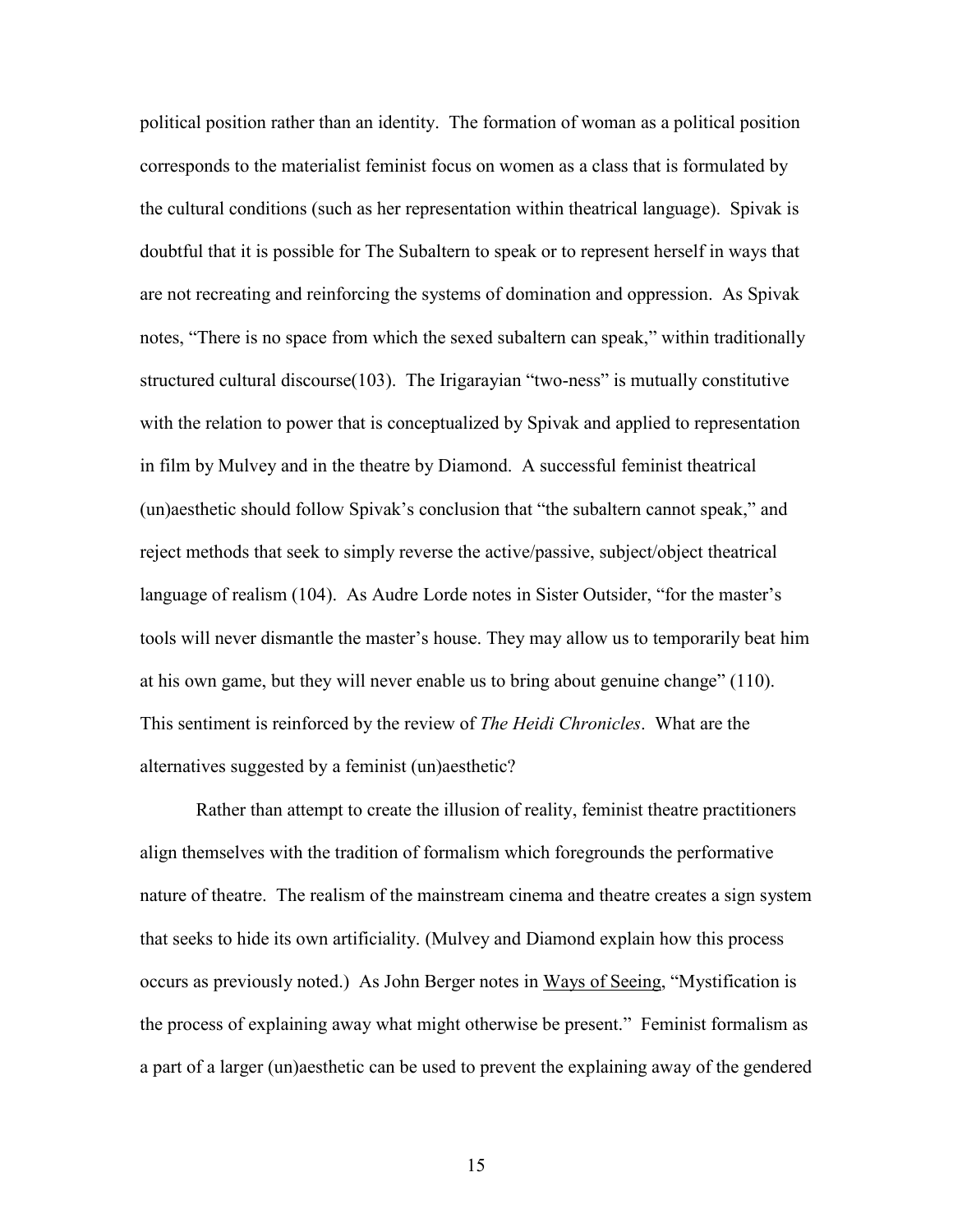political position rather than an identity. The formation of woman as a political position corresponds to the materialist feminist focus on women as a class that is formulated by the cultural conditions (such as her representation within theatrical language). Spivak is doubtful that it is possible for The Subaltern to speak or to represent herself in ways that are not recreating and reinforcing the systems of domination and oppression. As Spivak notes, "There is no space from which the sexed subaltern can speak," within traditionally structured cultural discourse(103). The Irigarayian "two-ness" is mutually constitutive with the relation to power that is conceptualized by Spivak and applied to representation in film by Mulvey and in the theatre by Diamond. A successful feminist theatrical (un)aesthetic should follow Spivak's conclusion that "the subaltern cannot speak," and reject methods that seek to simply reverse the active/passive, subject/object theatrical language of realism (104). As Audre Lorde notes in Sister Outsider, "for the master's tools will never dismantle the master's house. They may allow us to temporarily beat him at his own game, but they will never enable us to bring about genuine change" (110). This sentiment is reinforced by the review of *The Heidi Chronicles*. What are the alternatives suggested by a feminist (un)aesthetic?

Rather than attempt to create the illusion of reality, feminist theatre practitioners align themselves with the tradition of formalism which foregrounds the performative nature of theatre. The realism of the mainstream cinema and theatre creates a sign system that seeks to hide its own artificiality. (Mulvey and Diamond explain how this process occurs as previously noted.) As John Berger notes in Ways of Seeing, "Mystification is the process of explaining away what might otherwise be present." Feminist formalism as a part of a larger (un)aesthetic can be used to prevent the explaining away of the gendered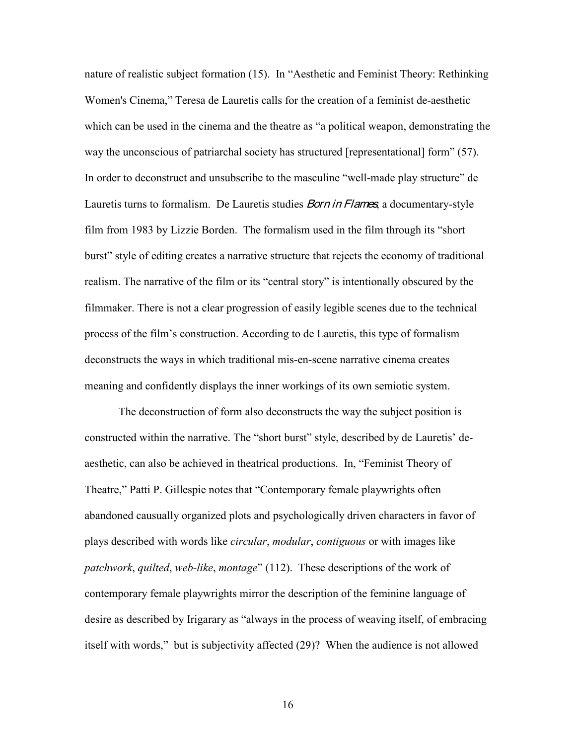nature of realistic subject formation (15). In "Aesthetic and Feminist Theory: Rethinking Women's Cinema," Teresa de Lauretis calls for the creation of a feminist de-aesthetic which can be used in the cinema and the theatre as "a political weapon, demonstrating the way the unconscious of patriarchal society has structured [representational] form" (57). In order to deconstruct and unsubscribe to the masculine "well-made play structure" de Lauretis turns to formalism. De Lauretis studies *Born in Flames*, a documentary-style film from 1983 by Lizzie Borden. The formalism used in the film through its "short burst" style of editing creates a narrative structure that rejects the economy of traditional realism. The narrative of the film or its "central story" is intentionally obscured by the filmmaker. There is not a clear progression of easily legible scenes due to the technical process of the film's construction. According to de Lauretis, this type of formalism deconstructs the ways in which traditional mis-en-scene narrative cinema creates meaning and confidently displays the inner workings of its own semiotic system.

The deconstruction of form also deconstructs the way the subject position is constructed within the narrative. The "short burst" style, described by de Lauretis' de-aesthetic, can also be achieved in theatrical productions. In, "Feminist Theory of Theatre," Patti P. Gillespie notes that "Contemporary female playwrights often abandoned causually organized plots and psychologically driven characters in favor of plays described with words like *circular*, *modular*, *contiguous* or with images like *patchwork*, *quilted*, *web-like*, *montage*" (112). These descriptions of the work of contemporary female playwrights mirror the description of the feminine language of desire as described by Irigarary as "always in the process of weaving itself, of embracing itself with words," but is subjectivity affected (29)? When the audience is not allowed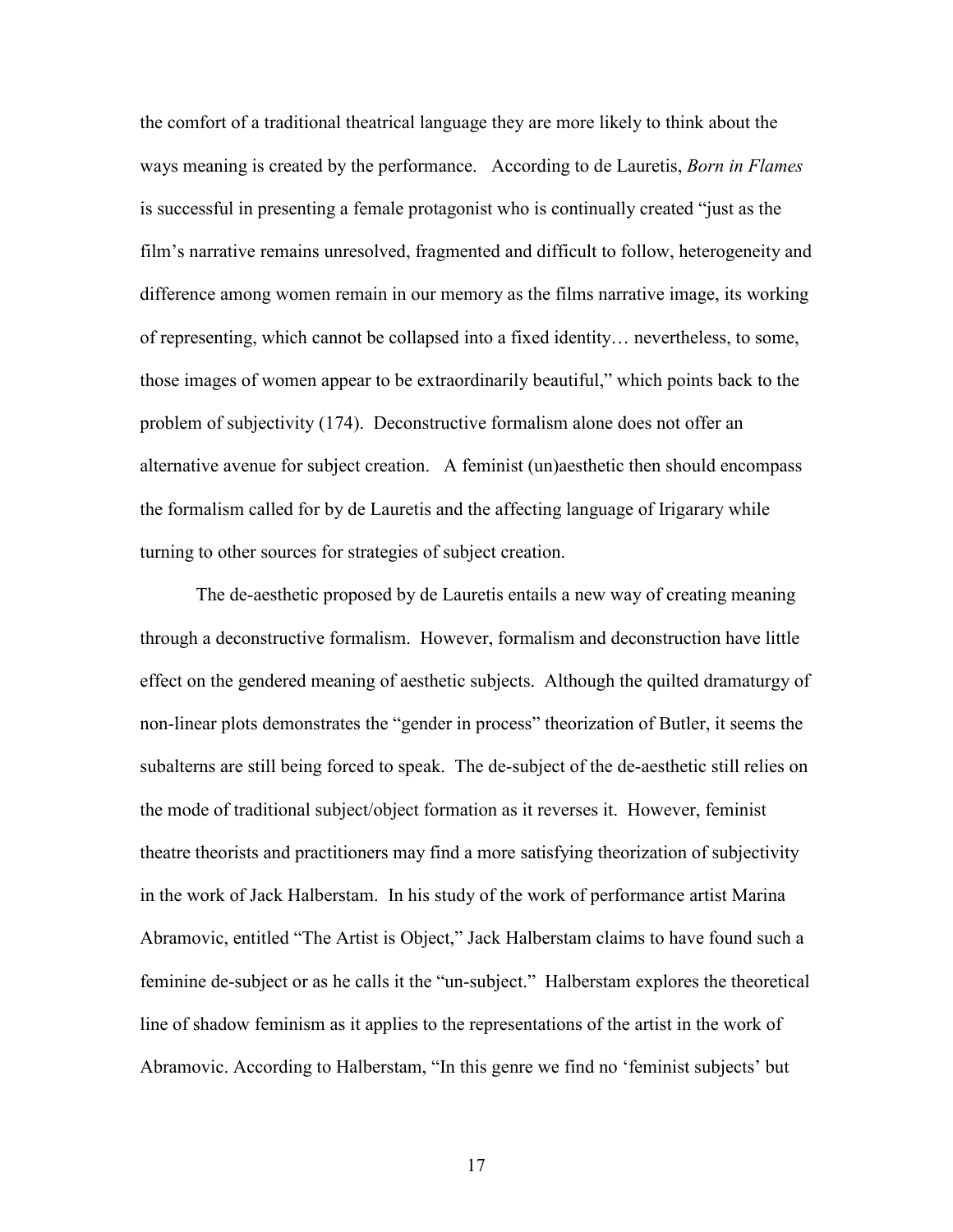the comfort of a traditional theatrical language they are more likely to think about the ways meaning is created by the performance.  According to de Lauretis, *Born in Flames* is successful in presenting a female protagonist who is continually created "just as the film's narrative remains unresolved, fragmented and difficult to follow, heterogeneity and difference among women remain in our memory as the films narrative image, its working of representing, which cannot be collapsed into a fixed identity… nevertheless, to some, those images of women appear to be extraordinarily beautiful," which points back to the problem of subjectivity (174).  Deconstructive formalism alone does not offer an alternative avenue for subject creation.  A feminist (un)aesthetic then should encompass the formalism called for by de Lauretis and the affecting language of Irigarary while turning to other sources for strategies of subject creation.

The de-aesthetic proposed by de Lauretis entails a new way of creating meaning through a deconstructive formalism.  However, formalism and deconstruction have little effect on the gendered meaning of aesthetic subjects.  Although the quilted dramaturgy of non-linear plots demonstrates the "gender in process" theorization of Butler, it seems the subalterns are still being forced to speak.  The de-subject of the de-aesthetic still relies on the mode of traditional subject/object formation as it reverses it.  However, feminist theatre theorists and practitioners may find a more satisfying theorization of subjectivity in the work of Jack Halberstam.  In his study of the work of performance artist Marina Abramovic, entitled "The Artist is Object," Jack Halberstam claims to have found such a feminine de-subject or as he calls it the "un-subject."  Halberstam explores the theoretical line of shadow feminism as it applies to the representations of the artist in the work of Abramovic. According to Halberstam, "In this genre we find no 'feminist subjects' but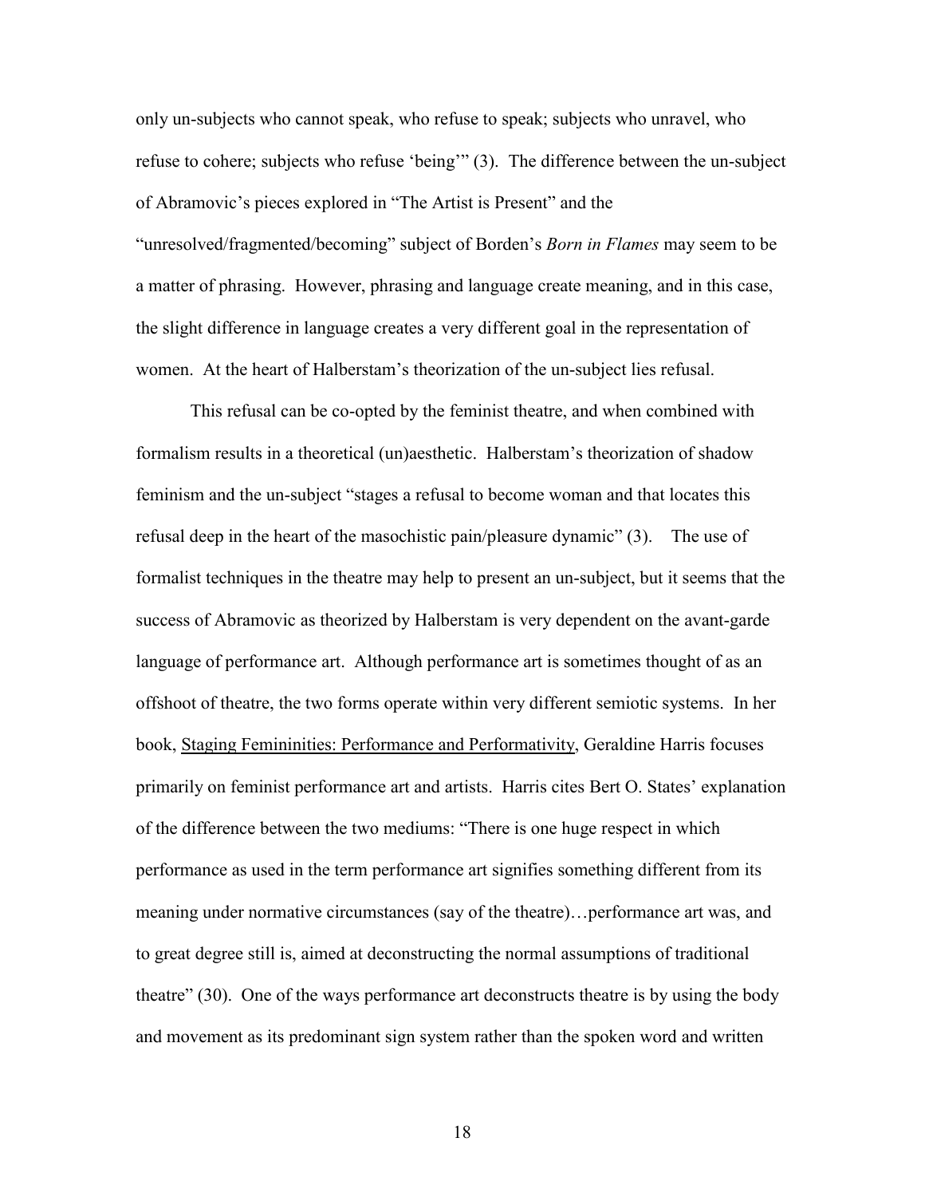only un-subjects who cannot speak, who refuse to speak; subjects who unravel, who refuse to cohere; subjects who refuse 'being'" (3). The difference between the un-subject of Abramovic's pieces explored in "The Artist is Present" and the "unresolved/fragmented/becoming" subject of Borden's *Born in Flames* may seem to be a matter of phrasing. However, phrasing and language create meaning, and in this case, the slight difference in language creates a very different goal in the representation of women. At the heart of Halberstam's theorization of the un-subject lies refusal.

This refusal can be co-opted by the feminist theatre, and when combined with formalism results in a theoretical (un)aesthetic. Halberstam's theorization of shadow feminism and the un-subject "stages a refusal to become woman and that locates this refusal deep in the heart of the masochistic pain/pleasure dynamic" (3). The use of formalist techniques in the theatre may help to present an un-subject, but it seems that the success of Abramovic as theorized by Halberstam is very dependent on the avant-garde language of performance art. Although performance art is sometimes thought of as an offshoot of theatre, the two forms operate within very different semiotic systems. In her book, Staging Femininities: Performance and Performativity, Geraldine Harris focuses primarily on feminist performance art and artists. Harris cites Bert O. States' explanation of the difference between the two mediums: "There is one huge respect in which performance as used in the term performance art signifies something different from its meaning under normative circumstances (say of the theatre)…performance art was, and to great degree still is, aimed at deconstructing the normal assumptions of traditional theatre" (30). One of the ways performance art deconstructs theatre is by using the body and movement as its predominant sign system rather than the spoken word and written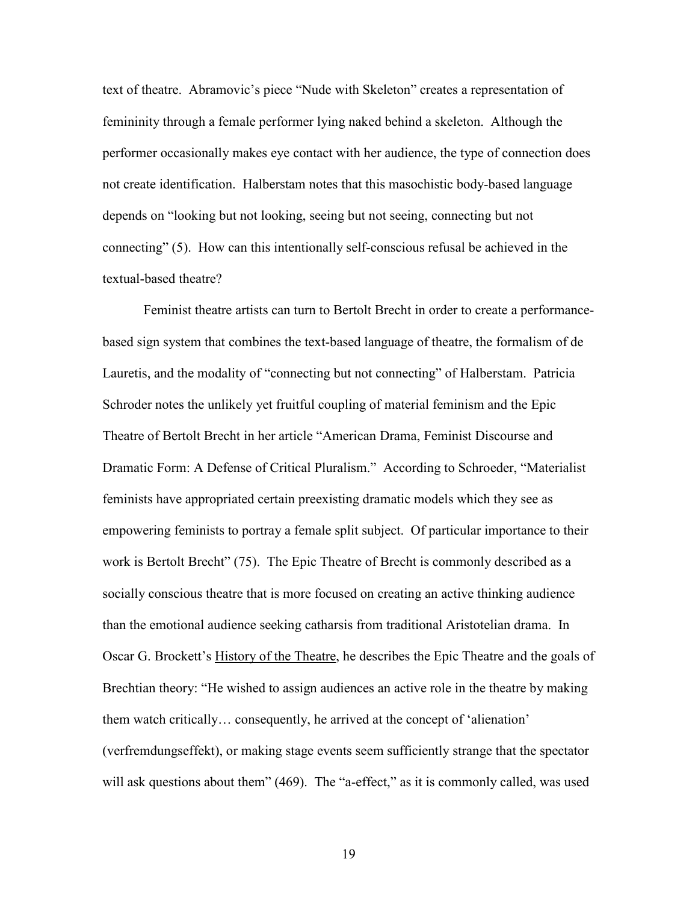text of theatre. Abramovic's piece "Nude with Skeleton" creates a representation of femininity through a female performer lying naked behind a skeleton. Although the performer occasionally makes eye contact with her audience, the type of connection does not create identification. Halberstam notes that this masochistic body-based language depends on "looking but not looking, seeing but not seeing, connecting but not connecting" (5). How can this intentionally self-conscious refusal be achieved in the textual-based theatre?

Feminist theatre artists can turn to Bertolt Brecht in order to create a performance-based sign system that combines the text-based language of theatre, the formalism of de Lauretis, and the modality of "connecting but not connecting" of Halberstam. Patricia Schroder notes the unlikely yet fruitful coupling of material feminism and the Epic Theatre of Bertolt Brecht in her article "American Drama, Feminist Discourse and Dramatic Form: A Defense of Critical Pluralism." According to Schroeder, "Materialist feminists have appropriated certain preexisting dramatic models which they see as empowering feminists to portray a female split subject. Of particular importance to their work is Bertolt Brecht" (75). The Epic Theatre of Brecht is commonly described as a socially conscious theatre that is more focused on creating an active thinking audience than the emotional audience seeking catharsis from traditional Aristotelian drama. In Oscar G. Brockett's History of the Theatre, he describes the Epic Theatre and the goals of Brechtian theory: "He wished to assign audiences an active role in the theatre by making them watch critically… consequently, he arrived at the concept of 'alienation' (verfremdungseffekt), or making stage events seem sufficiently strange that the spectator will ask questions about them" (469). The "a-effect," as it is commonly called, was used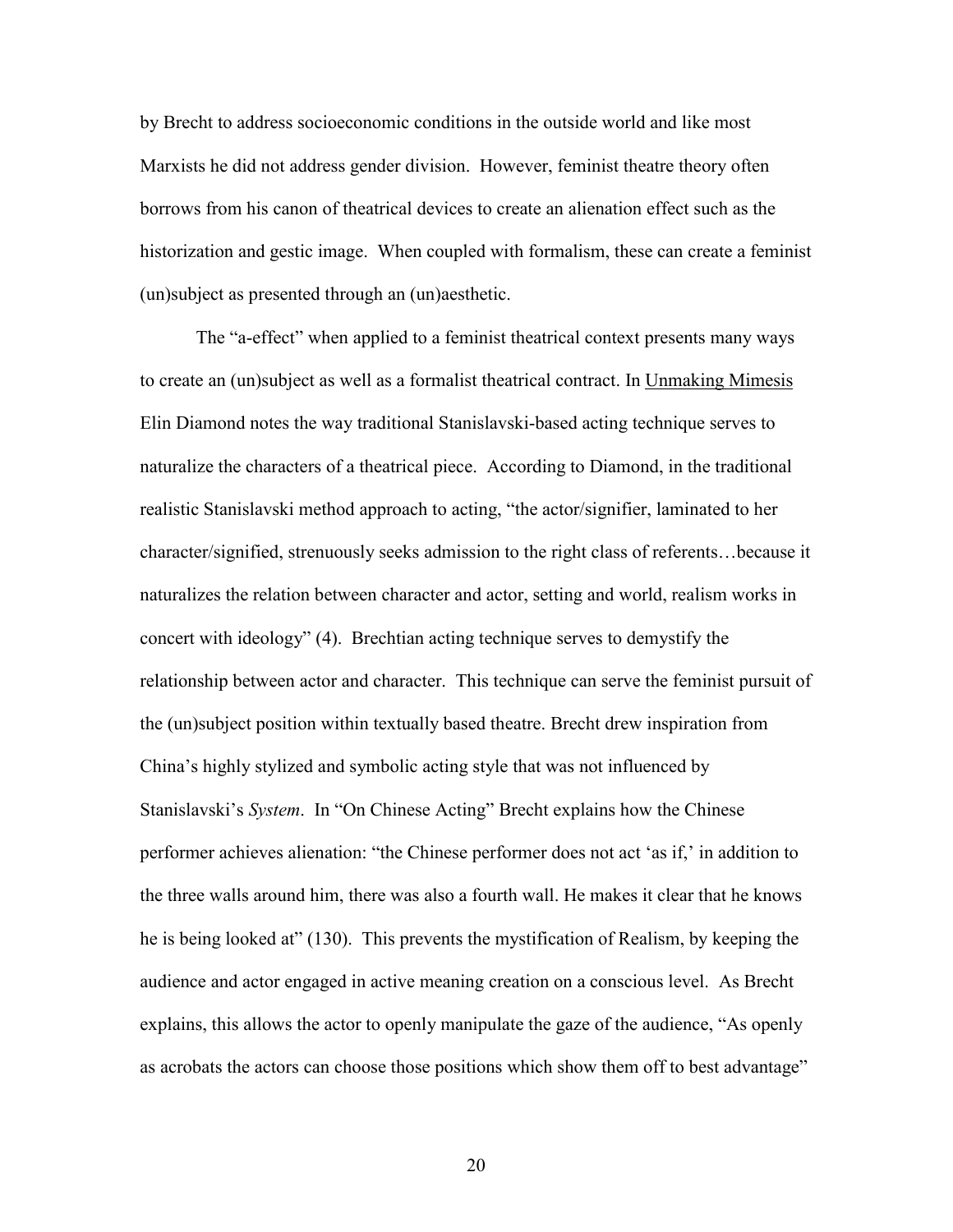by Brecht to address socioeconomic conditions in the outside world and like most Marxists he did not address gender division. However, feminist theatre theory often borrows from his canon of theatrical devices to create an alienation effect such as the historization and gestic image. When coupled with formalism, these can create a feminist (un)subject as presented through an (un)aesthetic.

The "a-effect" when applied to a feminist theatrical context presents many ways to create an (un)subject as well as a formalist theatrical contract. In Unmaking Mimesis Elin Diamond notes the way traditional Stanislavski-based acting technique serves to naturalize the characters of a theatrical piece. According to Diamond, in the traditional realistic Stanislavski method approach to acting, "the actor/signifier, laminated to her character/signified, strenuously seeks admission to the right class of referents…because it naturalizes the relation between character and actor, setting and world, realism works in concert with ideology" (4). Brechtian acting technique serves to demystify the relationship between actor and character. This technique can serve the feminist pursuit of the (un)subject position within textually based theatre. Brecht drew inspiration from China's highly stylized and symbolic acting style that was not influenced by Stanislavski's *System*. In "On Chinese Acting" Brecht explains how the Chinese performer achieves alienation: "the Chinese performer does not act 'as if,' in addition to the three walls around him, there was also a fourth wall. He makes it clear that he knows he is being looked at" (130). This prevents the mystification of Realism, by keeping the audience and actor engaged in active meaning creation on a conscious level. As Brecht explains, this allows the actor to openly manipulate the gaze of the audience, "As openly as acrobats the actors can choose those positions which show them off to best advantage"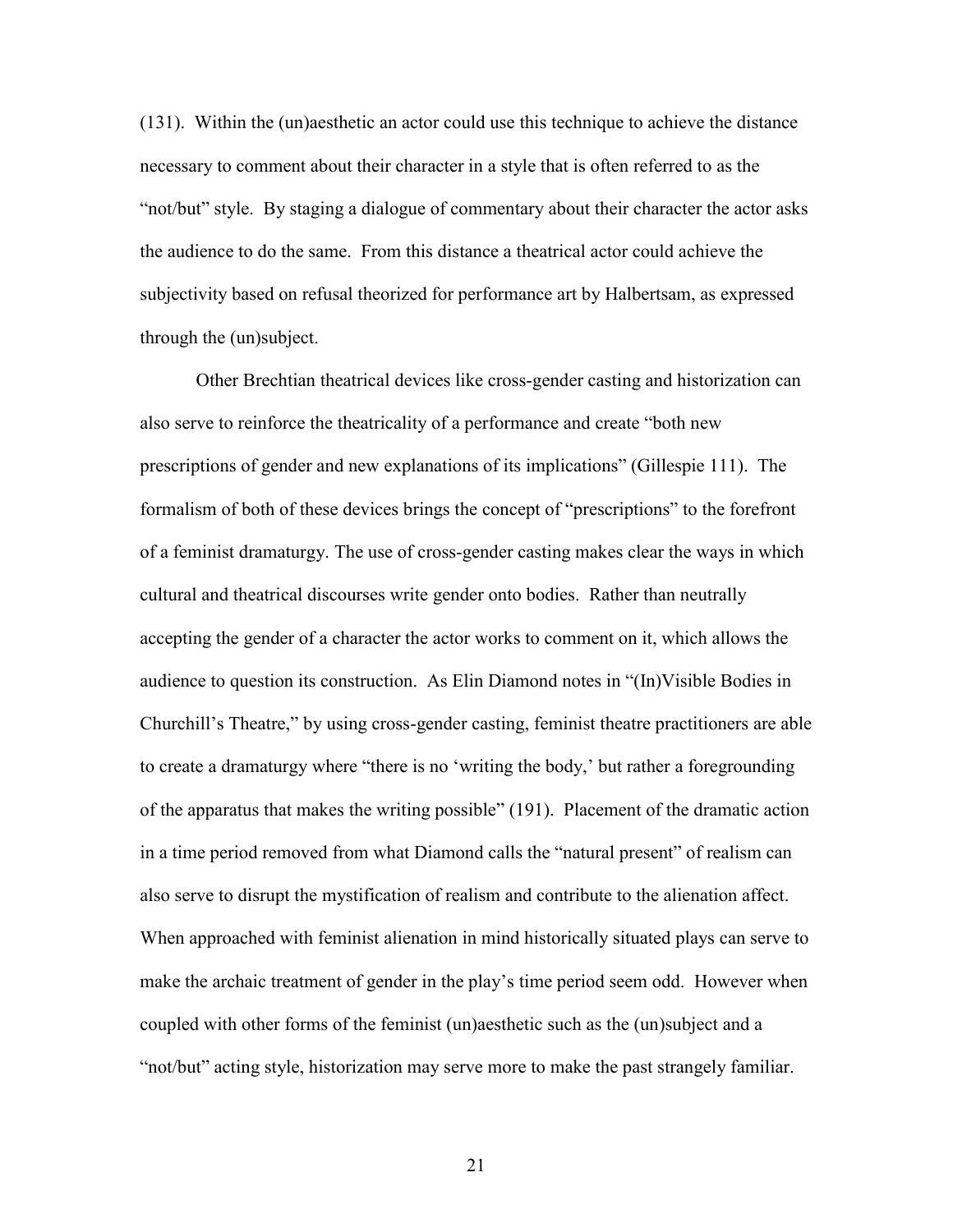(131). Within the (un)aesthetic an actor could use this technique to achieve the distance necessary to comment about their character in a style that is often referred to as the "not/but" style. By staging a dialogue of commentary about their character the actor asks the audience to do the same. From this distance a theatrical actor could achieve the subjectivity based on refusal theorized for performance art by Halbertsam, as expressed through the (un)subject.

Other Brechtian theatrical devices like cross-gender casting and historization can also serve to reinforce the theatricality of a performance and create "both new prescriptions of gender and new explanations of its implications" (Gillespie 111). The formalism of both of these devices brings the concept of "prescriptions" to the forefront of a feminist dramaturgy. The use of cross-gender casting makes clear the ways in which cultural and theatrical discourses write gender onto bodies. Rather than neutrally accepting the gender of a character the actor works to comment on it, which allows the audience to question its construction. As Elin Diamond notes in "(In)Visible Bodies in Churchill's Theatre," by using cross-gender casting, feminist theatre practitioners are able to create a dramaturgy where "there is no 'writing the body,' but rather a foregrounding of the apparatus that makes the writing possible" (191). Placement of the dramatic action in a time period removed from what Diamond calls the "natural present" of realism can also serve to disrupt the mystification of realism and contribute to the alienation affect. When approached with feminist alienation in mind historically situated plays can serve to make the archaic treatment of gender in the play's time period seem odd. However when coupled with other forms of the feminist (un)aesthetic such as the (un)subject and a "not/but" acting style, historization may serve more to make the past strangely familiar.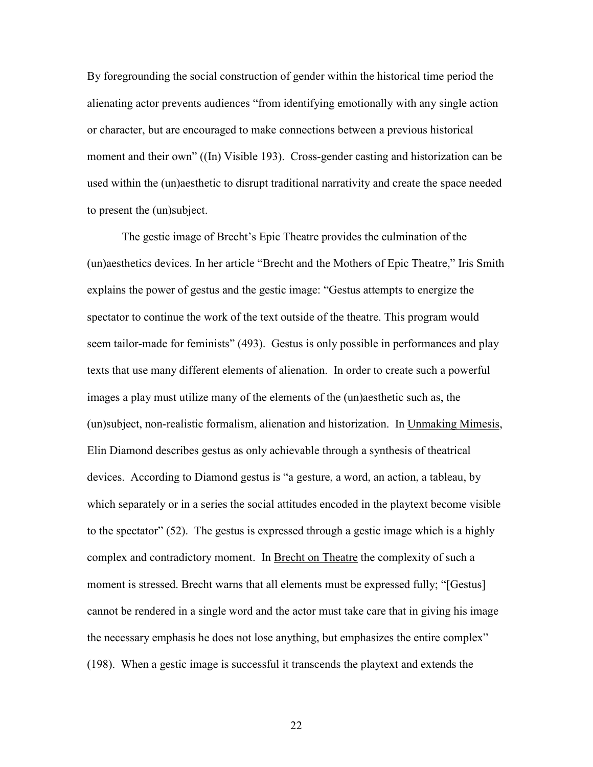By foregrounding the social construction of gender within the historical time period the alienating actor prevents audiences "from identifying emotionally with any single action or character, but are encouraged to make connections between a previous historical moment and their own" ((In) Visible 193). Cross-gender casting and historization can be used within the (un)aesthetic to disrupt traditional narrativity and create the space needed to present the (un)subject.

The gestic image of Brecht's Epic Theatre provides the culmination of the (un)aesthetics devices. In her article "Brecht and the Mothers of Epic Theatre," Iris Smith explains the power of gestus and the gestic image: "Gestus attempts to energize the spectator to continue the work of the text outside of the theatre. This program would seem tailor-made for feminists" (493). Gestus is only possible in performances and play texts that use many different elements of alienation. In order to create such a powerful images a play must utilize many of the elements of the (un)aesthetic such as, the (un)subject, non-realistic formalism, alienation and historization. In Unmaking Mimesis, Elin Diamond describes gestus as only achievable through a synthesis of theatrical devices. According to Diamond gestus is "a gesture, a word, an action, a tableau, by which separately or in a series the social attitudes encoded in the playtext become visible to the spectator" (52). The gestus is expressed through a gestic image which is a highly complex and contradictory moment. In Brecht on Theatre the complexity of such a moment is stressed. Brecht warns that all elements must be expressed fully; "[Gestus] cannot be rendered in a single word and the actor must take care that in giving his image the necessary emphasis he does not lose anything, but emphasizes the entire complex" (198). When a gestic image is successful it transcends the playtext and extends the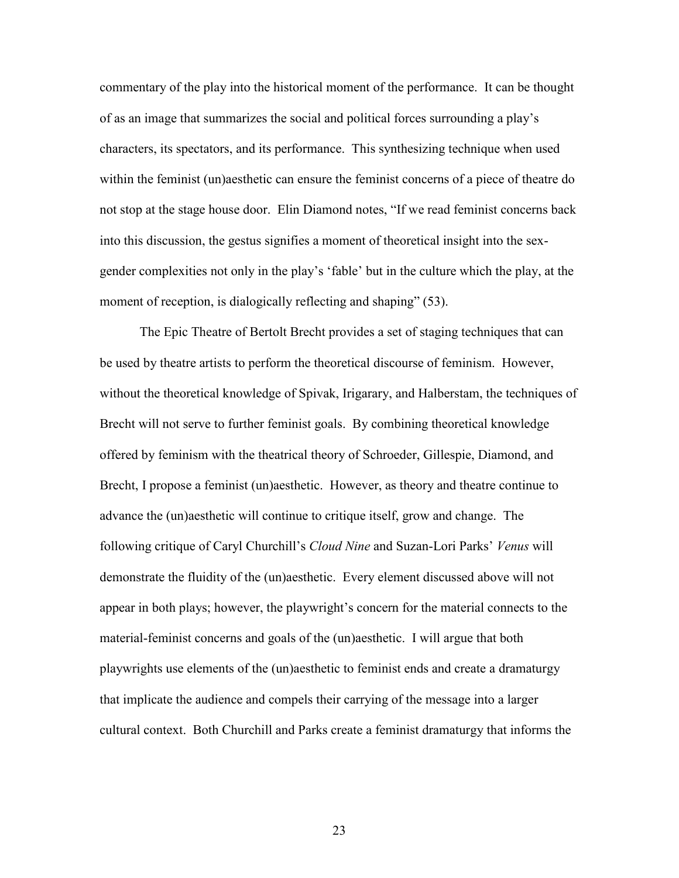commentary of the play into the historical moment of the performance. It can be thought of as an image that summarizes the social and political forces surrounding a play's characters, its spectators, and its performance. This synthesizing technique when used within the feminist (un)aesthetic can ensure the feminist concerns of a piece of theatre do not stop at the stage house door. Elin Diamond notes, "If we read feminist concerns back into this discussion, the gestus signifies a moment of theoretical insight into the sex-gender complexities not only in the play's 'fable' but in the culture which the play, at the moment of reception, is dialogically reflecting and shaping" (53).

The Epic Theatre of Bertolt Brecht provides a set of staging techniques that can be used by theatre artists to perform the theoretical discourse of feminism. However, without the theoretical knowledge of Spivak, Irigarary, and Halberstam, the techniques of Brecht will not serve to further feminist goals. By combining theoretical knowledge offered by feminism with the theatrical theory of Schroeder, Gillespie, Diamond, and Brecht, I propose a feminist (un)aesthetic. However, as theory and theatre continue to advance the (un)aesthetic will continue to critique itself, grow and change. The following critique of Caryl Churchill's *Cloud Nine* and Suzan-Lori Parks' *Venus* will demonstrate the fluidity of the (un)aesthetic. Every element discussed above will not appear in both plays; however, the playwright's concern for the material connects to the material-feminist concerns and goals of the (un)aesthetic. I will argue that both playwrights use elements of the (un)aesthetic to feminist ends and create a dramaturgy that implicate the audience and compels their carrying of the message into a larger cultural context. Both Churchill and Parks create a feminist dramaturgy that informs the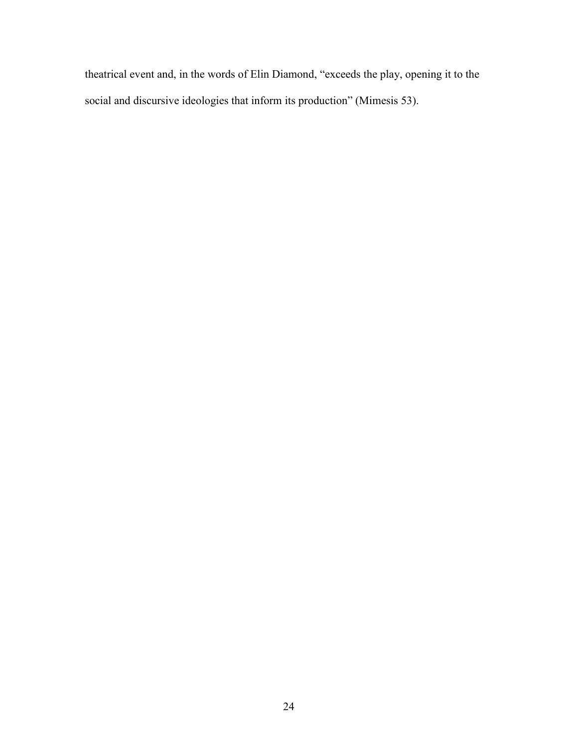theatrical event and, in the words of Elin Diamond, "exceeds the play, opening it to the social and discursive ideologies that inform its production" (Mimesis 53).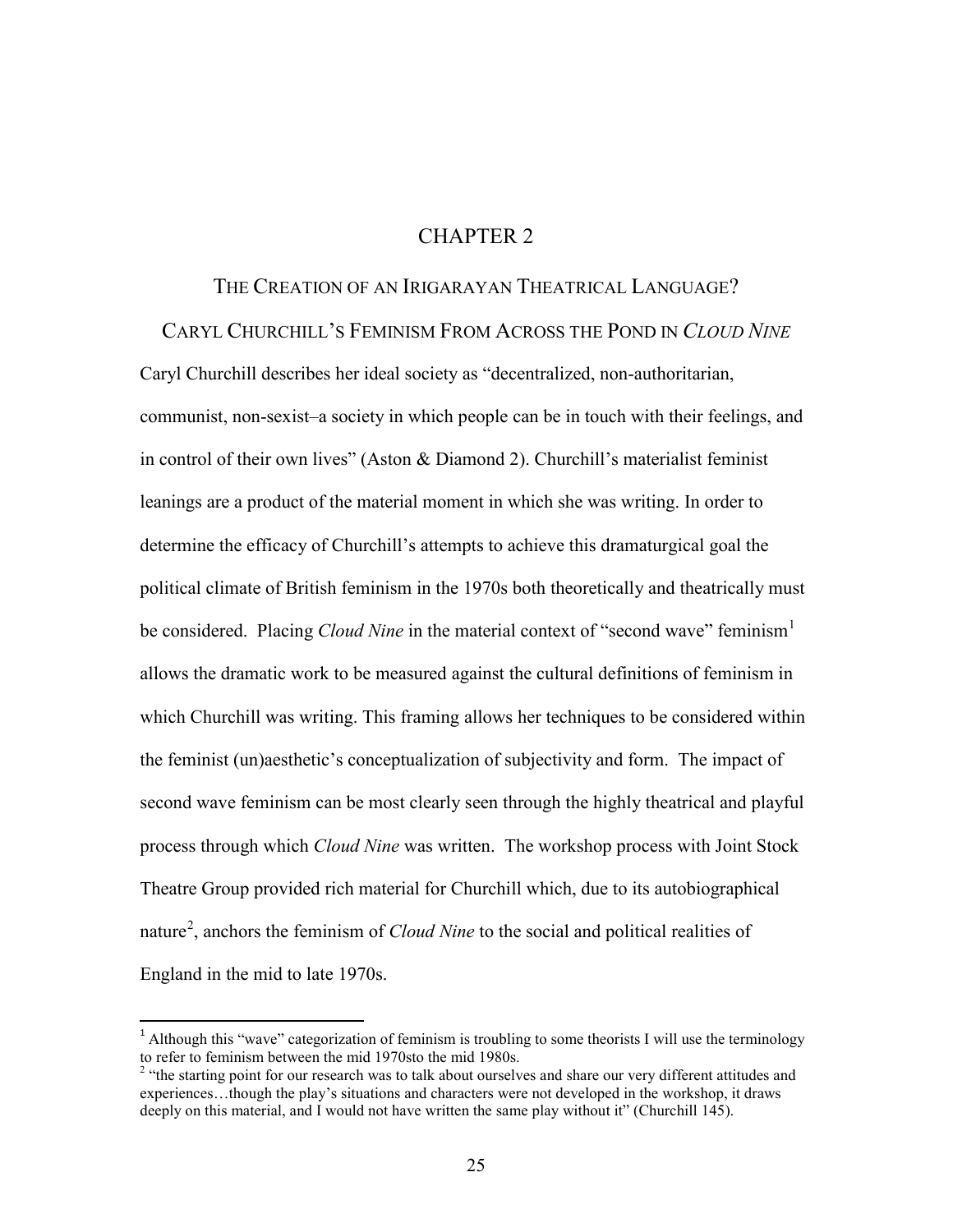# CHAPTER 2

## THE CREATION OF AN IRIGARAYAN THEATRICAL LANGUAGE? CARYL CHURCHILL'S FEMINISM FROM ACROSS THE POND IN *CLOUD NINE*

Caryl Churchill describes her ideal society as "decentralized, non-authoritarian, communist, non-sexist–a society in which people can be in touch with their feelings, and in control of their own lives" (Aston & Diamond 2). Churchill's materialist feminist leanings are a product of the material moment in which she was writing. In order to determine the efficacy of Churchill's attempts to achieve this dramaturgical goal the political climate of British feminism in the 1970s both theoretically and theatrically must be considered. Placing *Cloud Nine* in the material context of "second wave" feminism[1] allows the dramatic work to be measured against the cultural definitions of feminism in which Churchill was writing. This framing allows her techniques to be considered within the feminist (un)aesthetic's conceptualization of subjectivity and form. The impact of second wave feminism can be most clearly seen through the highly theatrical and playful process through which *Cloud Nine* was written. The workshop process with Joint Stock Theatre Group provided rich material for Churchill which, due to its autobiographical nature[2], anchors the feminism of *Cloud Nine* to the social and political realities of England in the mid to late 1970s.

---

[1] Although this "wave" categorization of feminism is troubling to some theorists I will use the terminology to refer to feminism between the mid 1970sto the mid 1980s.

[2] "the starting point for our research was to talk about ourselves and share our very different attitudes and experiences…though the play's situations and characters were not developed in the workshop, it draws deeply on this material, and I would not have written the same play without it" (Churchill 145).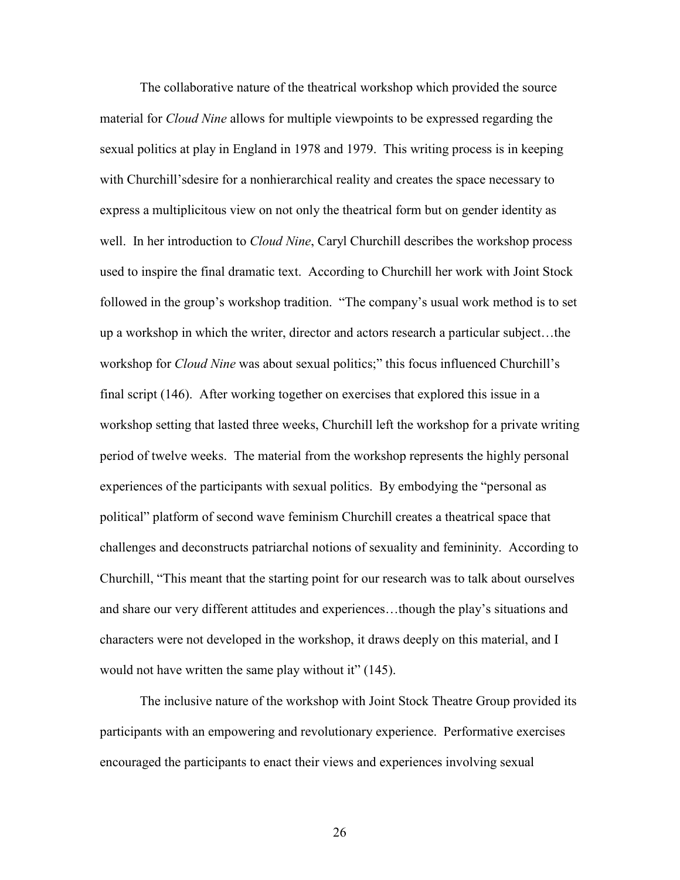The collaborative nature of the theatrical workshop which provided the source material for *Cloud Nine* allows for multiple viewpoints to be expressed regarding the sexual politics at play in England in 1978 and 1979. This writing process is in keeping with Churchill'sdesire for a nonhierarchical reality and creates the space necessary to express a multiplicitous view on not only the theatrical form but on gender identity as well. In her introduction to *Cloud Nine*, Caryl Churchill describes the workshop process used to inspire the final dramatic text. According to Churchill her work with Joint Stock followed in the group's workshop tradition. "The company's usual work method is to set up a workshop in which the writer, director and actors research a particular subject…the workshop for *Cloud Nine* was about sexual politics;" this focus influenced Churchill's final script (146). After working together on exercises that explored this issue in a workshop setting that lasted three weeks, Churchill left the workshop for a private writing period of twelve weeks. The material from the workshop represents the highly personal experiences of the participants with sexual politics. By embodying the "personal as political" platform of second wave feminism Churchill creates a theatrical space that challenges and deconstructs patriarchal notions of sexuality and femininity. According to Churchill, "This meant that the starting point for our research was to talk about ourselves and share our very different attitudes and experiences…though the play's situations and characters were not developed in the workshop, it draws deeply on this material, and I would not have written the same play without it" (145).

The inclusive nature of the workshop with Joint Stock Theatre Group provided its participants with an empowering and revolutionary experience. Performative exercises encouraged the participants to enact their views and experiences involving sexual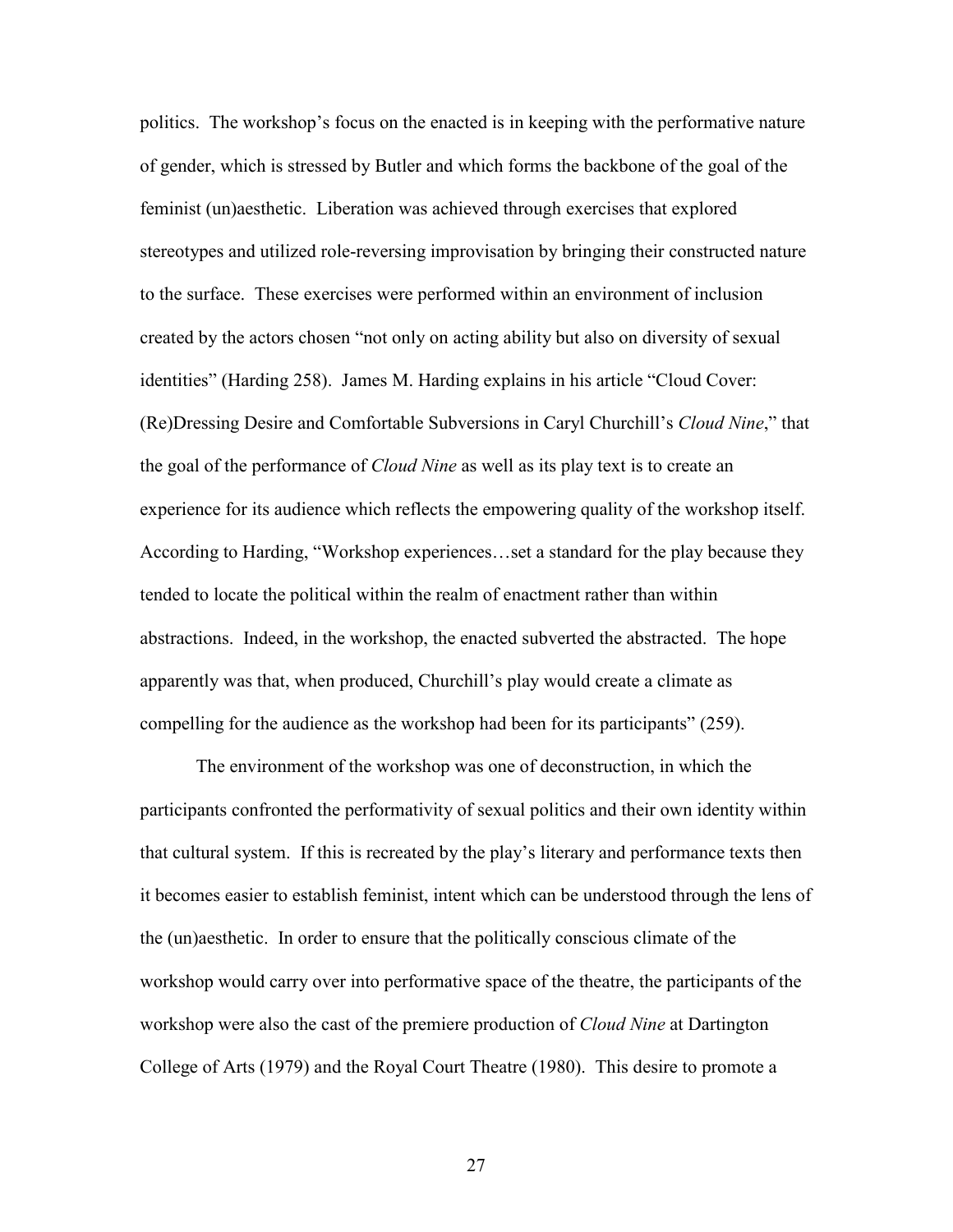politics. The workshop's focus on the enacted is in keeping with the performative nature of gender, which is stressed by Butler and which forms the backbone of the goal of the feminist (un)aesthetic. Liberation was achieved through exercises that explored stereotypes and utilized role-reversing improvisation by bringing their constructed nature to the surface. These exercises were performed within an environment of inclusion created by the actors chosen "not only on acting ability but also on diversity of sexual identities" (Harding 258). James M. Harding explains in his article "Cloud Cover: (Re)Dressing Desire and Comfortable Subversions in Caryl Churchill's *Cloud Nine*," that the goal of the performance of *Cloud Nine* as well as its play text is to create an experience for its audience which reflects the empowering quality of the workshop itself. According to Harding, "Workshop experiences…set a standard for the play because they tended to locate the political within the realm of enactment rather than within abstractions. Indeed, in the workshop, the enacted subverted the abstracted. The hope apparently was that, when produced, Churchill's play would create a climate as compelling for the audience as the workshop had been for its participants" (259).

The environment of the workshop was one of deconstruction, in which the participants confronted the performativity of sexual politics and their own identity within that cultural system. If this is recreated by the play's literary and performance texts then it becomes easier to establish feminist, intent which can be understood through the lens of the (un)aesthetic. In order to ensure that the politically conscious climate of the workshop would carry over into performative space of the theatre, the participants of the workshop were also the cast of the premiere production of *Cloud Nine* at Dartington College of Arts (1979) and the Royal Court Theatre (1980). This desire to promote a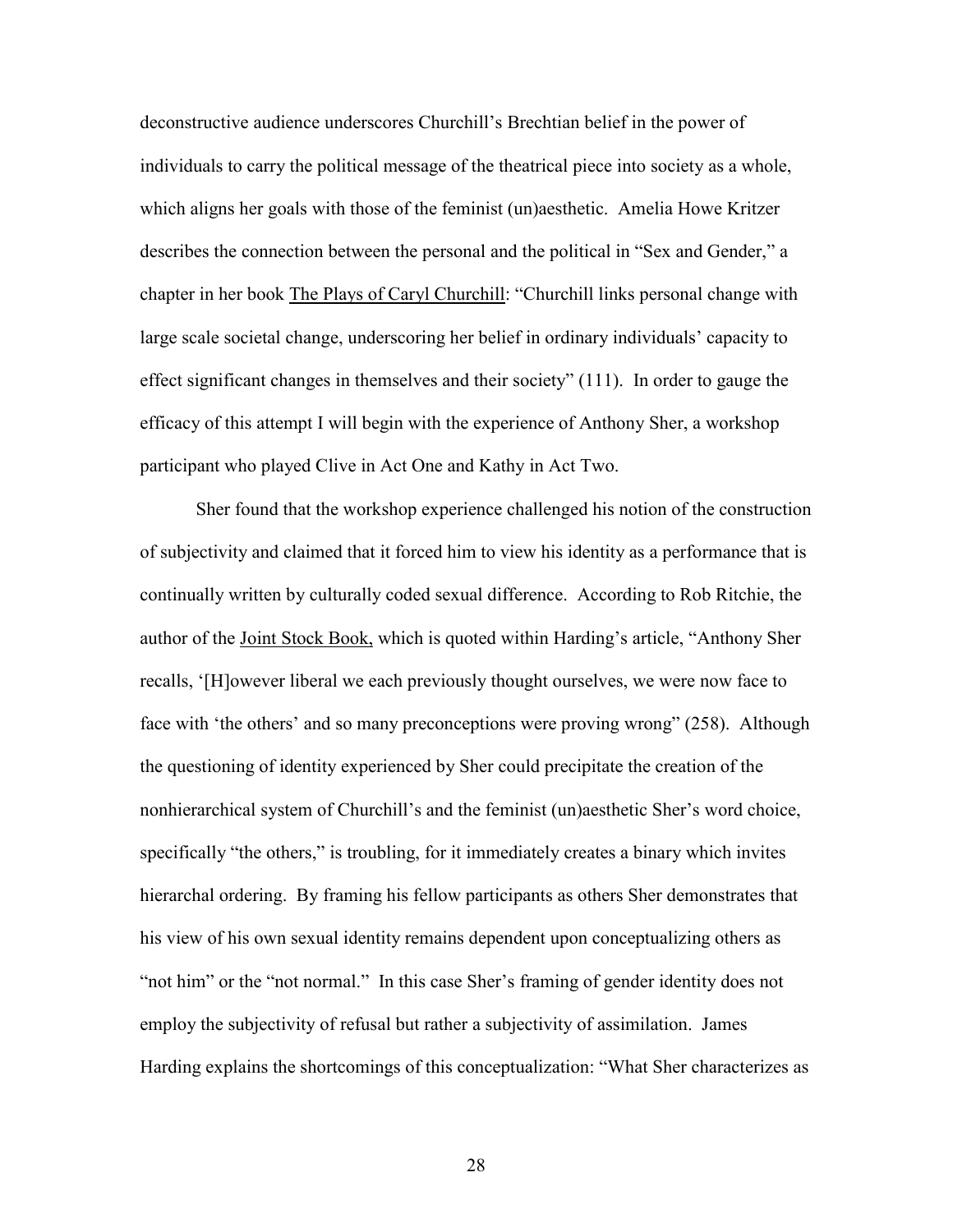deconstructive audience underscores Churchill's Brechtian belief in the power of individuals to carry the political message of the theatrical piece into society as a whole, which aligns her goals with those of the feminist (un)aesthetic. Amelia Howe Kritzer describes the connection between the personal and the political in "Sex and Gender," a chapter in her book The Plays of Caryl Churchill: "Churchill links personal change with large scale societal change, underscoring her belief in ordinary individuals' capacity to effect significant changes in themselves and their society" (111). In order to gauge the efficacy of this attempt I will begin with the experience of Anthony Sher, a workshop participant who played Clive in Act One and Kathy in Act Two.

Sher found that the workshop experience challenged his notion of the construction of subjectivity and claimed that it forced him to view his identity as a performance that is continually written by culturally coded sexual difference. According to Rob Ritchie, the author of the Joint Stock Book, which is quoted within Harding's article, "Anthony Sher recalls, '[H]owever liberal we each previously thought ourselves, we were now face to face with 'the others' and so many preconceptions were proving wrong" (258). Although the questioning of identity experienced by Sher could precipitate the creation of the nonhierarchical system of Churchill's and the feminist (un)aesthetic Sher's word choice, specifically "the others," is troubling, for it immediately creates a binary which invites hierarchal ordering. By framing his fellow participants as others Sher demonstrates that his view of his own sexual identity remains dependent upon conceptualizing others as "not him" or the "not normal." In this case Sher's framing of gender identity does not employ the subjectivity of refusal but rather a subjectivity of assimilation. James Harding explains the shortcomings of this conceptualization: "What Sher characterizes as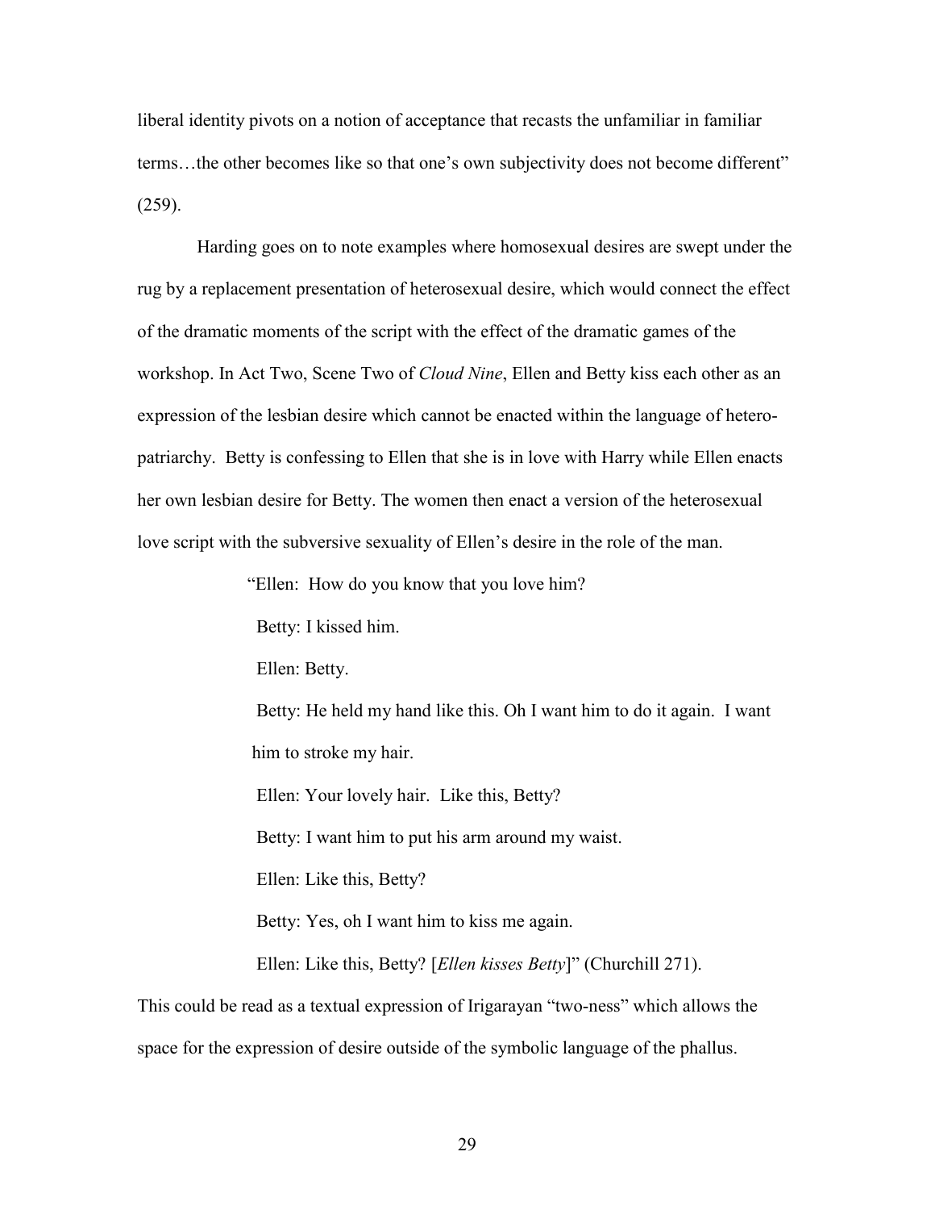liberal identity pivots on a notion of acceptance that recasts the unfamiliar in familiar terms…the other becomes like so that one's own subjectivity does not become different" (259).

Harding goes on to note examples where homosexual desires are swept under the rug by a replacement presentation of heterosexual desire, which would connect the effect of the dramatic moments of the script with the effect of the dramatic games of the workshop. In Act Two, Scene Two of *Cloud Nine*, Ellen and Betty kiss each other as an expression of the lesbian desire which cannot be enacted within the language of hetero-patriarchy. Betty is confessing to Ellen that she is in love with Harry while Ellen enacts her own lesbian desire for Betty. The women then enact a version of the heterosexual love script with the subversive sexuality of Ellen's desire in the role of the man.

> "Ellen: How do you know that you love him?
>
> Betty: I kissed him.
>
> Ellen: Betty.
>
> Betty: He held my hand like this. Oh I want him to do it again. I want him to stroke my hair.
>
> Ellen: Your lovely hair. Like this, Betty?
>
> Betty: I want him to put his arm around my waist.
>
> Ellen: Like this, Betty?
>
> Betty: Yes, oh I want him to kiss me again.
>
> Ellen: Like this, Betty? [*Ellen kisses Betty*]" (Churchill 271).

This could be read as a textual expression of Irigarayan "two-ness" which allows the space for the expression of desire outside of the symbolic language of the phallus.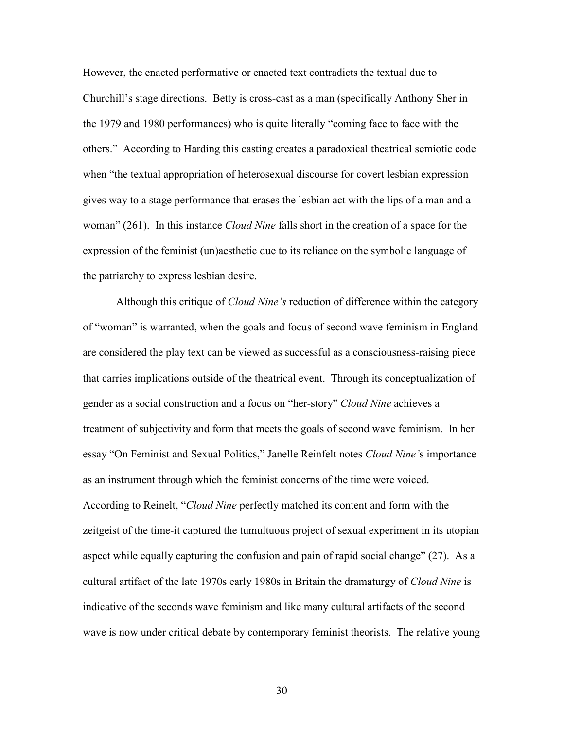However, the enacted performative or enacted text contradicts the textual due to Churchill's stage directions. Betty is cross-cast as a man (specifically Anthony Sher in the 1979 and 1980 performances) who is quite literally "coming face to face with the others." According to Harding this casting creates a paradoxical theatrical semiotic code when "the textual appropriation of heterosexual discourse for covert lesbian expression gives way to a stage performance that erases the lesbian act with the lips of a man and a woman" (261). In this instance *Cloud Nine* falls short in the creation of a space for the expression of the feminist (un)aesthetic due to its reliance on the symbolic language of the patriarchy to express lesbian desire.

Although this critique of *Cloud Nine's* reduction of difference within the category of "woman" is warranted, when the goals and focus of second wave feminism in England are considered the play text can be viewed as successful as a consciousness-raising piece that carries implications outside of the theatrical event. Through its conceptualization of gender as a social construction and a focus on "her-story" *Cloud Nine* achieves a treatment of subjectivity and form that meets the goals of second wave feminism. In her essay "On Feminist and Sexual Politics," Janelle Reinfelt notes *Cloud Nine'*s importance as an instrument through which the feminist concerns of the time were voiced. According to Reinelt, "*Cloud Nine* perfectly matched its content and form with the zeitgeist of the time-it captured the tumultuous project of sexual experiment in its utopian aspect while equally capturing the confusion and pain of rapid social change" (27). As a cultural artifact of the late 1970s early 1980s in Britain the dramaturgy of *Cloud Nine* is indicative of the seconds wave feminism and like many cultural artifacts of the second wave is now under critical debate by contemporary feminist theorists. The relative young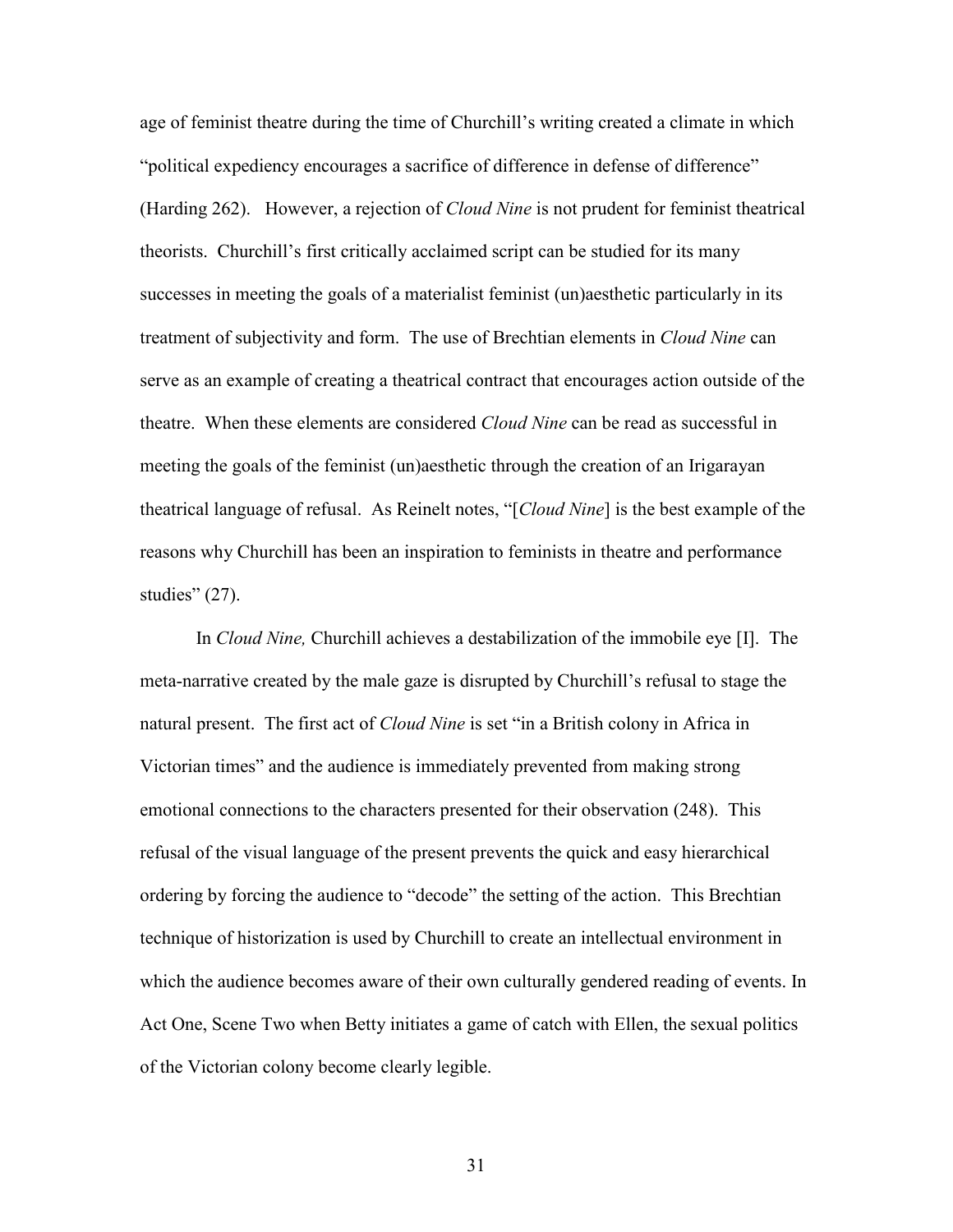age of feminist theatre during the time of Churchill's writing created a climate in which "political expediency encourages a sacrifice of difference in defense of difference" (Harding 262). However, a rejection of *Cloud Nine* is not prudent for feminist theatrical theorists. Churchill's first critically acclaimed script can be studied for its many successes in meeting the goals of a materialist feminist (un)aesthetic particularly in its treatment of subjectivity and form. The use of Brechtian elements in *Cloud Nine* can serve as an example of creating a theatrical contract that encourages action outside of the theatre. When these elements are considered *Cloud Nine* can be read as successful in meeting the goals of the feminist (un)aesthetic through the creation of an Irigarayan theatrical language of refusal. As Reinelt notes, "[*Cloud Nine*] is the best example of the reasons why Churchill has been an inspiration to feminists in theatre and performance studies" (27).

In *Cloud Nine,* Churchill achieves a destabilization of the immobile eye [I]. The meta-narrative created by the male gaze is disrupted by Churchill's refusal to stage the natural present. The first act of *Cloud Nine* is set "in a British colony in Africa in Victorian times" and the audience is immediately prevented from making strong emotional connections to the characters presented for their observation (248). This refusal of the visual language of the present prevents the quick and easy hierarchical ordering by forcing the audience to "decode" the setting of the action. This Brechtian technique of historization is used by Churchill to create an intellectual environment in which the audience becomes aware of their own culturally gendered reading of events. In Act One, Scene Two when Betty initiates a game of catch with Ellen, the sexual politics of the Victorian colony become clearly legible.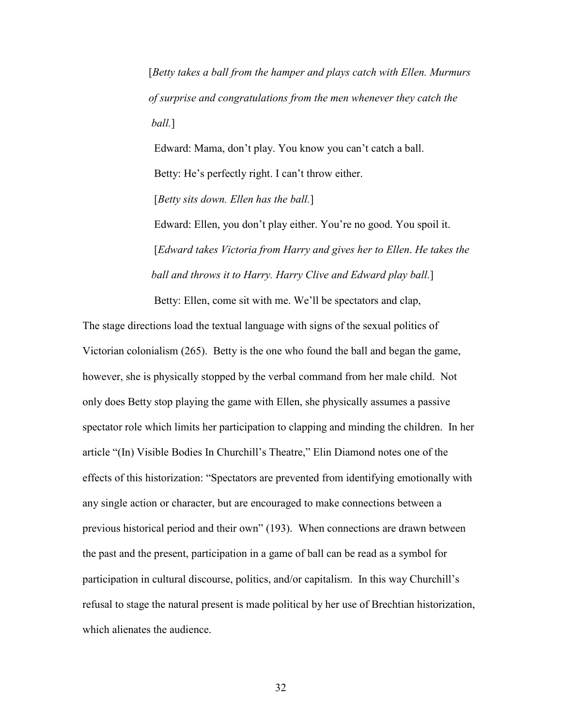> [*Betty takes a ball from the hamper and plays catch with Ellen. Murmurs of surprise and congratulations from the men whenever they catch the ball.*]
>
> Edward: Mama, don't play. You know you can't catch a ball.
>
> Betty: He's perfectly right. I can't throw either.
>
> [*Betty sits down. Ellen has the ball.*]
>
> Edward: Ellen, you don't play either. You're no good. You spoil it.
>
> [*Edward takes Victoria from Harry and gives her to Ellen. He takes the ball and throws it to Harry. Harry Clive and Edward play ball.*]
>
> Betty: Ellen, come sit with me. We'll be spectators and clap,

The stage directions load the textual language with signs of the sexual politics of Victorian colonialism (265). Betty is the one who found the ball and began the game, however, she is physically stopped by the verbal command from her male child. Not only does Betty stop playing the game with Ellen, she physically assumes a passive spectator role which limits her participation to clapping and minding the children. In her article "(In) Visible Bodies In Churchill's Theatre," Elin Diamond notes one of the effects of this historization: "Spectators are prevented from identifying emotionally with any single action or character, but are encouraged to make connections between a previous historical period and their own" (193). When connections are drawn between the past and the present, participation in a game of ball can be read as a symbol for participation in cultural discourse, politics, and/or capitalism. In this way Churchill's refusal to stage the natural present is made political by her use of Brechtian historization, which alienates the audience.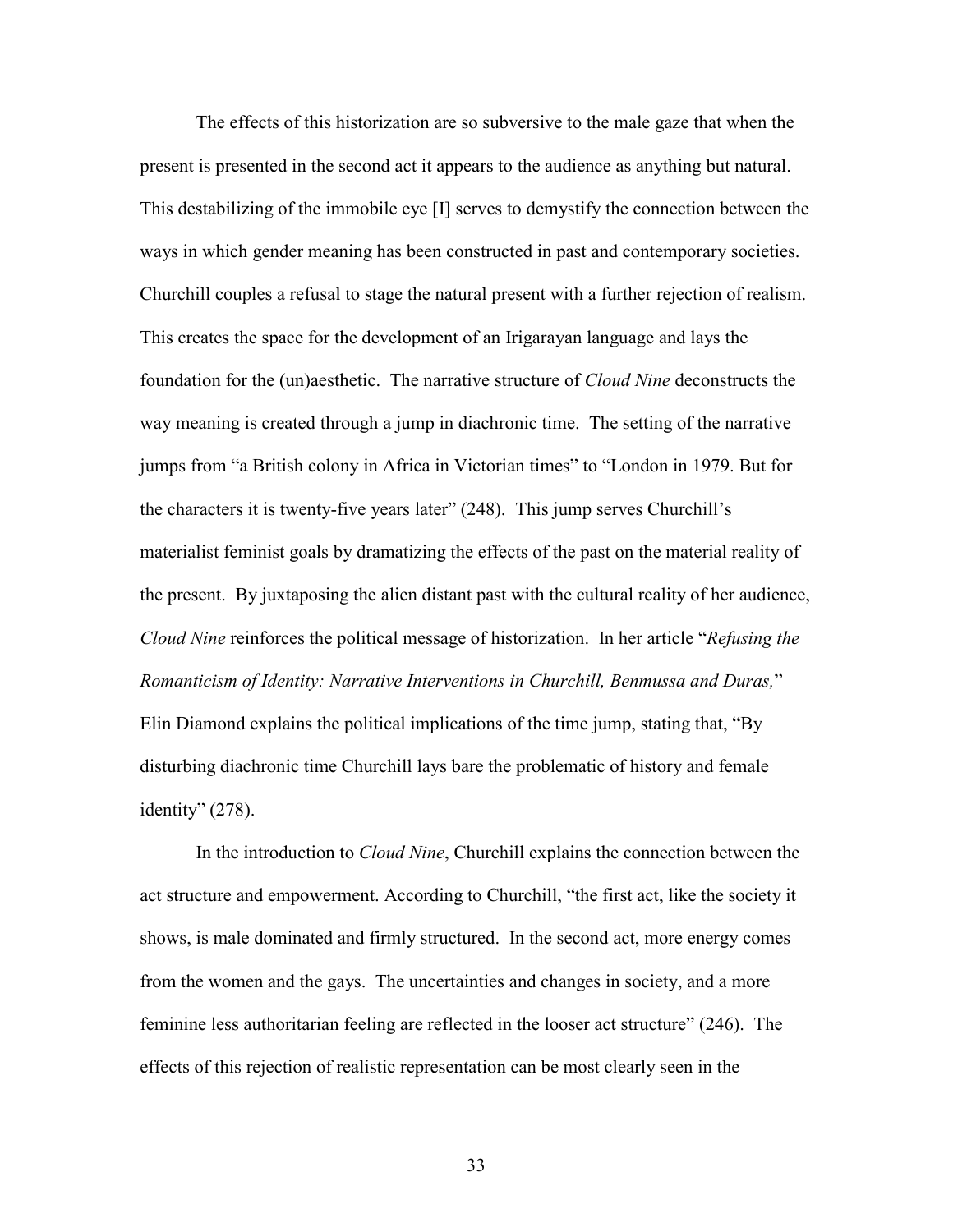The effects of this historization are so subversive to the male gaze that when the present is presented in the second act it appears to the audience as anything but natural. This destabilizing of the immobile eye [I] serves to demystify the connection between the ways in which gender meaning has been constructed in past and contemporary societies. Churchill couples a refusal to stage the natural present with a further rejection of realism. This creates the space for the development of an Irigarayan language and lays the foundation for the (un)aesthetic. The narrative structure of *Cloud Nine* deconstructs the way meaning is created through a jump in diachronic time. The setting of the narrative jumps from "a British colony in Africa in Victorian times" to "London in 1979. But for the characters it is twenty-five years later" (248). This jump serves Churchill's materialist feminist goals by dramatizing the effects of the past on the material reality of the present. By juxtaposing the alien distant past with the cultural reality of her audience, *Cloud Nine* reinforces the political message of historization. In her article "*Refusing the Romanticism of Identity: Narrative Interventions in Churchill, Benmussa and Duras,*" Elin Diamond explains the political implications of the time jump, stating that, "By disturbing diachronic time Churchill lays bare the problematic of history and female identity" (278).

In the introduction to *Cloud Nine*, Churchill explains the connection between the act structure and empowerment. According to Churchill, "the first act, like the society it shows, is male dominated and firmly structured. In the second act, more energy comes from the women and the gays. The uncertainties and changes in society, and a more feminine less authoritarian feeling are reflected in the looser act structure" (246). The effects of this rejection of realistic representation can be most clearly seen in the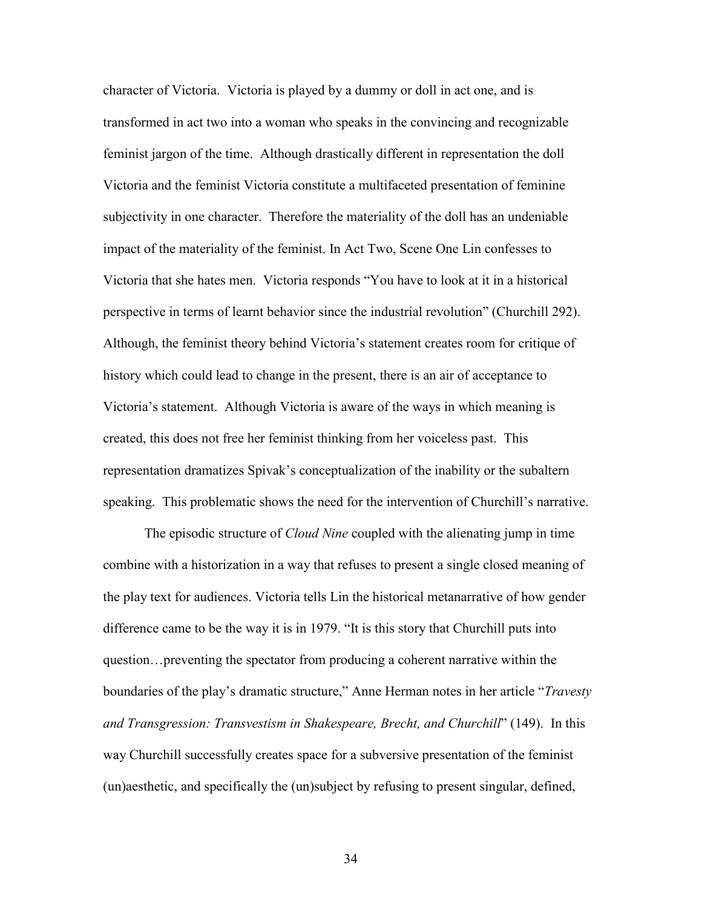character of Victoria. Victoria is played by a dummy or doll in act one, and is transformed in act two into a woman who speaks in the convincing and recognizable feminist jargon of the time. Although drastically different in representation the doll Victoria and the feminist Victoria constitute a multifaceted presentation of feminine subjectivity in one character. Therefore the materiality of the doll has an undeniable impact of the materiality of the feminist. In Act Two, Scene One Lin confesses to Victoria that she hates men. Victoria responds "You have to look at it in a historical perspective in terms of learnt behavior since the industrial revolution" (Churchill 292). Although, the feminist theory behind Victoria's statement creates room for critique of history which could lead to change in the present, there is an air of acceptance to Victoria's statement. Although Victoria is aware of the ways in which meaning is created, this does not free her feminist thinking from her voiceless past. This representation dramatizes Spivak's conceptualization of the inability or the subaltern speaking. This problematic shows the need for the intervention of Churchill's narrative.

The episodic structure of *Cloud Nine* coupled with the alienating jump in time combine with a historization in a way that refuses to present a single closed meaning of the play text for audiences. Victoria tells Lin the historical metanarrative of how gender difference came to be the way it is in 1979. "It is this story that Churchill puts into question…preventing the spectator from producing a coherent narrative within the boundaries of the play's dramatic structure," Anne Herman notes in her article "*Travesty and Transgression: Transvestism in Shakespeare, Brecht, and Churchill*" (149). In this way Churchill successfully creates space for a subversive presentation of the feminist (un)aesthetic, and specifically the (un)subject by refusing to present singular, defined,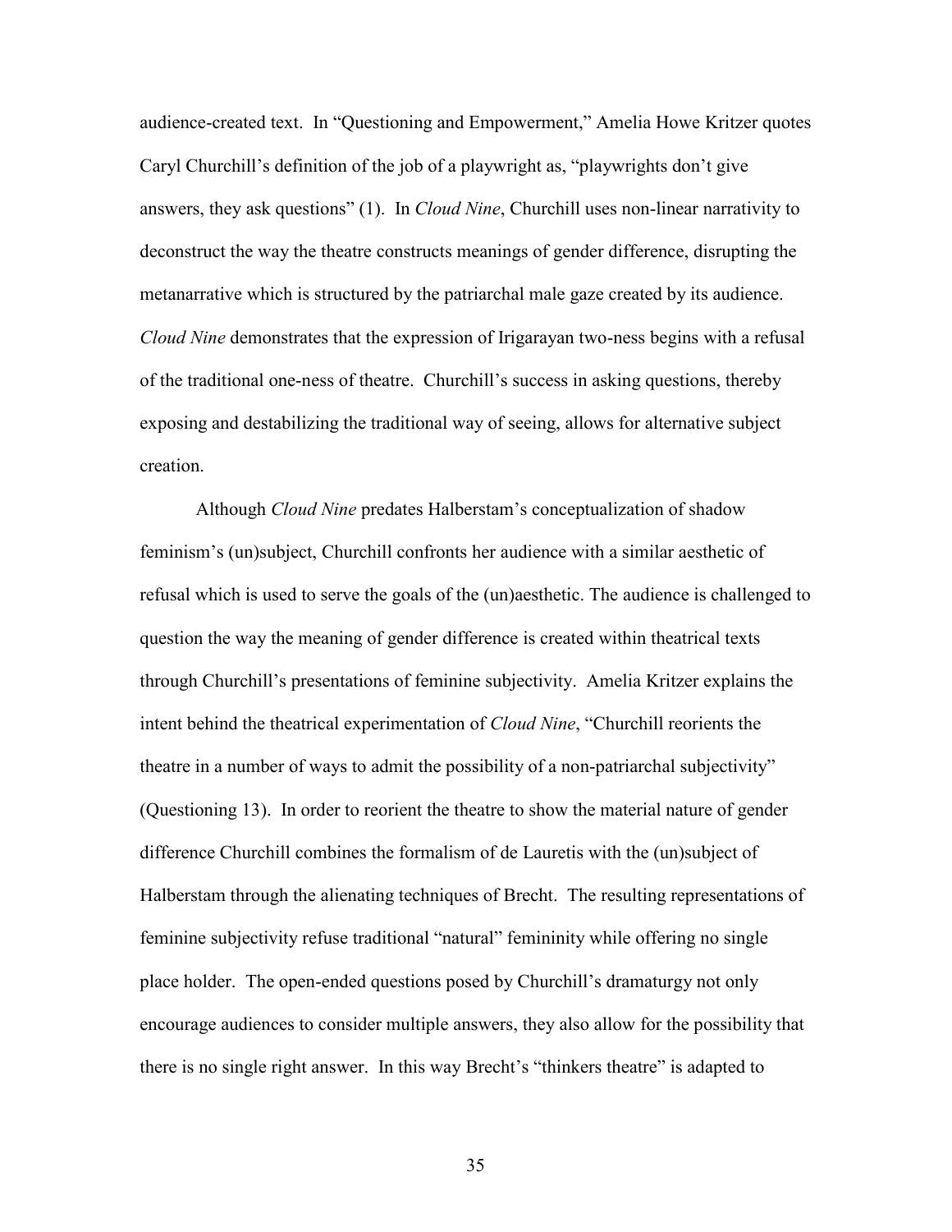audience-created text. In "Questioning and Empowerment," Amelia Howe Kritzer quotes Caryl Churchill's definition of the job of a playwright as, "playwrights don't give answers, they ask questions" (1). In *Cloud Nine*, Churchill uses non-linear narrativity to deconstruct the way the theatre constructs meanings of gender difference, disrupting the metanarrative which is structured by the patriarchal male gaze created by its audience. *Cloud Nine* demonstrates that the expression of Irigarayan two-ness begins with a refusal of the traditional one-ness of theatre. Churchill's success in asking questions, thereby exposing and destabilizing the traditional way of seeing, allows for alternative subject creation.

Although *Cloud Nine* predates Halberstam's conceptualization of shadow feminism's (un)subject, Churchill confronts her audience with a similar aesthetic of refusal which is used to serve the goals of the (un)aesthetic. The audience is challenged to question the way the meaning of gender difference is created within theatrical texts through Churchill's presentations of feminine subjectivity. Amelia Kritzer explains the intent behind the theatrical experimentation of *Cloud Nine*, "Churchill reorients the theatre in a number of ways to admit the possibility of a non-patriarchal subjectivity" (Questioning 13). In order to reorient the theatre to show the material nature of gender difference Churchill combines the formalism of de Lauretis with the (un)subject of Halberstam through the alienating techniques of Brecht. The resulting representations of feminine subjectivity refuse traditional "natural" femininity while offering no single place holder. The open-ended questions posed by Churchill's dramaturgy not only encourage audiences to consider multiple answers, they also allow for the possibility that there is no single right answer. In this way Brecht's "thinkers theatre" is adapted to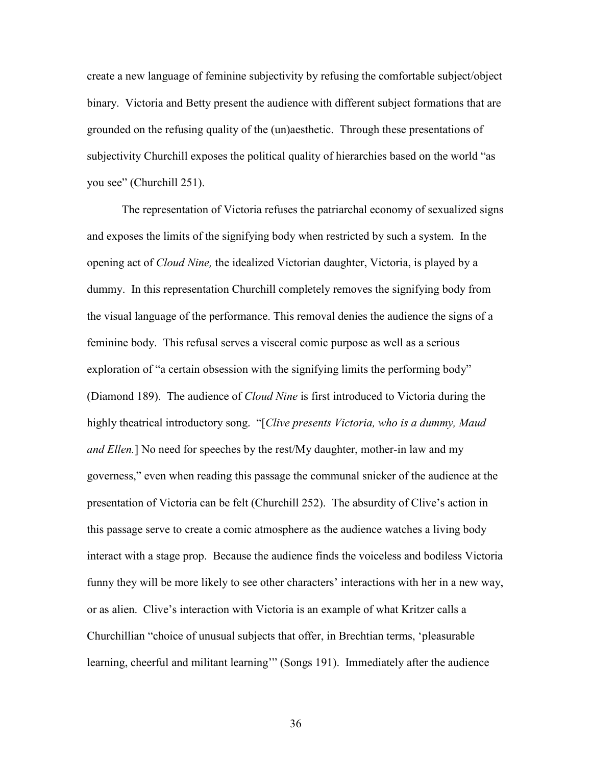create a new language of feminine subjectivity by refusing the comfortable subject/object binary. Victoria and Betty present the audience with different subject formations that are grounded on the refusing quality of the (un)aesthetic. Through these presentations of subjectivity Churchill exposes the political quality of hierarchies based on the world "as you see" (Churchill 251).

The representation of Victoria refuses the patriarchal economy of sexualized signs and exposes the limits of the signifying body when restricted by such a system. In the opening act of *Cloud Nine,* the idealized Victorian daughter, Victoria, is played by a dummy. In this representation Churchill completely removes the signifying body from the visual language of the performance. This removal denies the audience the signs of a feminine body. This refusal serves a visceral comic purpose as well as a serious exploration of "a certain obsession with the signifying limits the performing body" (Diamond 189). The audience of *Cloud Nine* is first introduced to Victoria during the highly theatrical introductory song. "[*Clive presents Victoria, who is a dummy, Maud and Ellen.*] No need for speeches by the rest/My daughter, mother-in law and my governess," even when reading this passage the communal snicker of the audience at the presentation of Victoria can be felt (Churchill 252). The absurdity of Clive's action in this passage serve to create a comic atmosphere as the audience watches a living body interact with a stage prop. Because the audience finds the voiceless and bodiless Victoria funny they will be more likely to see other characters' interactions with her in a new way, or as alien. Clive's interaction with Victoria is an example of what Kritzer calls a Churchillian "choice of unusual subjects that offer, in Brechtian terms, 'pleasurable learning, cheerful and militant learning'" (Songs 191). Immediately after the audience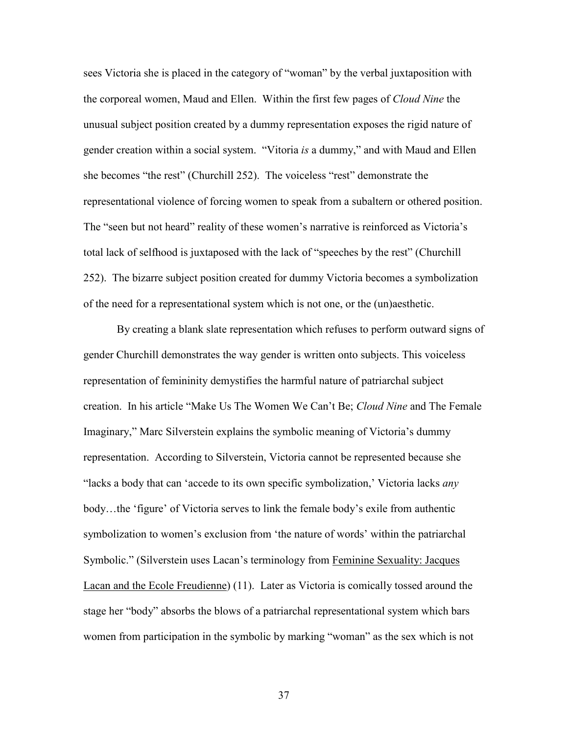sees Victoria she is placed in the category of "woman" by the verbal juxtaposition with the corporeal women, Maud and Ellen. Within the first few pages of *Cloud Nine* the unusual subject position created by a dummy representation exposes the rigid nature of gender creation within a social system. "Vitoria *is* a dummy," and with Maud and Ellen she becomes "the rest" (Churchill 252). The voiceless "rest" demonstrate the representational violence of forcing women to speak from a subaltern or othered position. The "seen but not heard" reality of these women's narrative is reinforced as Victoria's total lack of selfhood is juxtaposed with the lack of "speeches by the rest" (Churchill 252). The bizarre subject position created for dummy Victoria becomes a symbolization of the need for a representational system which is not one, or the (un)aesthetic.

By creating a blank slate representation which refuses to perform outward signs of gender Churchill demonstrates the way gender is written onto subjects. This voiceless representation of femininity demystifies the harmful nature of patriarchal subject creation. In his article "Make Us The Women We Can't Be; *Cloud Nine* and The Female Imaginary," Marc Silverstein explains the symbolic meaning of Victoria's dummy representation. According to Silverstein, Victoria cannot be represented because she "lacks a body that can 'accede to its own specific symbolization,' Victoria lacks *any* body…the 'figure' of Victoria serves to link the female body's exile from authentic symbolization to women's exclusion from 'the nature of words' within the patriarchal Symbolic." (Silverstein uses Lacan's terminology from <u>Feminine Sexuality: Jacques Lacan and the Ecole Freudienne</u>) (11). Later as Victoria is comically tossed around the stage her "body" absorbs the blows of a patriarchal representational system which bars women from participation in the symbolic by marking "woman" as the sex which is not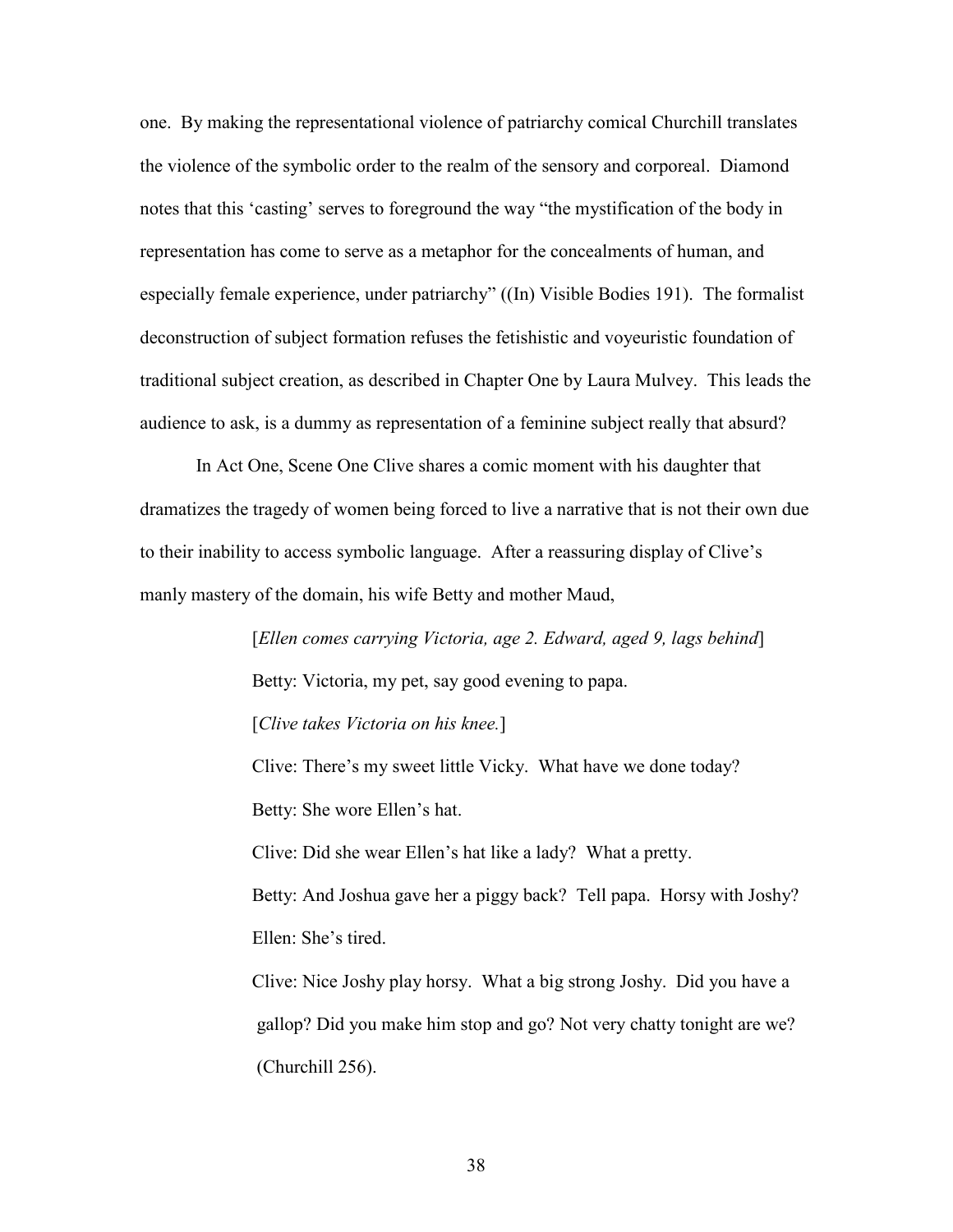one. By making the representational violence of patriarchy comical Churchill translates the violence of the symbolic order to the realm of the sensory and corporeal. Diamond notes that this 'casting' serves to foreground the way "the mystification of the body in representation has come to serve as a metaphor for the concealments of human, and especially female experience, under patriarchy" ((In) Visible Bodies 191). The formalist deconstruction of subject formation refuses the fetishistic and voyeuristic foundation of traditional subject creation, as described in Chapter One by Laura Mulvey. This leads the audience to ask, is a dummy as representation of a feminine subject really that absurd?

In Act One, Scene One Clive shares a comic moment with his daughter that dramatizes the tragedy of women being forced to live a narrative that is not their own due to their inability to access symbolic language. After a reassuring display of Clive's manly mastery of the domain, his wife Betty and mother Maud,

> [*Ellen comes carrying Victoria, age 2. Edward, aged 9, lags behind*]
>
> Betty: Victoria, my pet, say good evening to papa.
>
> [*Clive takes Victoria on his knee.*]
>
> Clive: There's my sweet little Vicky. What have we done today?
>
> Betty: She wore Ellen's hat.
>
> Clive: Did she wear Ellen's hat like a lady? What a pretty.
>
> Betty: And Joshua gave her a piggy back? Tell papa. Horsy with Joshy?
>
> Ellen: She's tired.
>
> Clive: Nice Joshy play horsy. What a big strong Joshy. Did you have a gallop? Did you make him stop and go? Not very chatty tonight are we? (Churchill 256).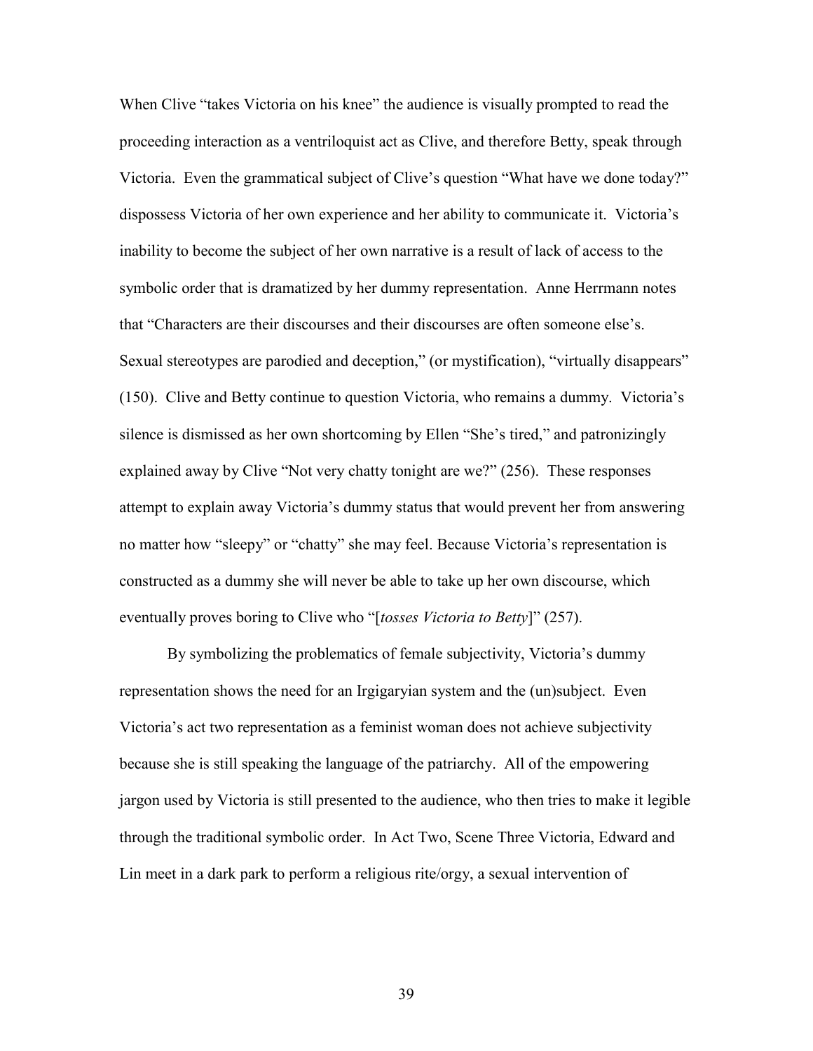When Clive "takes Victoria on his knee" the audience is visually prompted to read the proceeding interaction as a ventriloquist act as Clive, and therefore Betty, speak through Victoria. Even the grammatical subject of Clive's question "What have we done today?" dispossess Victoria of her own experience and her ability to communicate it. Victoria's inability to become the subject of her own narrative is a result of lack of access to the symbolic order that is dramatized by her dummy representation. Anne Herrmann notes that "Characters are their discourses and their discourses are often someone else's. Sexual stereotypes are parodied and deception," (or mystification), "virtually disappears" (150). Clive and Betty continue to question Victoria, who remains a dummy. Victoria's silence is dismissed as her own shortcoming by Ellen "She's tired," and patronizingly explained away by Clive "Not very chatty tonight are we?" (256). These responses attempt to explain away Victoria's dummy status that would prevent her from answering no matter how "sleepy" or "chatty" she may feel. Because Victoria's representation is constructed as a dummy she will never be able to take up her own discourse, which eventually proves boring to Clive who "[*tosses Victoria to Betty*]" (257).

By symbolizing the problematics of female subjectivity, Victoria's dummy representation shows the need for an Irgigaryian system and the (un)subject. Even Victoria's act two representation as a feminist woman does not achieve subjectivity because she is still speaking the language of the patriarchy. All of the empowering jargon used by Victoria is still presented to the audience, who then tries to make it legible through the traditional symbolic order. In Act Two, Scene Three Victoria, Edward and Lin meet in a dark park to perform a religious rite/orgy, a sexual intervention of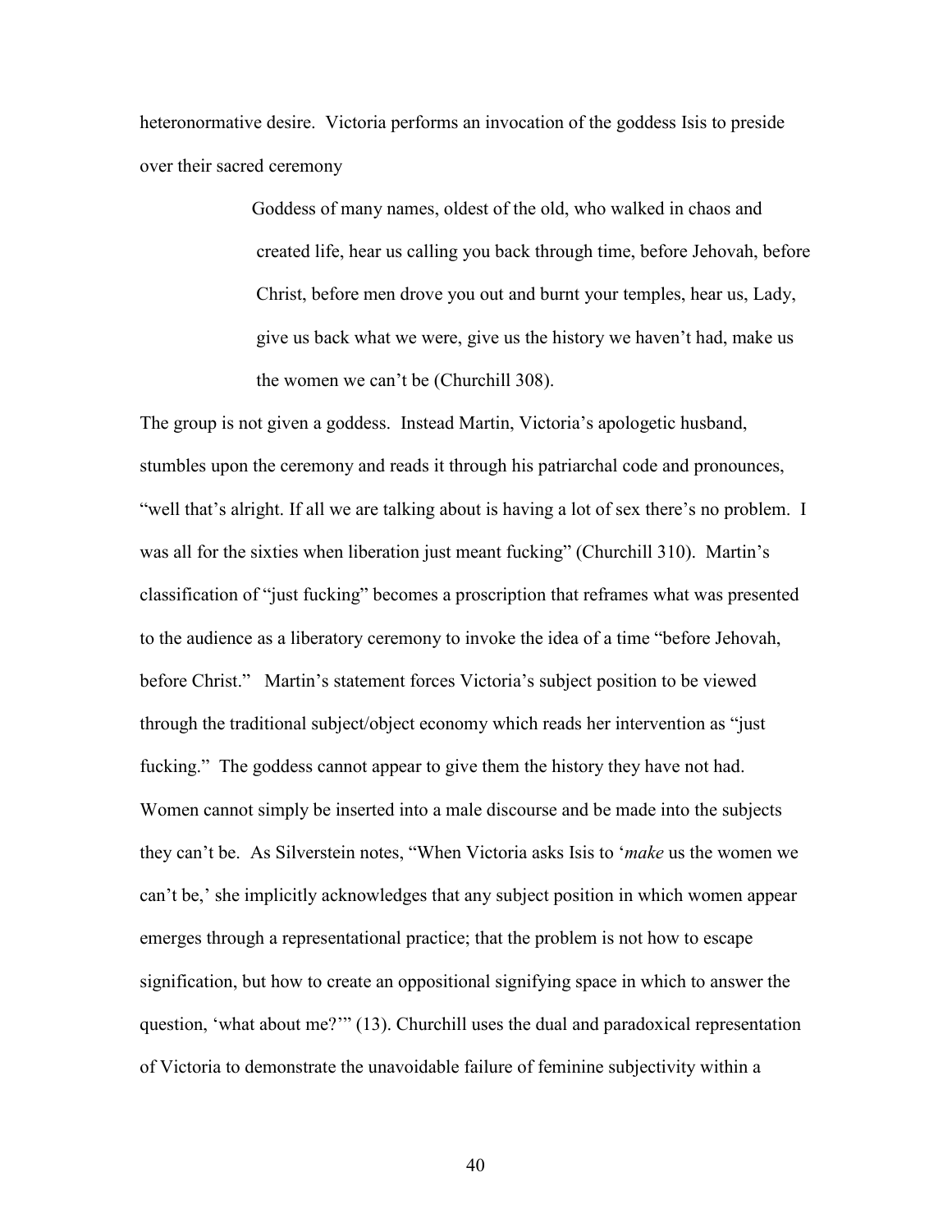heteronormative desire. Victoria performs an invocation of the goddess Isis to preside over their sacred ceremony

> Goddess of many names, oldest of the old, who walked in chaos and created life, hear us calling you back through time, before Jehovah, before Christ, before men drove you out and burnt your temples, hear us, Lady, give us back what we were, give us the history we haven't had, make us the women we can't be (Churchill 308).

The group is not given a goddess. Instead Martin, Victoria's apologetic husband, stumbles upon the ceremony and reads it through his patriarchal code and pronounces, "well that's alright. If all we are talking about is having a lot of sex there's no problem. I was all for the sixties when liberation just meant fucking" (Churchill 310). Martin's classification of "just fucking" becomes a proscription that reframes what was presented to the audience as a liberatory ceremony to invoke the idea of a time "before Jehovah, before Christ." Martin's statement forces Victoria's subject position to be viewed through the traditional subject/object economy which reads her intervention as "just fucking." The goddess cannot appear to give them the history they have not had. Women cannot simply be inserted into a male discourse and be made into the subjects they can't be. As Silverstein notes, "When Victoria asks Isis to '*make* us the women we can't be,' she implicitly acknowledges that any subject position in which women appear emerges through a representational practice; that the problem is not how to escape signification, but how to create an oppositional signifying space in which to answer the question, 'what about me?'" (13). Churchill uses the dual and paradoxical representation of Victoria to demonstrate the unavoidable failure of feminine subjectivity within a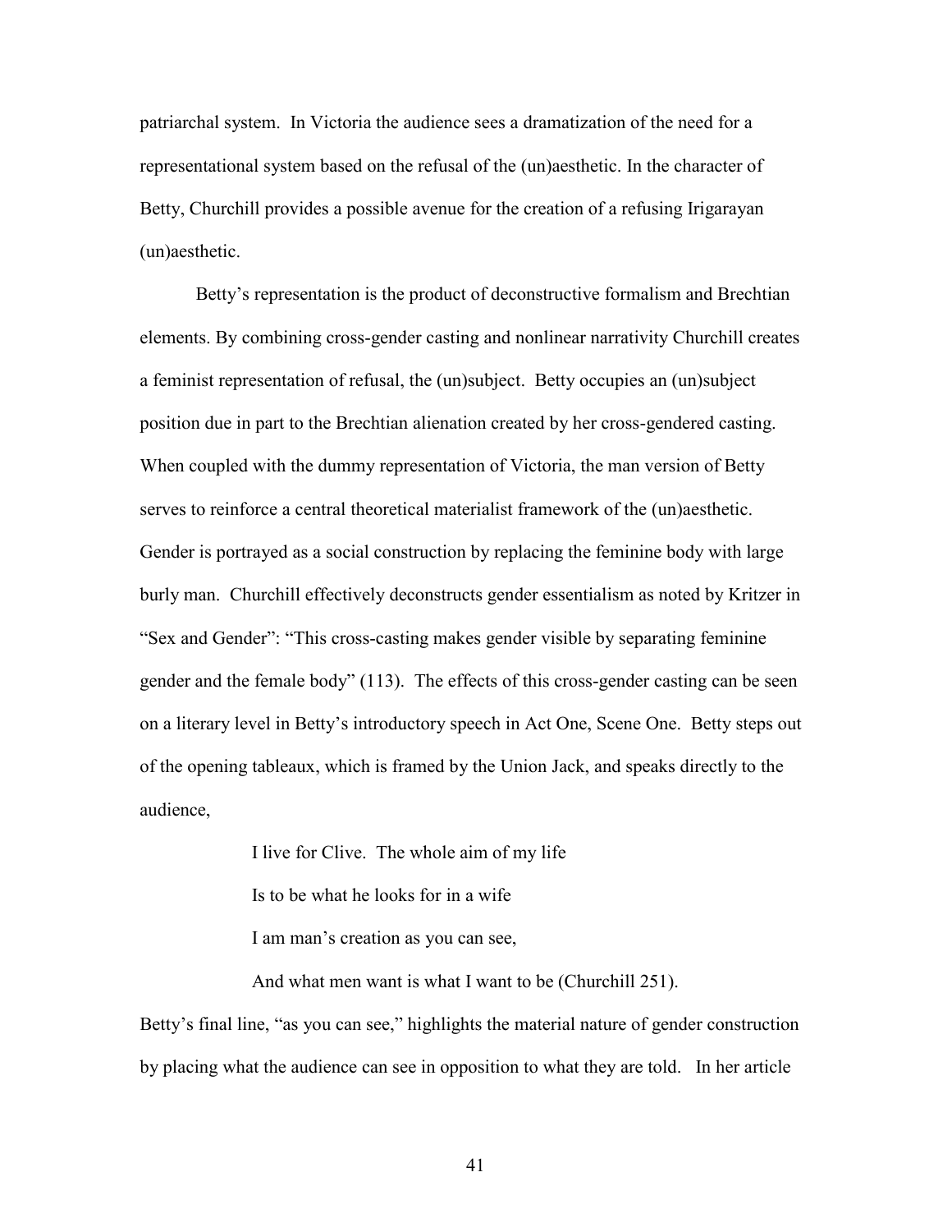patriarchal system. In Victoria the audience sees a dramatization of the need for a representational system based on the refusal of the (un)aesthetic. In the character of Betty, Churchill provides a possible avenue for the creation of a refusing Irigarayan (un)aesthetic.

Betty's representation is the product of deconstructive formalism and Brechtian elements. By combining cross-gender casting and nonlinear narrativity Churchill creates a feminist representation of refusal, the (un)subject. Betty occupies an (un)subject position due in part to the Brechtian alienation created by her cross-gendered casting. When coupled with the dummy representation of Victoria, the man version of Betty serves to reinforce a central theoretical materialist framework of the (un)aesthetic. Gender is portrayed as a social construction by replacing the feminine body with large burly man. Churchill effectively deconstructs gender essentialism as noted by Kritzer in "Sex and Gender": "This cross-casting makes gender visible by separating feminine gender and the female body" (113). The effects of this cross-gender casting can be seen on a literary level in Betty's introductory speech in Act One, Scene One. Betty steps out of the opening tableaux, which is framed by the Union Jack, and speaks directly to the audience,

> I live for Clive. The whole aim of my life
>
> Is to be what he looks for in a wife
>
> I am man's creation as you can see,
>
> And what men want is what I want to be (Churchill 251).

Betty's final line, "as you can see," highlights the material nature of gender construction by placing what the audience can see in opposition to what they are told. In her article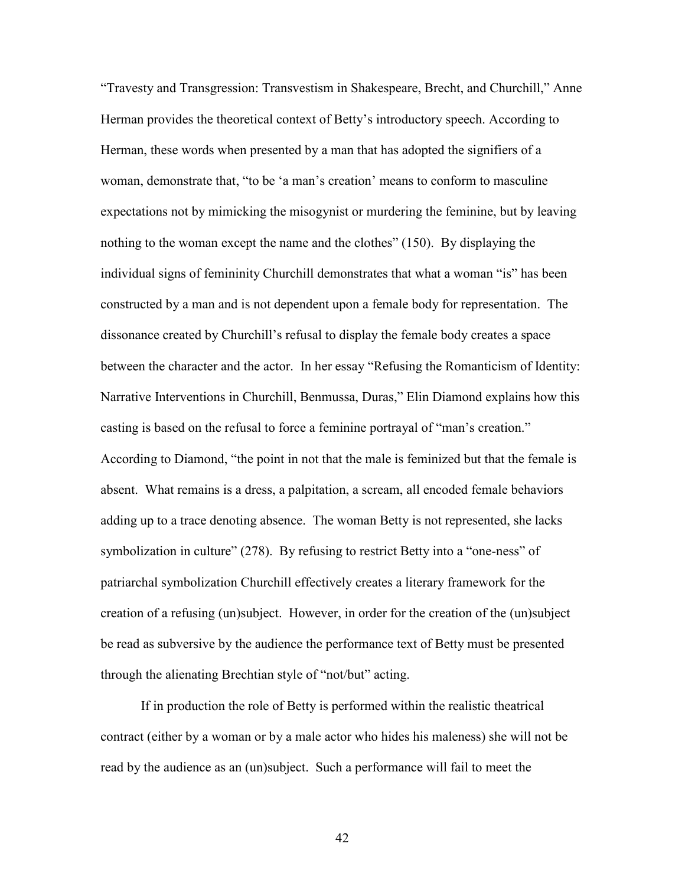"Travesty and Transgression: Transvestism in Shakespeare, Brecht, and Churchill," Anne Herman provides the theoretical context of Betty's introductory speech. According to Herman, these words when presented by a man that has adopted the signifiers of a woman, demonstrate that, "to be 'a man's creation' means to conform to masculine expectations not by mimicking the misogynist or murdering the feminine, but by leaving nothing to the woman except the name and the clothes" (150). By displaying the individual signs of femininity Churchill demonstrates that what a woman "is" has been constructed by a man and is not dependent upon a female body for representation. The dissonance created by Churchill's refusal to display the female body creates a space between the character and the actor. In her essay "Refusing the Romanticism of Identity: Narrative Interventions in Churchill, Benmussa, Duras," Elin Diamond explains how this casting is based on the refusal to force a feminine portrayal of "man's creation." According to Diamond, "the point in not that the male is feminized but that the female is absent. What remains is a dress, a palpitation, a scream, all encoded female behaviors adding up to a trace denoting absence. The woman Betty is not represented, she lacks symbolization in culture" (278). By refusing to restrict Betty into a "one-ness" of patriarchal symbolization Churchill effectively creates a literary framework for the creation of a refusing (un)subject. However, in order for the creation of the (un)subject be read as subversive by the audience the performance text of Betty must be presented through the alienating Brechtian style of "not/but" acting.

If in production the role of Betty is performed within the realistic theatrical contract (either by a woman or by a male actor who hides his maleness) she will not be read by the audience as an (un)subject. Such a performance will fail to meet the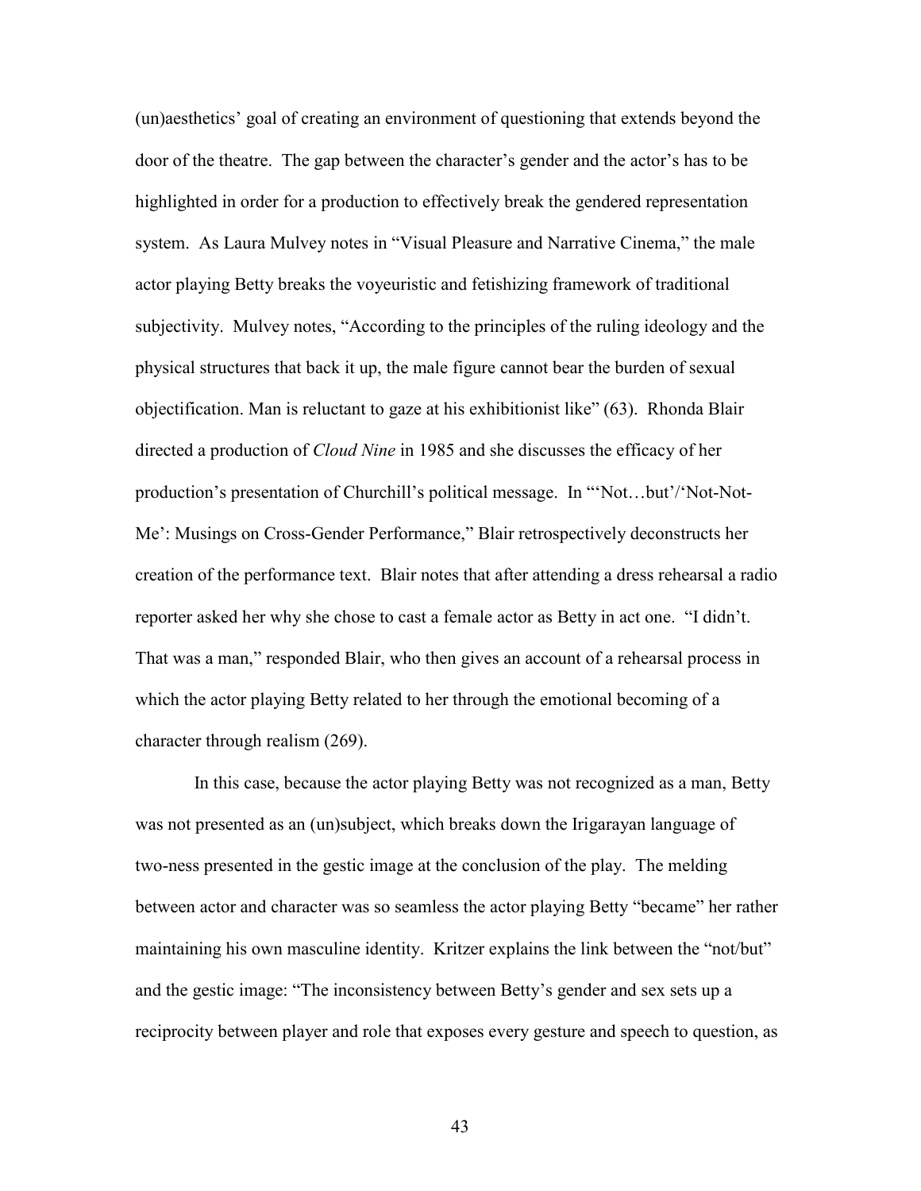(un)aesthetics' goal of creating an environment of questioning that extends beyond the door of the theatre. The gap between the character's gender and the actor's has to be highlighted in order for a production to effectively break the gendered representation system. As Laura Mulvey notes in "Visual Pleasure and Narrative Cinema," the male actor playing Betty breaks the voyeuristic and fetishizing framework of traditional subjectivity. Mulvey notes, "According to the principles of the ruling ideology and the physical structures that back it up, the male figure cannot bear the burden of sexual objectification. Man is reluctant to gaze at his exhibitionist like" (63). Rhonda Blair directed a production of *Cloud Nine* in 1985 and she discusses the efficacy of her production's presentation of Churchill's political message. In "'Not…but'/'Not-Not-Me': Musings on Cross-Gender Performance," Blair retrospectively deconstructs her creation of the performance text. Blair notes that after attending a dress rehearsal a radio reporter asked her why she chose to cast a female actor as Betty in act one. "I didn't. That was a man," responded Blair, who then gives an account of a rehearsal process in which the actor playing Betty related to her through the emotional becoming of a character through realism (269).

In this case, because the actor playing Betty was not recognized as a man, Betty was not presented as an (un)subject, which breaks down the Irigarayan language of two-ness presented in the gestic image at the conclusion of the play. The melding between actor and character was so seamless the actor playing Betty "became" her rather maintaining his own masculine identity. Kritzer explains the link between the "not/but" and the gestic image: "The inconsistency between Betty's gender and sex sets up a reciprocity between player and role that exposes every gesture and speech to question, as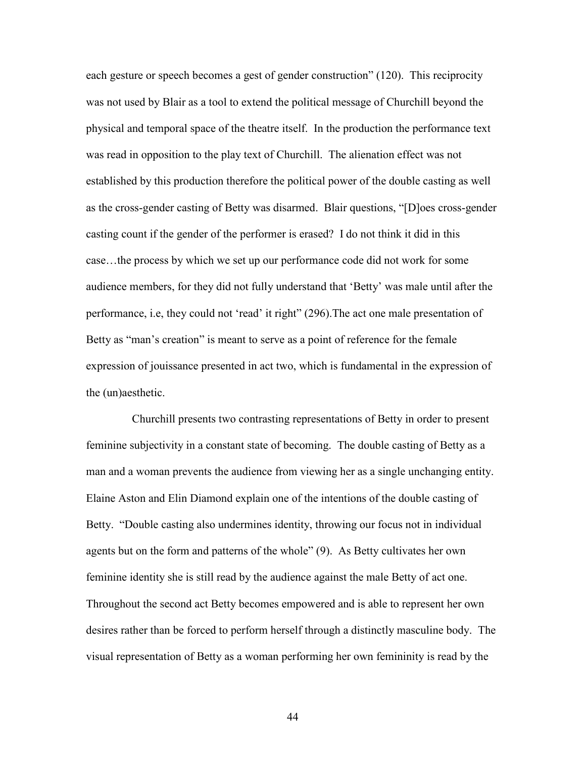each gesture or speech becomes a gest of gender construction" (120). This reciprocity was not used by Blair as a tool to extend the political message of Churchill beyond the physical and temporal space of the theatre itself. In the production the performance text was read in opposition to the play text of Churchill. The alienation effect was not established by this production therefore the political power of the double casting as well as the cross-gender casting of Betty was disarmed. Blair questions, "[D]oes cross-gender casting count if the gender of the performer is erased? I do not think it did in this case…the process by which we set up our performance code did not work for some audience members, for they did not fully understand that 'Betty' was male until after the performance, i.e, they could not 'read' it right" (296).The act one male presentation of Betty as "man's creation" is meant to serve as a point of reference for the female expression of jouissance presented in act two, which is fundamental in the expression of the (un)aesthetic.

Churchill presents two contrasting representations of Betty in order to present feminine subjectivity in a constant state of becoming. The double casting of Betty as a man and a woman prevents the audience from viewing her as a single unchanging entity. Elaine Aston and Elin Diamond explain one of the intentions of the double casting of Betty. "Double casting also undermines identity, throwing our focus not in individual agents but on the form and patterns of the whole" (9). As Betty cultivates her own feminine identity she is still read by the audience against the male Betty of act one. Throughout the second act Betty becomes empowered and is able to represent her own desires rather than be forced to perform herself through a distinctly masculine body. The visual representation of Betty as a woman performing her own femininity is read by the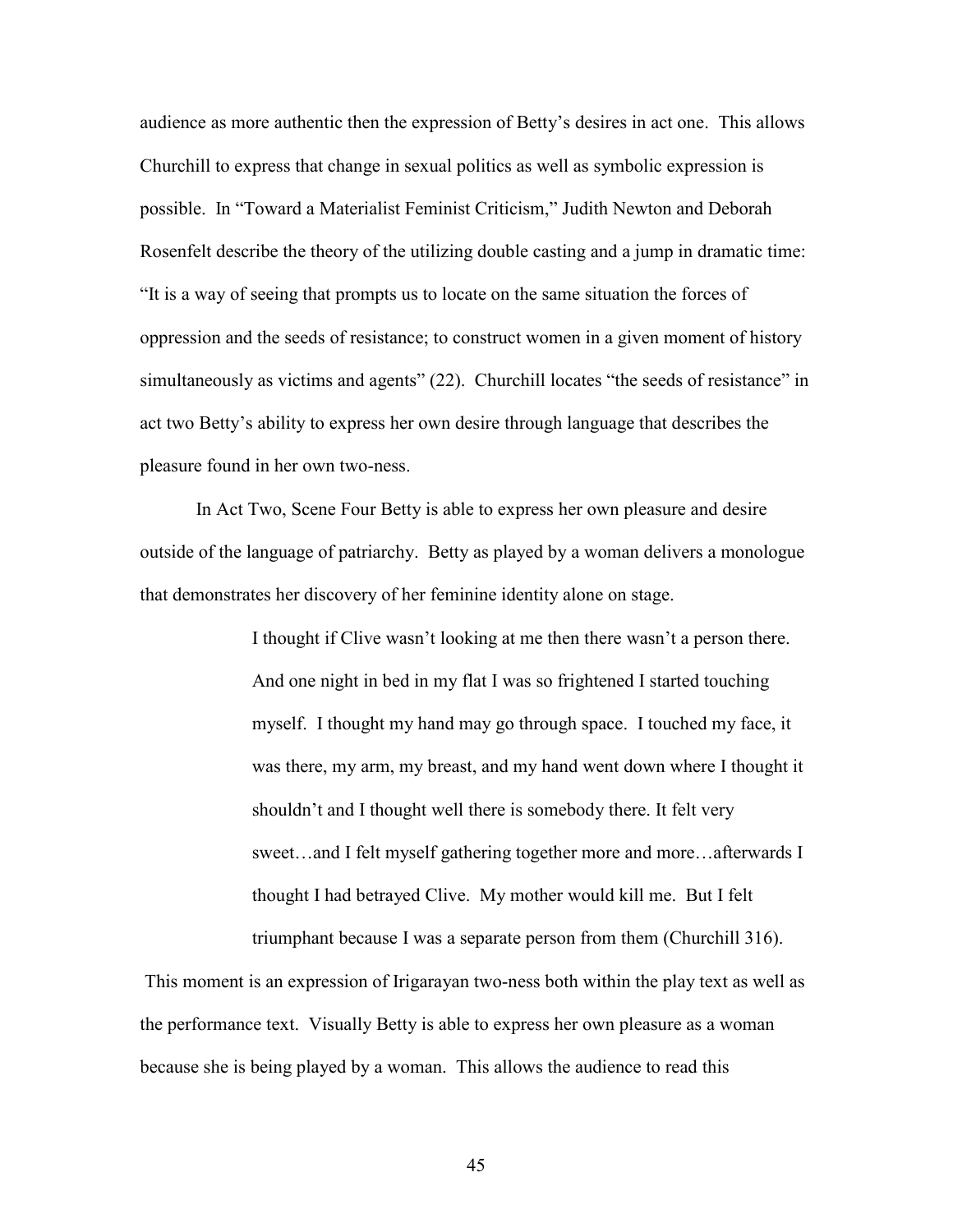audience as more authentic then the expression of Betty's desires in act one. This allows Churchill to express that change in sexual politics as well as symbolic expression is possible. In "Toward a Materialist Feminist Criticism," Judith Newton and Deborah Rosenfelt describe the theory of the utilizing double casting and a jump in dramatic time: "It is a way of seeing that prompts us to locate on the same situation the forces of oppression and the seeds of resistance; to construct women in a given moment of history simultaneously as victims and agents" (22). Churchill locates "the seeds of resistance" in act two Betty's ability to express her own desire through language that describes the pleasure found in her own two-ness.

In Act Two, Scene Four Betty is able to express her own pleasure and desire outside of the language of patriarchy. Betty as played by a woman delivers a monologue that demonstrates her discovery of her feminine identity alone on stage.

> I thought if Clive wasn't looking at me then there wasn't a person there. And one night in bed in my flat I was so frightened I started touching myself. I thought my hand may go through space. I touched my face, it was there, my arm, my breast, and my hand went down where I thought it shouldn't and I thought well there is somebody there. It felt very sweet…and I felt myself gathering together more and more…afterwards I thought I had betrayed Clive. My mother would kill me. But I felt triumphant because I was a separate person from them (Churchill 316).

This moment is an expression of Irigarayan two-ness both within the play text as well as the performance text. Visually Betty is able to express her own pleasure as a woman because she is being played by a woman. This allows the audience to read this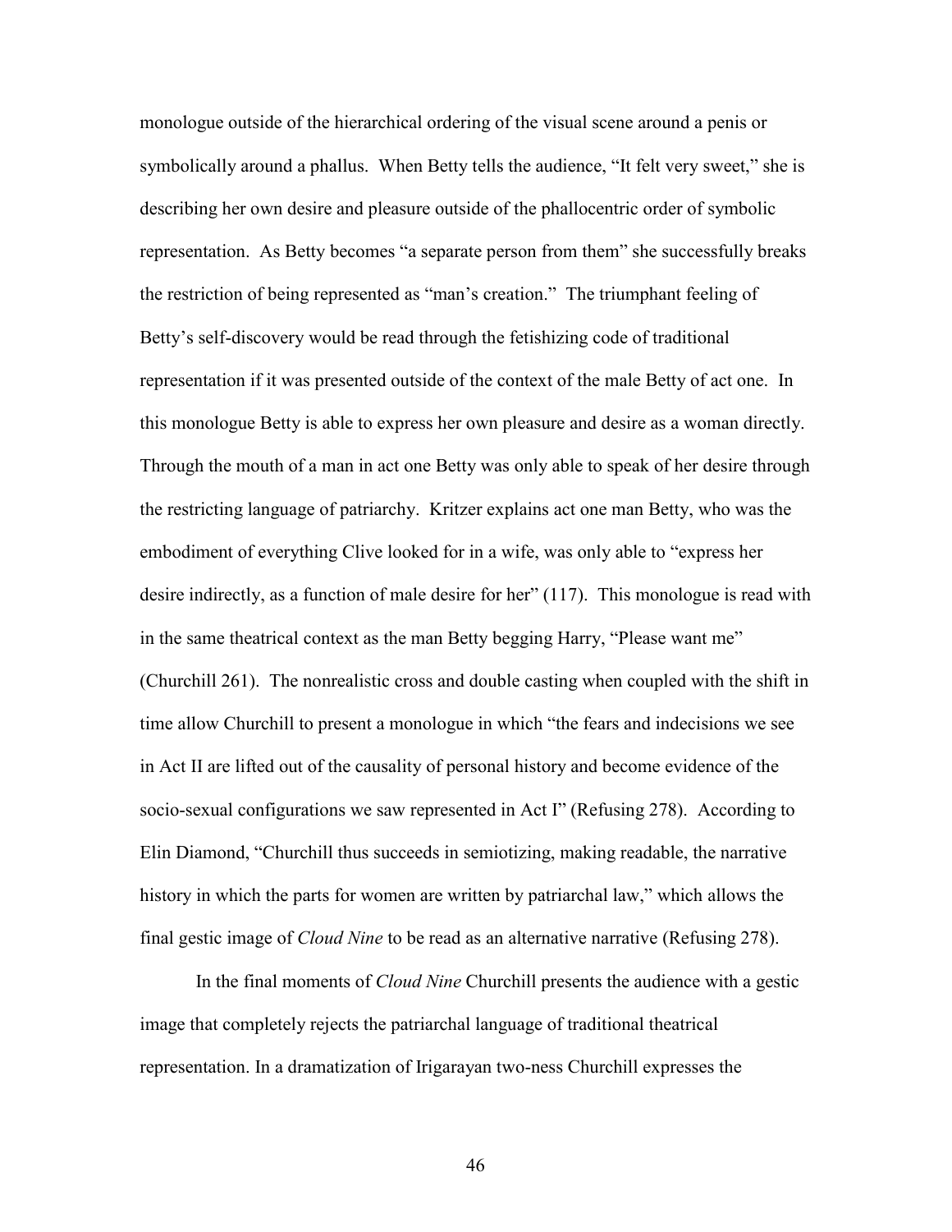monologue outside of the hierarchical ordering of the visual scene around a penis or symbolically around a phallus. When Betty tells the audience, "It felt very sweet," she is describing her own desire and pleasure outside of the phallocentric order of symbolic representation. As Betty becomes "a separate person from them" she successfully breaks the restriction of being represented as "man's creation." The triumphant feeling of Betty's self-discovery would be read through the fetishizing code of traditional representation if it was presented outside of the context of the male Betty of act one. In this monologue Betty is able to express her own pleasure and desire as a woman directly. Through the mouth of a man in act one Betty was only able to speak of her desire through the restricting language of patriarchy. Kritzer explains act one man Betty, who was the embodiment of everything Clive looked for in a wife, was only able to "express her desire indirectly, as a function of male desire for her" (117). This monologue is read with in the same theatrical context as the man Betty begging Harry, "Please want me" (Churchill 261). The nonrealistic cross and double casting when coupled with the shift in time allow Churchill to present a monologue in which "the fears and indecisions we see in Act II are lifted out of the causality of personal history and become evidence of the socio-sexual configurations we saw represented in Act I" (Refusing 278). According to Elin Diamond, "Churchill thus succeeds in semiotizing, making readable, the narrative history in which the parts for women are written by patriarchal law," which allows the final gestic image of *Cloud Nine* to be read as an alternative narrative (Refusing 278).

In the final moments of *Cloud Nine* Churchill presents the audience with a gestic image that completely rejects the patriarchal language of traditional theatrical representation. In a dramatization of Irigarayan two-ness Churchill expresses the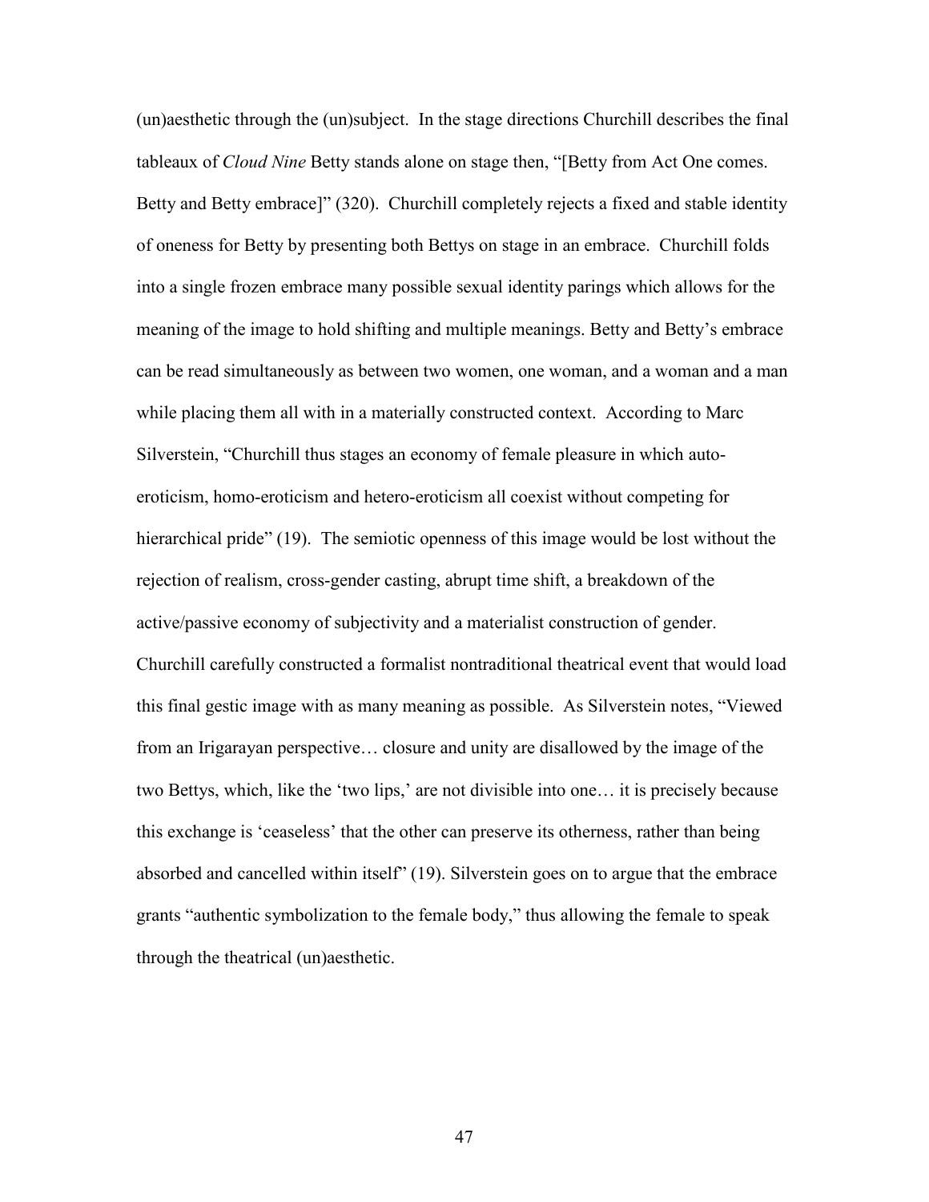(un)aesthetic through the (un)subject. In the stage directions Churchill describes the final tableaux of *Cloud Nine* Betty stands alone on stage then, "[Betty from Act One comes. Betty and Betty embrace]" (320). Churchill completely rejects a fixed and stable identity of oneness for Betty by presenting both Bettys on stage in an embrace. Churchill folds into a single frozen embrace many possible sexual identity parings which allows for the meaning of the image to hold shifting and multiple meanings. Betty and Betty's embrace can be read simultaneously as between two women, one woman, and a woman and a man while placing them all with in a materially constructed context. According to Marc Silverstein, "Churchill thus stages an economy of female pleasure in which auto-eroticism, homo-eroticism and hetero-eroticism all coexist without competing for hierarchical pride" (19). The semiotic openness of this image would be lost without the rejection of realism, cross-gender casting, abrupt time shift, a breakdown of the active/passive economy of subjectivity and a materialist construction of gender. Churchill carefully constructed a formalist nontraditional theatrical event that would load this final gestic image with as many meaning as possible. As Silverstein notes, "Viewed from an Irigarayan perspective… closure and unity are disallowed by the image of the two Bettys, which, like the 'two lips,' are not divisible into one… it is precisely because this exchange is 'ceaseless' that the other can preserve its otherness, rather than being absorbed and cancelled within itself" (19). Silverstein goes on to argue that the embrace grants "authentic symbolization to the female body," thus allowing the female to speak through the theatrical (un)aesthetic.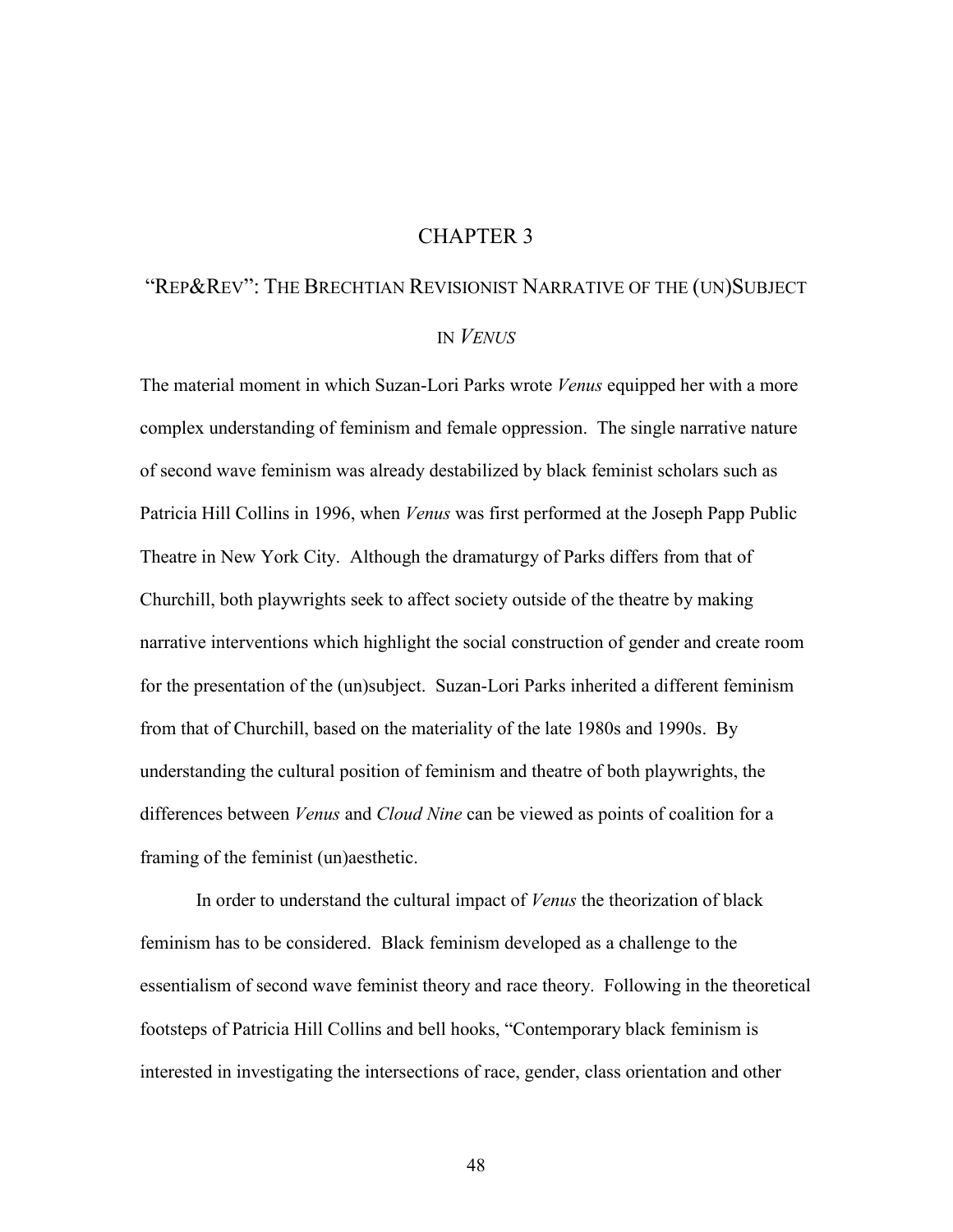# CHAPTER 3

## "REP&REV": THE BRECHTIAN REVISIONIST NARRATIVE OF THE (UN)SUBJECT IN *VENUS*

The material moment in which Suzan-Lori Parks wrote *Venus* equipped her with a more complex understanding of feminism and female oppression. The single narrative nature of second wave feminism was already destabilized by black feminist scholars such as Patricia Hill Collins in 1996, when *Venus* was first performed at the Joseph Papp Public Theatre in New York City. Although the dramaturgy of Parks differs from that of Churchill, both playwrights seek to affect society outside of the theatre by making narrative interventions which highlight the social construction of gender and create room for the presentation of the (un)subject. Suzan-Lori Parks inherited a different feminism from that of Churchill, based on the materiality of the late 1980s and 1990s. By understanding the cultural position of feminism and theatre of both playwrights, the differences between *Venus* and *Cloud Nine* can be viewed as points of coalition for a framing of the feminist (un)aesthetic.

In order to understand the cultural impact of *Venus* the theorization of black feminism has to be considered. Black feminism developed as a challenge to the essentialism of second wave feminist theory and race theory. Following in the theoretical footsteps of Patricia Hill Collins and bell hooks, "Contemporary black feminism is interested in investigating the intersections of race, gender, class orientation and other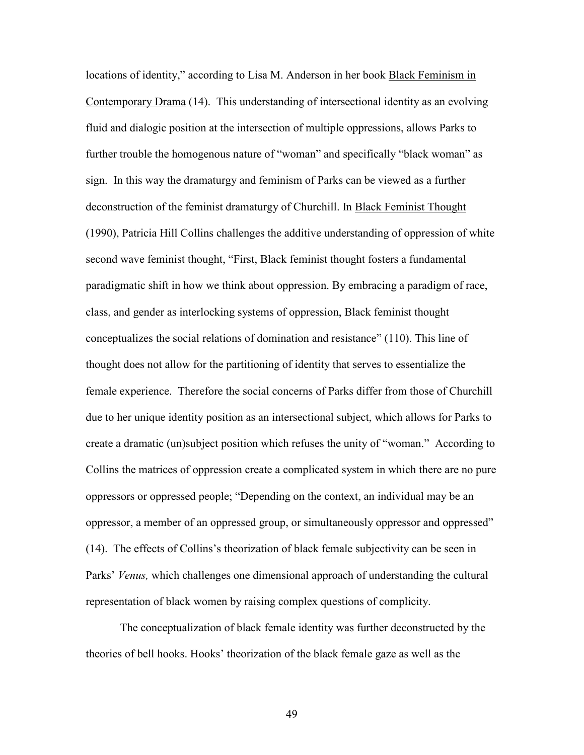locations of identity," according to Lisa M. Anderson in her book Black Feminism in Contemporary Drama (14). This understanding of intersectional identity as an evolving fluid and dialogic position at the intersection of multiple oppressions, allows Parks to further trouble the homogenous nature of "woman" and specifically "black woman" as sign. In this way the dramaturgy and feminism of Parks can be viewed as a further deconstruction of the feminist dramaturgy of Churchill. In Black Feminist Thought (1990), Patricia Hill Collins challenges the additive understanding of oppression of white second wave feminist thought, "First, Black feminist thought fosters a fundamental paradigmatic shift in how we think about oppression. By embracing a paradigm of race, class, and gender as interlocking systems of oppression, Black feminist thought conceptualizes the social relations of domination and resistance" (110). This line of thought does not allow for the partitioning of identity that serves to essentialize the female experience. Therefore the social concerns of Parks differ from those of Churchill due to her unique identity position as an intersectional subject, which allows for Parks to create a dramatic (un)subject position which refuses the unity of "woman." According to Collins the matrices of oppression create a complicated system in which there are no pure oppressors or oppressed people; "Depending on the context, an individual may be an oppressor, a member of an oppressed group, or simultaneously oppressor and oppressed" (14). The effects of Collins's theorization of black female subjectivity can be seen in Parks' *Venus,* which challenges one dimensional approach of understanding the cultural representation of black women by raising complex questions of complicity.

The conceptualization of black female identity was further deconstructed by the theories of bell hooks. Hooks' theorization of the black female gaze as well as the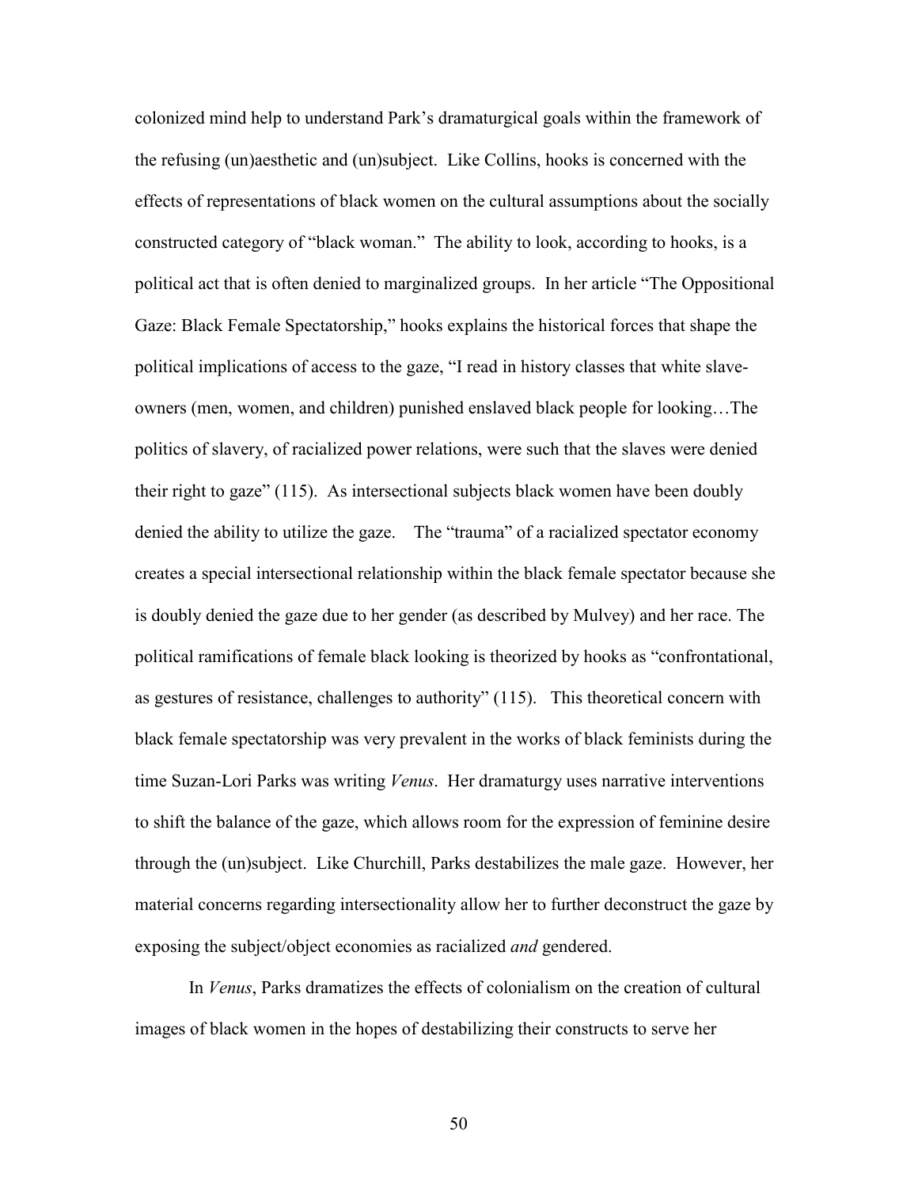colonized mind help to understand Park's dramaturgical goals within the framework of the refusing (un)aesthetic and (un)subject. Like Collins, hooks is concerned with the effects of representations of black women on the cultural assumptions about the socially constructed category of "black woman." The ability to look, according to hooks, is a political act that is often denied to marginalized groups. In her article "The Oppositional Gaze: Black Female Spectatorship," hooks explains the historical forces that shape the political implications of access to the gaze, "I read in history classes that white slave-owners (men, women, and children) punished enslaved black people for looking…The politics of slavery, of racialized power relations, were such that the slaves were denied their right to gaze" (115). As intersectional subjects black women have been doubly denied the ability to utilize the gaze. The "trauma" of a racialized spectator economy creates a special intersectional relationship within the black female spectator because she is doubly denied the gaze due to her gender (as described by Mulvey) and her race. The political ramifications of female black looking is theorized by hooks as "confrontational, as gestures of resistance, challenges to authority" (115). This theoretical concern with black female spectatorship was very prevalent in the works of black feminists during the time Suzan-Lori Parks was writing *Venus*. Her dramaturgy uses narrative interventions to shift the balance of the gaze, which allows room for the expression of feminine desire through the (un)subject. Like Churchill, Parks destabilizes the male gaze. However, her material concerns regarding intersectionality allow her to further deconstruct the gaze by exposing the subject/object economies as racialized *and* gendered.

In *Venus*, Parks dramatizes the effects of colonialism on the creation of cultural images of black women in the hopes of destabilizing their constructs to serve her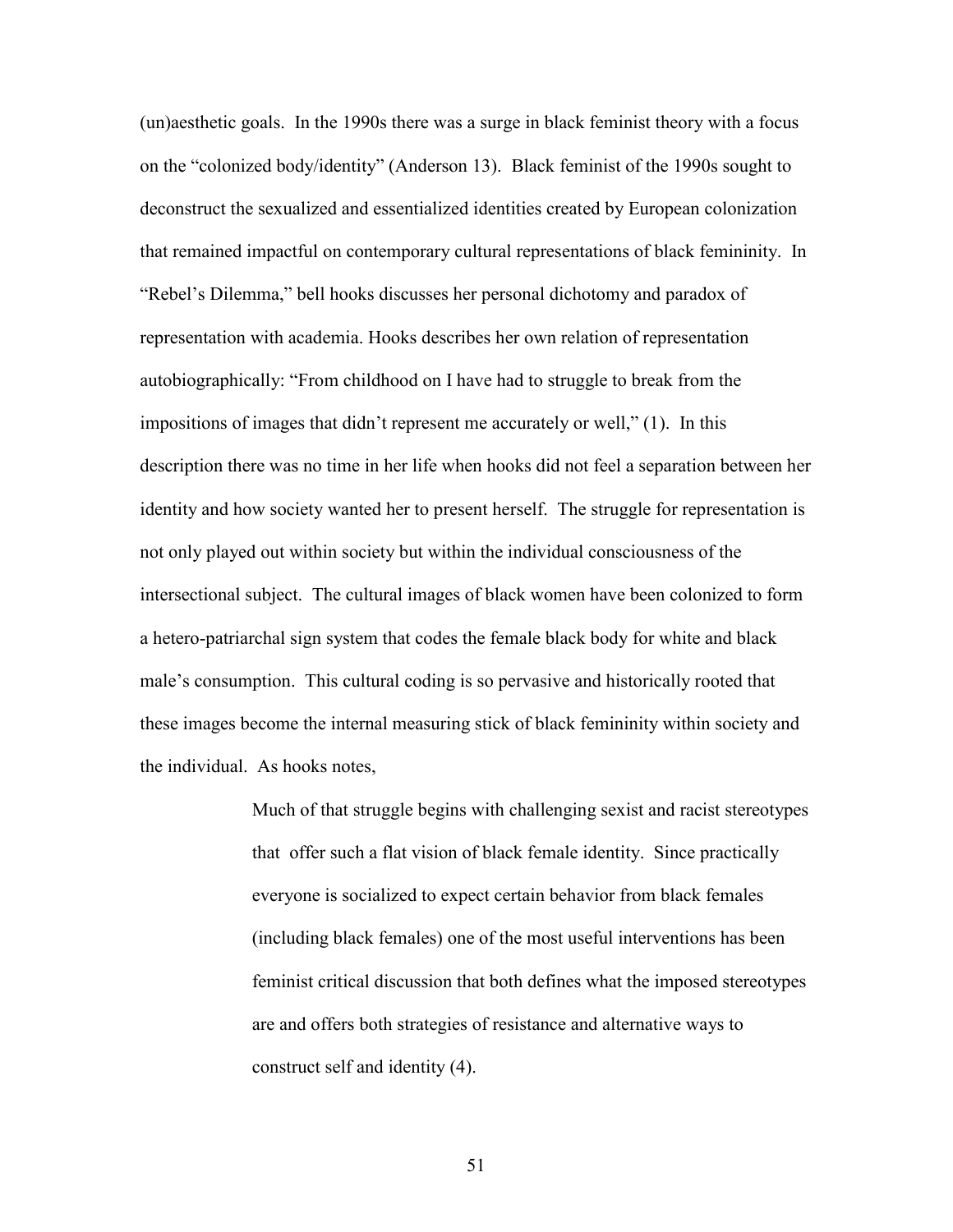(un)aesthetic goals. In the 1990s there was a surge in black feminist theory with a focus on the "colonized body/identity" (Anderson 13). Black feminist of the 1990s sought to deconstruct the sexualized and essentialized identities created by European colonization that remained impactful on contemporary cultural representations of black femininity. In "Rebel's Dilemma," bell hooks discusses her personal dichotomy and paradox of representation with academia. Hooks describes her own relation of representation autobiographically: "From childhood on I have had to struggle to break from the impositions of images that didn't represent me accurately or well," (1). In this description there was no time in her life when hooks did not feel a separation between her identity and how society wanted her to present herself. The struggle for representation is not only played out within society but within the individual consciousness of the intersectional subject. The cultural images of black women have been colonized to form a hetero-patriarchal sign system that codes the female black body for white and black male's consumption. This cultural coding is so pervasive and historically rooted that these images become the internal measuring stick of black femininity within society and the individual. As hooks notes,

> Much of that struggle begins with challenging sexist and racist stereotypes that offer such a flat vision of black female identity. Since practically everyone is socialized to expect certain behavior from black females (including black females) one of the most useful interventions has been feminist critical discussion that both defines what the imposed stereotypes are and offers both strategies of resistance and alternative ways to construct self and identity (4).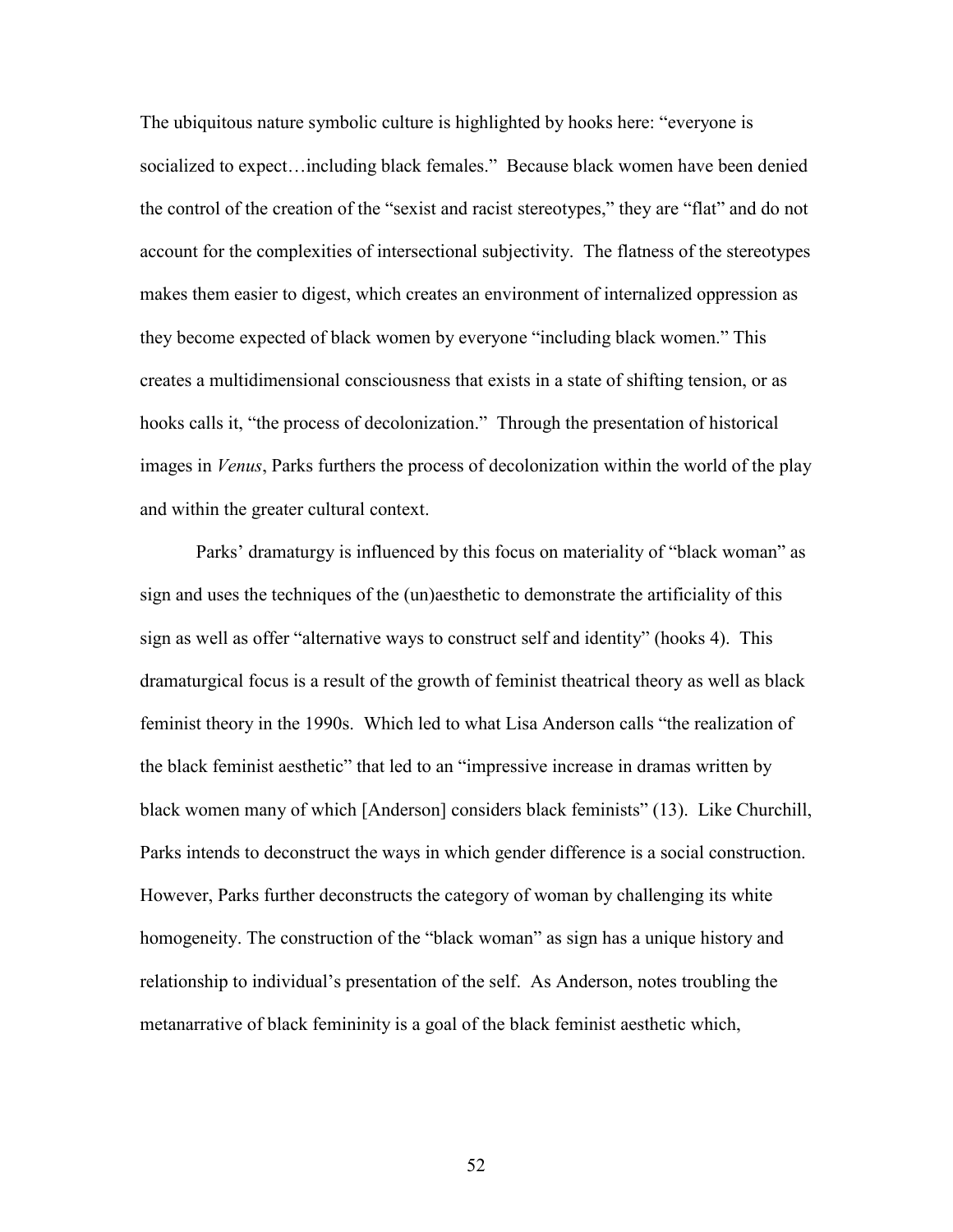The ubiquitous nature symbolic culture is highlighted by hooks here: "everyone is socialized to expect…including black females." Because black women have been denied the control of the creation of the "sexist and racist stereotypes," they are "flat" and do not account for the complexities of intersectional subjectivity. The flatness of the stereotypes makes them easier to digest, which creates an environment of internalized oppression as they become expected of black women by everyone "including black women." This creates a multidimensional consciousness that exists in a state of shifting tension, or as hooks calls it, "the process of decolonization." Through the presentation of historical images in *Venus*, Parks furthers the process of decolonization within the world of the play and within the greater cultural context.

Parks' dramaturgy is influenced by this focus on materiality of "black woman" as sign and uses the techniques of the (un)aesthetic to demonstrate the artificiality of this sign as well as offer "alternative ways to construct self and identity" (hooks 4). This dramaturgical focus is a result of the growth of feminist theatrical theory as well as black feminist theory in the 1990s. Which led to what Lisa Anderson calls "the realization of the black feminist aesthetic" that led to an "impressive increase in dramas written by black women many of which [Anderson] considers black feminists" (13). Like Churchill, Parks intends to deconstruct the ways in which gender difference is a social construction. However, Parks further deconstructs the category of woman by challenging its white homogeneity. The construction of the "black woman" as sign has a unique history and relationship to individual's presentation of the self. As Anderson, notes troubling the metanarrative of black femininity is a goal of the black feminist aesthetic which,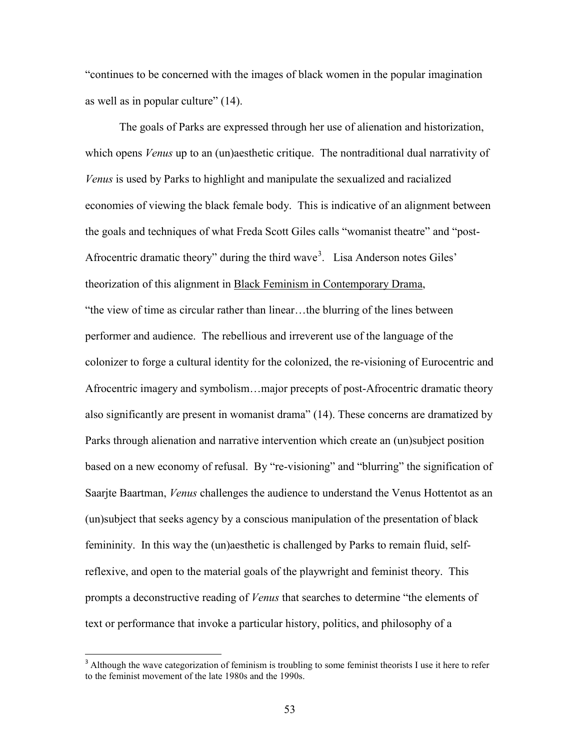"continues to be concerned with the images of black women in the popular imagination as well as in popular culture" (14).

The goals of Parks are expressed through her use of alienation and historization, which opens *Venus* up to an (un)aesthetic critique. The nontraditional dual narrativity of *Venus* is used by Parks to highlight and manipulate the sexualized and racialized economies of viewing the black female body. This is indicative of an alignment between the goals and techniques of what Freda Scott Giles calls "womanist theatre" and "post-Afrocentric dramatic theory" during the third wave[3]. Lisa Anderson notes Giles' theorization of this alignment in Black Feminism in Contemporary Drama, "the view of time as circular rather than linear…the blurring of the lines between performer and audience. The rebellious and irreverent use of the language of the colonizer to forge a cultural identity for the colonized, the re-visioning of Eurocentric and Afrocentric imagery and symbolism…major precepts of post-Afrocentric dramatic theory also significantly are present in womanist drama" (14). These concerns are dramatized by Parks through alienation and narrative intervention which create an (un)subject position based on a new economy of refusal. By "re-visioning" and "blurring" the signification of Saarjte Baartman, *Venus* challenges the audience to understand the Venus Hottentot as an (un)subject that seeks agency by a conscious manipulation of the presentation of black femininity. In this way the (un)aesthetic is challenged by Parks to remain fluid, self-reflexive, and open to the material goals of the playwright and feminist theory. This prompts a deconstructive reading of *Venus* that searches to determine "the elements of text or performance that invoke a particular history, politics, and philosophy of a

[3] Although the wave categorization of feminism is troubling to some feminist theorists I use it here to refer to the feminist movement of the late 1980s and the 1990s.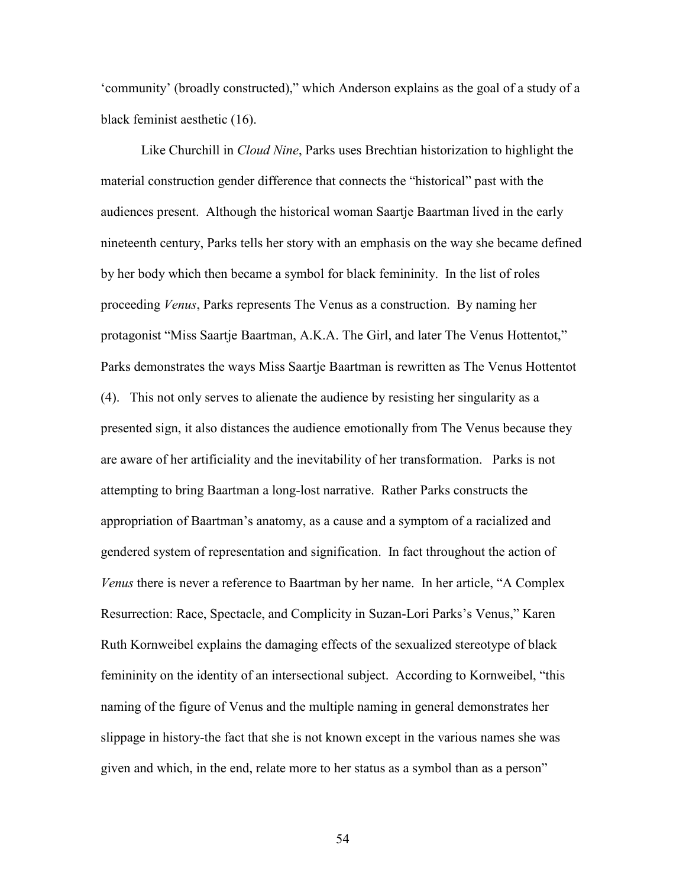'community' (broadly constructed)," which Anderson explains as the goal of a study of a black feminist aesthetic (16).

Like Churchill in *Cloud Nine*, Parks uses Brechtian historization to highlight the material construction gender difference that connects the "historical" past with the audiences present. Although the historical woman Saartje Baartman lived in the early nineteenth century, Parks tells her story with an emphasis on the way she became defined by her body which then became a symbol for black femininity. In the list of roles proceeding *Venus*, Parks represents The Venus as a construction. By naming her protagonist "Miss Saartje Baartman, A.K.A. The Girl, and later The Venus Hottentot," Parks demonstrates the ways Miss Saartje Baartman is rewritten as The Venus Hottentot (4). This not only serves to alienate the audience by resisting her singularity as a presented sign, it also distances the audience emotionally from The Venus because they are aware of her artificiality and the inevitability of her transformation. Parks is not attempting to bring Baartman a long-lost narrative. Rather Parks constructs the appropriation of Baartman's anatomy, as a cause and a symptom of a racialized and gendered system of representation and signification. In fact throughout the action of *Venus* there is never a reference to Baartman by her name. In her article, "A Complex Resurrection: Race, Spectacle, and Complicity in Suzan-Lori Parks's Venus," Karen Ruth Kornweibel explains the damaging effects of the sexualized stereotype of black femininity on the identity of an intersectional subject. According to Kornweibel, "this naming of the figure of Venus and the multiple naming in general demonstrates her slippage in history-the fact that she is not known except in the various names she was given and which, in the end, relate more to her status as a symbol than as a person"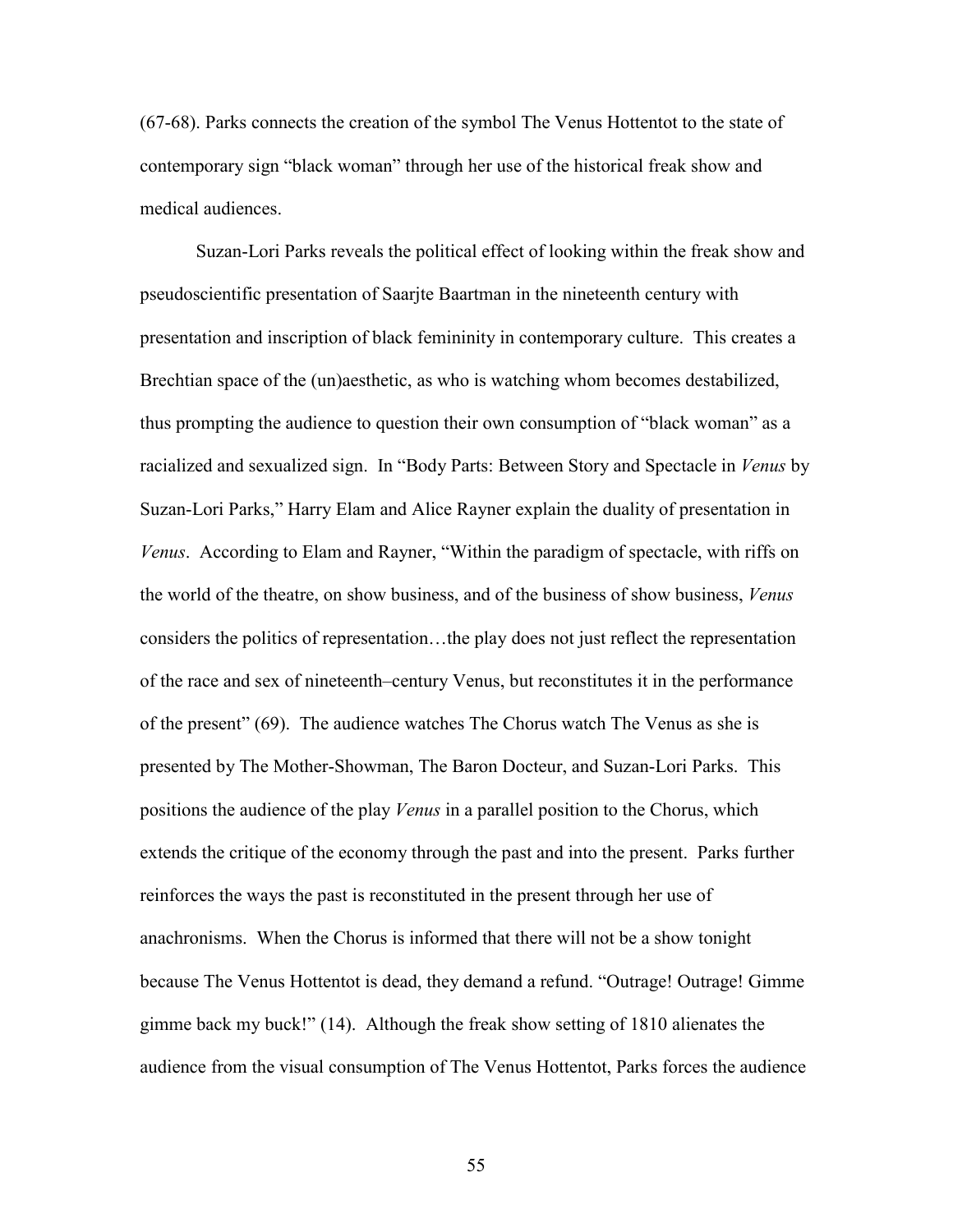(67-68). Parks connects the creation of the symbol The Venus Hottentot to the state of contemporary sign "black woman" through her use of the historical freak show and medical audiences.

Suzan-Lori Parks reveals the political effect of looking within the freak show and pseudoscientific presentation of Saarjte Baartman in the nineteenth century with presentation and inscription of black femininity in contemporary culture. This creates a Brechtian space of the (un)aesthetic, as who is watching whom becomes destabilized, thus prompting the audience to question their own consumption of "black woman" as a racialized and sexualized sign. In "Body Parts: Between Story and Spectacle in *Venus* by Suzan-Lori Parks," Harry Elam and Alice Rayner explain the duality of presentation in *Venus*. According to Elam and Rayner, "Within the paradigm of spectacle, with riffs on the world of the theatre, on show business, and of the business of show business, *Venus* considers the politics of representation…the play does not just reflect the representation of the race and sex of nineteenth–century Venus, but reconstitutes it in the performance of the present" (69). The audience watches The Chorus watch The Venus as she is presented by The Mother-Showman, The Baron Docteur, and Suzan-Lori Parks. This positions the audience of the play *Venus* in a parallel position to the Chorus, which extends the critique of the economy through the past and into the present. Parks further reinforces the ways the past is reconstituted in the present through her use of anachronisms. When the Chorus is informed that there will not be a show tonight because The Venus Hottentot is dead, they demand a refund. "Outrage! Outrage! Gimme gimme back my buck!" (14). Although the freak show setting of 1810 alienates the audience from the visual consumption of The Venus Hottentot, Parks forces the audience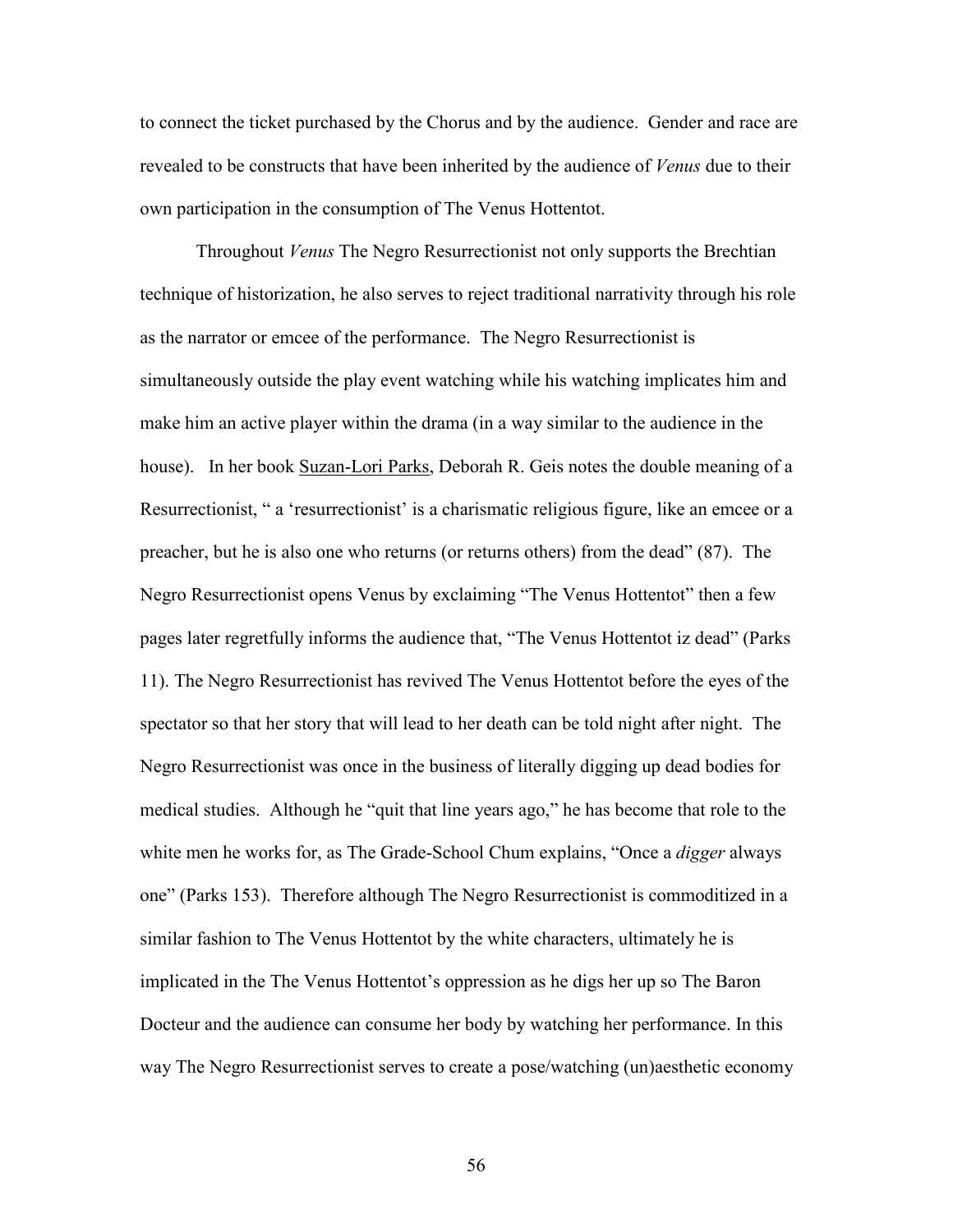to connect the ticket purchased by the Chorus and by the audience. Gender and race are revealed to be constructs that have been inherited by the audience of *Venus* due to their own participation in the consumption of The Venus Hottentot.

Throughout *Venus* The Negro Resurrectionist not only supports the Brechtian technique of historization, he also serves to reject traditional narrativity through his role as the narrator or emcee of the performance. The Negro Resurrectionist is simultaneously outside the play event watching while his watching implicates him and make him an active player within the drama (in a way similar to the audience in the house). In her book Suzan-Lori Parks, Deborah R. Geis notes the double meaning of a Resurrectionist, " a 'resurrectionist' is a charismatic religious figure, like an emcee or a preacher, but he is also one who returns (or returns others) from the dead" (87). The Negro Resurrectionist opens Venus by exclaiming "The Venus Hottentot" then a few pages later regretfully informs the audience that, "The Venus Hottentot iz dead" (Parks 11). The Negro Resurrectionist has revived The Venus Hottentot before the eyes of the spectator so that her story that will lead to her death can be told night after night. The Negro Resurrectionist was once in the business of literally digging up dead bodies for medical studies. Although he "quit that line years ago," he has become that role to the white men he works for, as The Grade-School Chum explains, "Once a *digger* always one" (Parks 153). Therefore although The Negro Resurrectionist is commoditized in a similar fashion to The Venus Hottentot by the white characters, ultimately he is implicated in the The Venus Hottentot's oppression as he digs her up so The Baron Docteur and the audience can consume her body by watching her performance. In this way The Negro Resurrectionist serves to create a pose/watching (un)aesthetic economy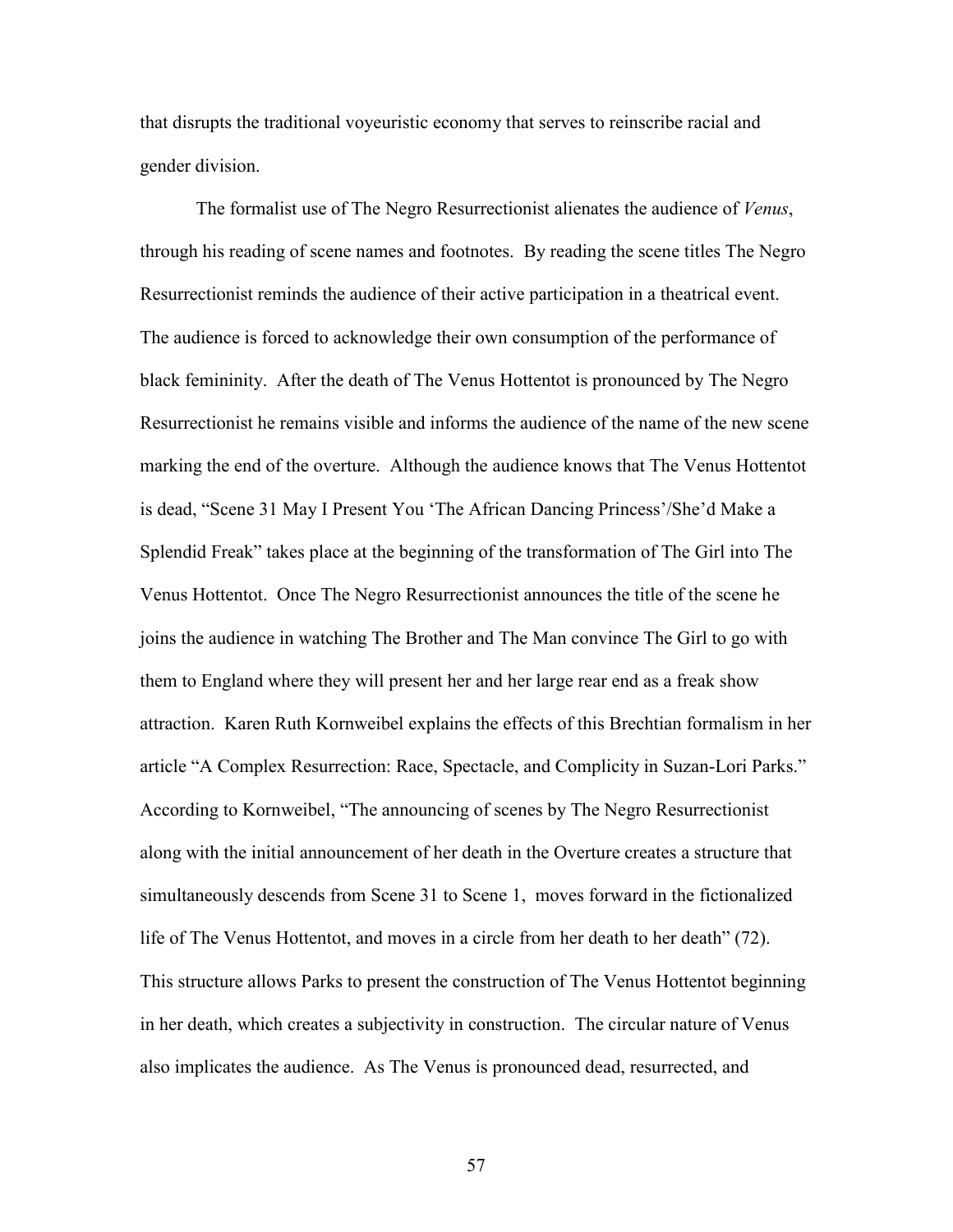that disrupts the traditional voyeuristic economy that serves to reinscribe racial and gender division.

The formalist use of The Negro Resurrectionist alienates the audience of *Venus*, through his reading of scene names and footnotes. By reading the scene titles The Negro Resurrectionist reminds the audience of their active participation in a theatrical event. The audience is forced to acknowledge their own consumption of the performance of black femininity. After the death of The Venus Hottentot is pronounced by The Negro Resurrectionist he remains visible and informs the audience of the name of the new scene marking the end of the overture. Although the audience knows that The Venus Hottentot is dead, "Scene 31 May I Present You 'The African Dancing Princess'/She'd Make a Splendid Freak" takes place at the beginning of the transformation of The Girl into The Venus Hottentot. Once The Negro Resurrectionist announces the title of the scene he joins the audience in watching The Brother and The Man convince The Girl to go with them to England where they will present her and her large rear end as a freak show attraction. Karen Ruth Kornweibel explains the effects of this Brechtian formalism in her article "A Complex Resurrection: Race, Spectacle, and Complicity in Suzan-Lori Parks." According to Kornweibel, "The announcing of scenes by The Negro Resurrectionist along with the initial announcement of her death in the Overture creates a structure that simultaneously descends from Scene 31 to Scene 1, moves forward in the fictionalized life of The Venus Hottentot, and moves in a circle from her death to her death" (72). This structure allows Parks to present the construction of The Venus Hottentot beginning in her death, which creates a subjectivity in construction. The circular nature of Venus also implicates the audience. As The Venus is pronounced dead, resurrected, and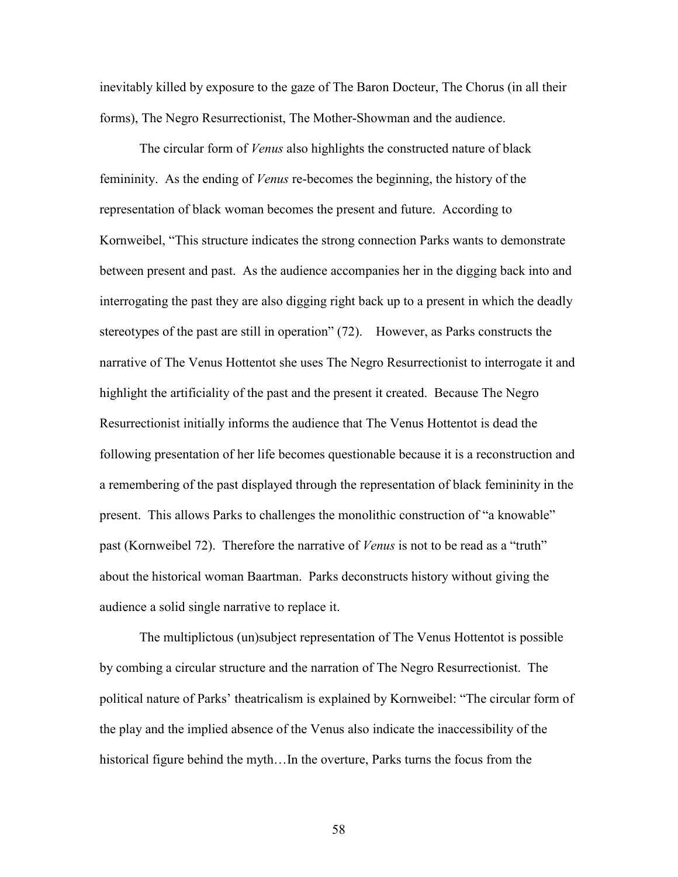inevitably killed by exposure to the gaze of The Baron Docteur, The Chorus (in all their forms), The Negro Resurrectionist, The Mother-Showman and the audience.

The circular form of *Venus* also highlights the constructed nature of black femininity. As the ending of *Venus* re-becomes the beginning, the history of the representation of black woman becomes the present and future. According to Kornweibel, "This structure indicates the strong connection Parks wants to demonstrate between present and past. As the audience accompanies her in the digging back into and interrogating the past they are also digging right back up to a present in which the deadly stereotypes of the past are still in operation" (72). However, as Parks constructs the narrative of The Venus Hottentot she uses The Negro Resurrectionist to interrogate it and highlight the artificiality of the past and the present it created. Because The Negro Resurrectionist initially informs the audience that The Venus Hottentot is dead the following presentation of her life becomes questionable because it is a reconstruction and a remembering of the past displayed through the representation of black femininity in the present. This allows Parks to challenges the monolithic construction of "a knowable" past (Kornweibel 72). Therefore the narrative of *Venus* is not to be read as a "truth" about the historical woman Baartman. Parks deconstructs history without giving the audience a solid single narrative to replace it.

The multiplictous (un)subject representation of The Venus Hottentot is possible by combing a circular structure and the narration of The Negro Resurrectionist. The political nature of Parks' theatricalism is explained by Kornweibel: "The circular form of the play and the implied absence of the Venus also indicate the inaccessibility of the historical figure behind the myth…In the overture, Parks turns the focus from the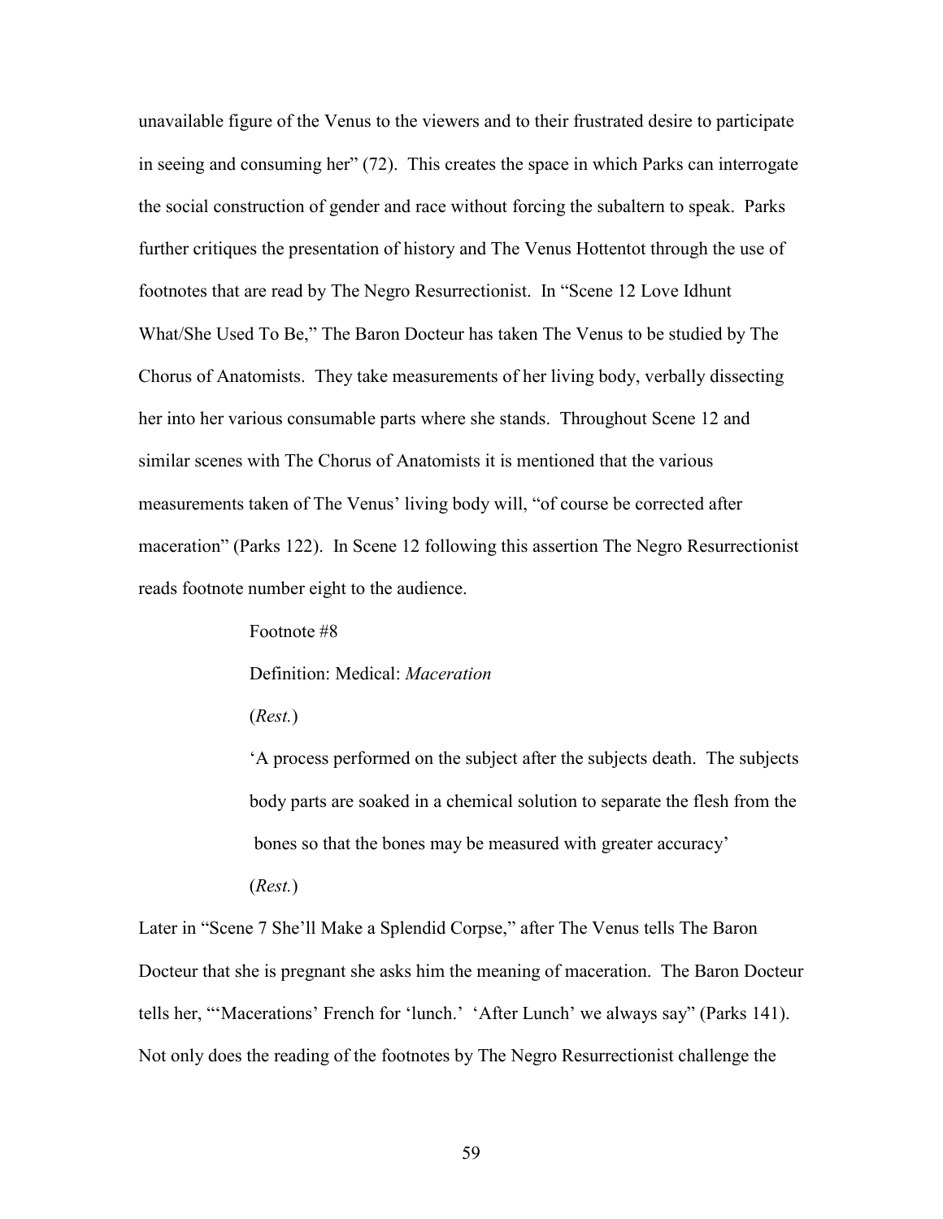unavailable figure of the Venus to the viewers and to their frustrated desire to participate in seeing and consuming her" (72). This creates the space in which Parks can interrogate the social construction of gender and race without forcing the subaltern to speak. Parks further critiques the presentation of history and The Venus Hottentot through the use of footnotes that are read by The Negro Resurrectionist. In "Scene 12 Love Idhunt What/She Used To Be," The Baron Docteur has taken The Venus to be studied by The Chorus of Anatomists. They take measurements of her living body, verbally dissecting her into her various consumable parts where she stands. Throughout Scene 12 and similar scenes with The Chorus of Anatomists it is mentioned that the various measurements taken of The Venus' living body will, "of course be corrected after maceration" (Parks 122). In Scene 12 following this assertion The Negro Resurrectionist reads footnote number eight to the audience.

> Footnote #8
>
> Definition: Medical: *Maceration*
>
> (*Rest.*)
>
> 'A process performed on the subject after the subjects death. The subjects body parts are soaked in a chemical solution to separate the flesh from the bones so that the bones may be measured with greater accuracy'
>
> (*Rest.*)

Later in "Scene 7 She'll Make a Splendid Corpse," after The Venus tells The Baron Docteur that she is pregnant she asks him the meaning of maceration. The Baron Docteur tells her, "'Macerations' French for 'lunch.' 'After Lunch' we always say" (Parks 141). Not only does the reading of the footnotes by The Negro Resurrectionist challenge the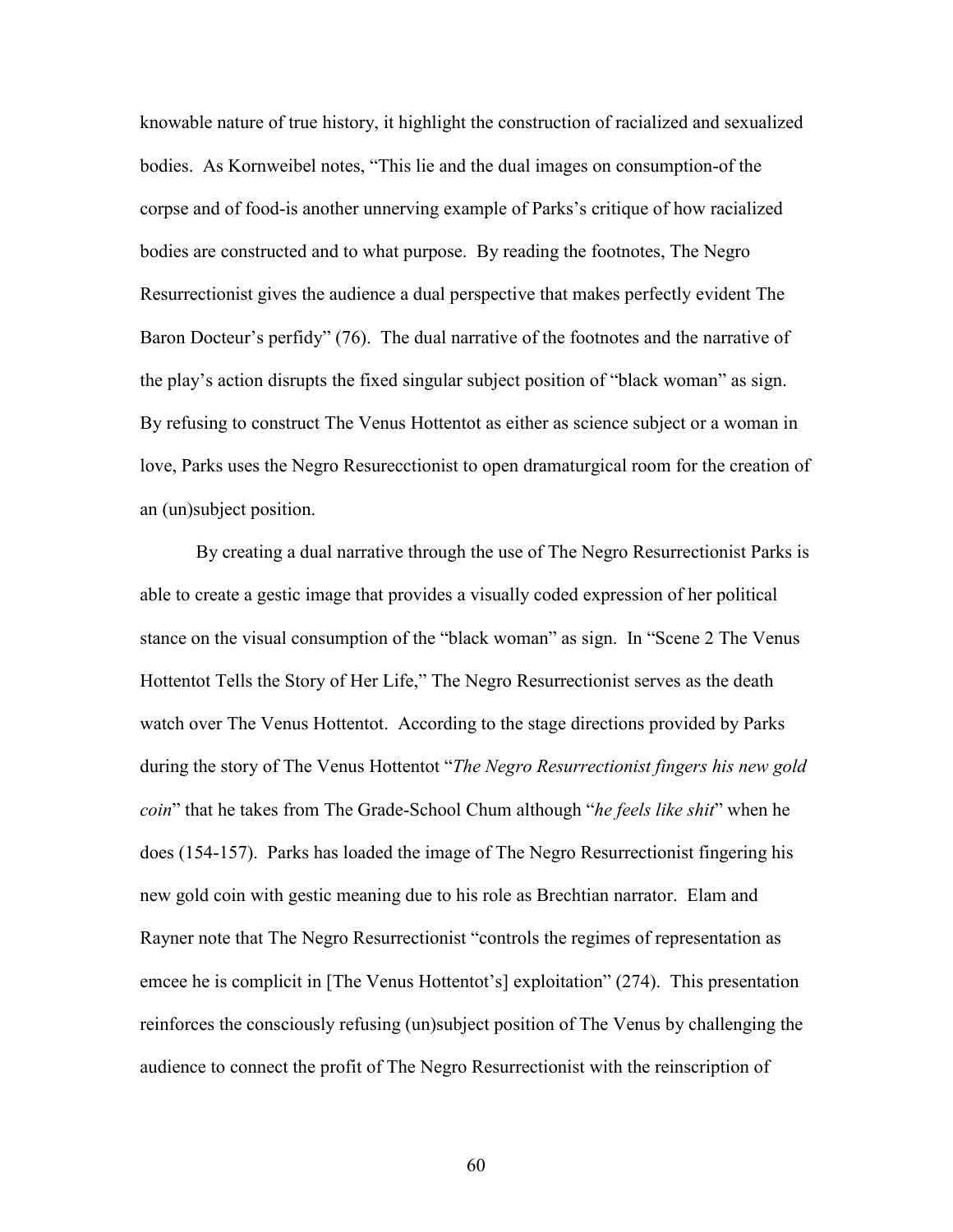knowable nature of true history, it highlight the construction of racialized and sexualized bodies. As Kornweibel notes, "This lie and the dual images on consumption-of the corpse and of food-is another unnerving example of Parks's critique of how racialized bodies are constructed and to what purpose. By reading the footnotes, The Negro Resurrectionist gives the audience a dual perspective that makes perfectly evident The Baron Docteur's perfidy" (76). The dual narrative of the footnotes and the narrative of the play's action disrupts the fixed singular subject position of "black woman" as sign. By refusing to construct The Venus Hottentot as either as science subject or a woman in love, Parks uses the Negro Resurecctionist to open dramaturgical room for the creation of an (un)subject position.

By creating a dual narrative through the use of The Negro Resurrectionist Parks is able to create a gestic image that provides a visually coded expression of her political stance on the visual consumption of the "black woman" as sign. In "Scene 2 The Venus Hottentot Tells the Story of Her Life," The Negro Resurrectionist serves as the death watch over The Venus Hottentot. According to the stage directions provided by Parks during the story of The Venus Hottentot "*The Negro Resurrectionist fingers his new gold coin*" that he takes from The Grade-School Chum although "*he feels like shit*" when he does (154-157). Parks has loaded the image of The Negro Resurrectionist fingering his new gold coin with gestic meaning due to his role as Brechtian narrator. Elam and Rayner note that The Negro Resurrectionist "controls the regimes of representation as emcee he is complicit in [The Venus Hottentot's] exploitation" (274). This presentation reinforces the consciously refusing (un)subject position of The Venus by challenging the audience to connect the profit of The Negro Resurrectionist with the reinscription of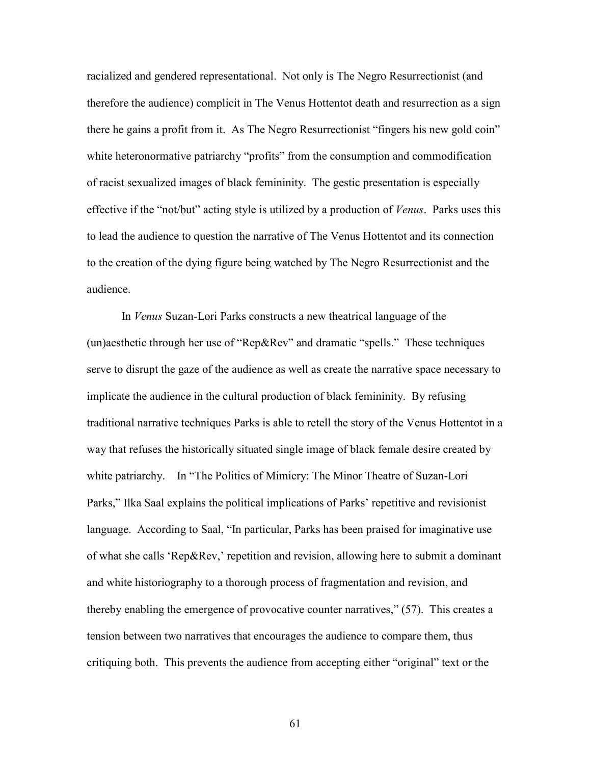racialized and gendered representational. Not only is The Negro Resurrectionist (and therefore the audience) complicit in The Venus Hottentot death and resurrection as a sign there he gains a profit from it. As The Negro Resurrectionist "fingers his new gold coin" white heteronormative patriarchy "profits" from the consumption and commodification of racist sexualized images of black femininity. The gestic presentation is especially effective if the "not/but" acting style is utilized by a production of *Venus*. Parks uses this to lead the audience to question the narrative of The Venus Hottentot and its connection to the creation of the dying figure being watched by The Negro Resurrectionist and the audience.

In *Venus* Suzan-Lori Parks constructs a new theatrical language of the (un)aesthetic through her use of "Rep&Rev" and dramatic "spells." These techniques serve to disrupt the gaze of the audience as well as create the narrative space necessary to implicate the audience in the cultural production of black femininity. By refusing traditional narrative techniques Parks is able to retell the story of the Venus Hottentot in a way that refuses the historically situated single image of black female desire created by white patriarchy. In "The Politics of Mimicry: The Minor Theatre of Suzan-Lori Parks," Ilka Saal explains the political implications of Parks' repetitive and revisionist language. According to Saal, "In particular, Parks has been praised for imaginative use of what she calls 'Rep&Rev,' repetition and revision, allowing here to submit a dominant and white historiography to a thorough process of fragmentation and revision, and thereby enabling the emergence of provocative counter narratives," (57). This creates a tension between two narratives that encourages the audience to compare them, thus critiquing both. This prevents the audience from accepting either "original" text or the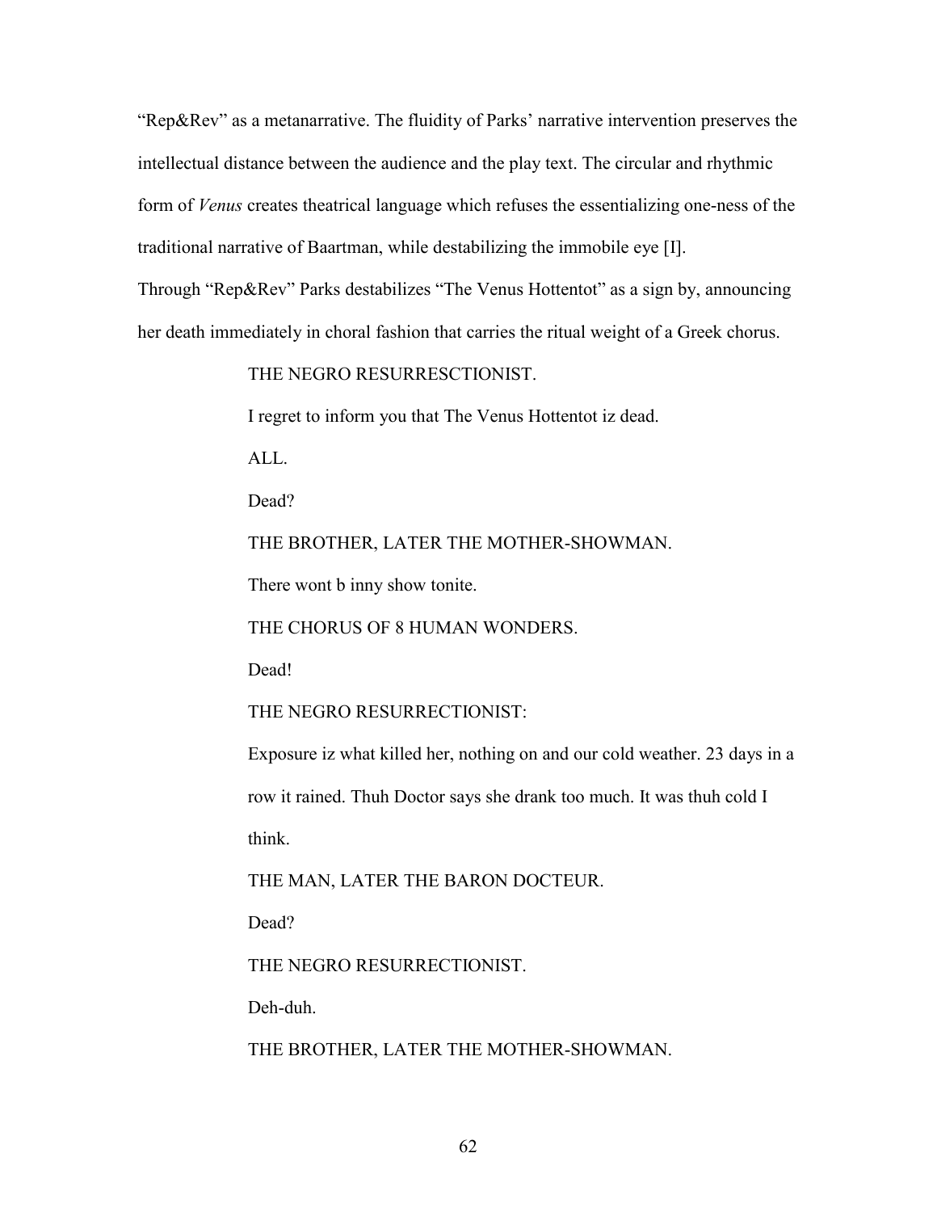"Rep&Rev" as a metanarrative. The fluidity of Parks' narrative intervention preserves the intellectual distance between the audience and the play text. The circular and rhythmic form of *Venus* creates theatrical language which refuses the essentializing one-ness of the traditional narrative of Baartman, while destabilizing the immobile eye [I].

Through "Rep&Rev" Parks destabilizes "The Venus Hottentot" as a sign by, announcing her death immediately in choral fashion that carries the ritual weight of a Greek chorus.

> THE NEGRO RESURRESCTIONIST.
>
> I regret to inform you that The Venus Hottentot iz dead.
>
> ALL.
>
> Dead?
>
> THE BROTHER, LATER THE MOTHER-SHOWMAN.
>
> There wont b inny show tonite.
>
> THE CHORUS OF 8 HUMAN WONDERS.
>
> Dead!
>
> THE NEGRO RESURRECTIONIST:
>
> Exposure iz what killed her, nothing on and our cold weather. 23 days in a row it rained. Thuh Doctor says she drank too much. It was thuh cold I think.
>
> THE MAN, LATER THE BARON DOCTEUR.
>
> Dead?
>
> THE NEGRO RESURRECTIONIST.
>
> Deh-duh.
>
> THE BROTHER, LATER THE MOTHER-SHOWMAN.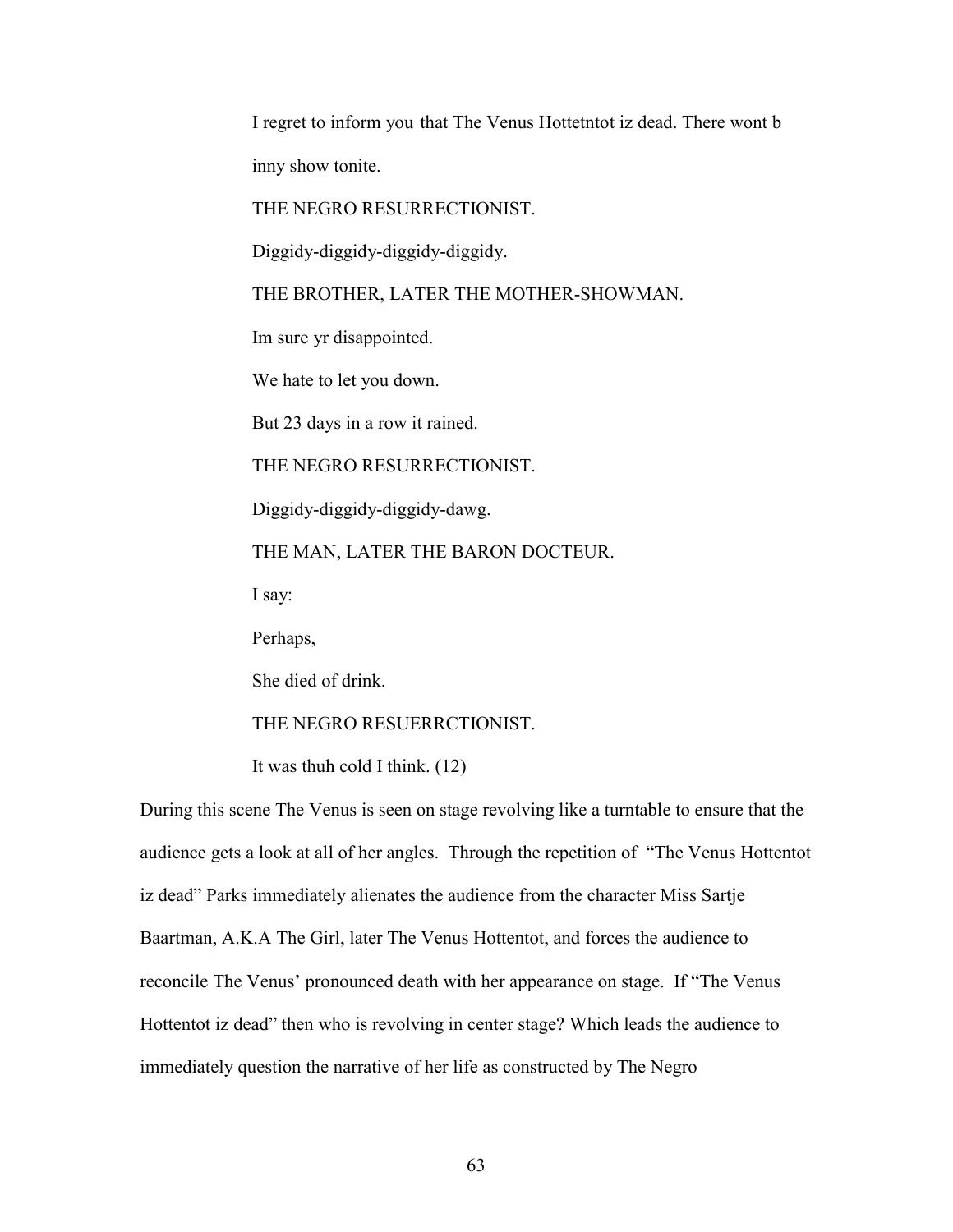I regret to inform you that The Venus Hottetntot iz dead. There wont b inny show tonite.

THE NEGRO RESURRECTIONIST.

Diggidy-diggidy-diggidy-diggidy.

THE BROTHER, LATER THE MOTHER-SHOWMAN.

Im sure yr disappointed.

We hate to let you down.

But 23 days in a row it rained.

THE NEGRO RESURRECTIONIST.

Diggidy-diggidy-diggidy-dawg.

THE MAN, LATER THE BARON DOCTEUR.

I say:

Perhaps,

She died of drink.

THE NEGRO RESUERRCTIONIST.

It was thuh cold I think. (12)

During this scene The Venus is seen on stage revolving like a turntable to ensure that the audience gets a look at all of her angles. Through the repetition of "The Venus Hottentot iz dead" Parks immediately alienates the audience from the character Miss Sartje Baartman, A.K.A The Girl, later The Venus Hottentot, and forces the audience to reconcile The Venus' pronounced death with her appearance on stage. If "The Venus Hottentot iz dead" then who is revolving in center stage? Which leads the audience to immediately question the narrative of her life as constructed by The Negro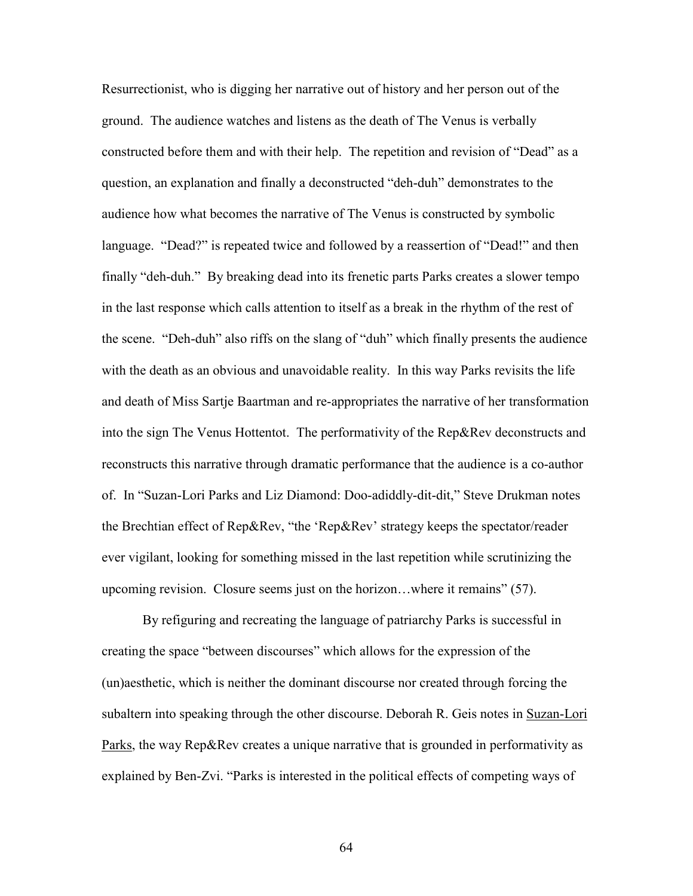Resurrectionist, who is digging her narrative out of history and her person out of the ground. The audience watches and listens as the death of The Venus is verbally constructed before them and with their help. The repetition and revision of "Dead" as a question, an explanation and finally a deconstructed "deh-duh" demonstrates to the audience how what becomes the narrative of The Venus is constructed by symbolic language. "Dead?" is repeated twice and followed by a reassertion of "Dead!" and then finally "deh-duh." By breaking dead into its frenetic parts Parks creates a slower tempo in the last response which calls attention to itself as a break in the rhythm of the rest of the scene. "Deh-duh" also riffs on the slang of "duh" which finally presents the audience with the death as an obvious and unavoidable reality. In this way Parks revisits the life and death of Miss Sartje Baartman and re-appropriates the narrative of her transformation into the sign The Venus Hottentot. The performativity of the Rep&Rev deconstructs and reconstructs this narrative through dramatic performance that the audience is a co-author of. In "Suzan-Lori Parks and Liz Diamond: Doo-adiddly-dit-dit," Steve Drukman notes the Brechtian effect of Rep&Rev, "the 'Rep&Rev' strategy keeps the spectator/reader ever vigilant, looking for something missed in the last repetition while scrutinizing the upcoming revision. Closure seems just on the horizon…where it remains" (57).

By refiguring and recreating the language of patriarchy Parks is successful in creating the space "between discourses" which allows for the expression of the (un)aesthetic, which is neither the dominant discourse nor created through forcing the subaltern into speaking through the other discourse. Deborah R. Geis notes in Suzan-Lori Parks, the way Rep&Rev creates a unique narrative that is grounded in performativity as explained by Ben-Zvi. "Parks is interested in the political effects of competing ways of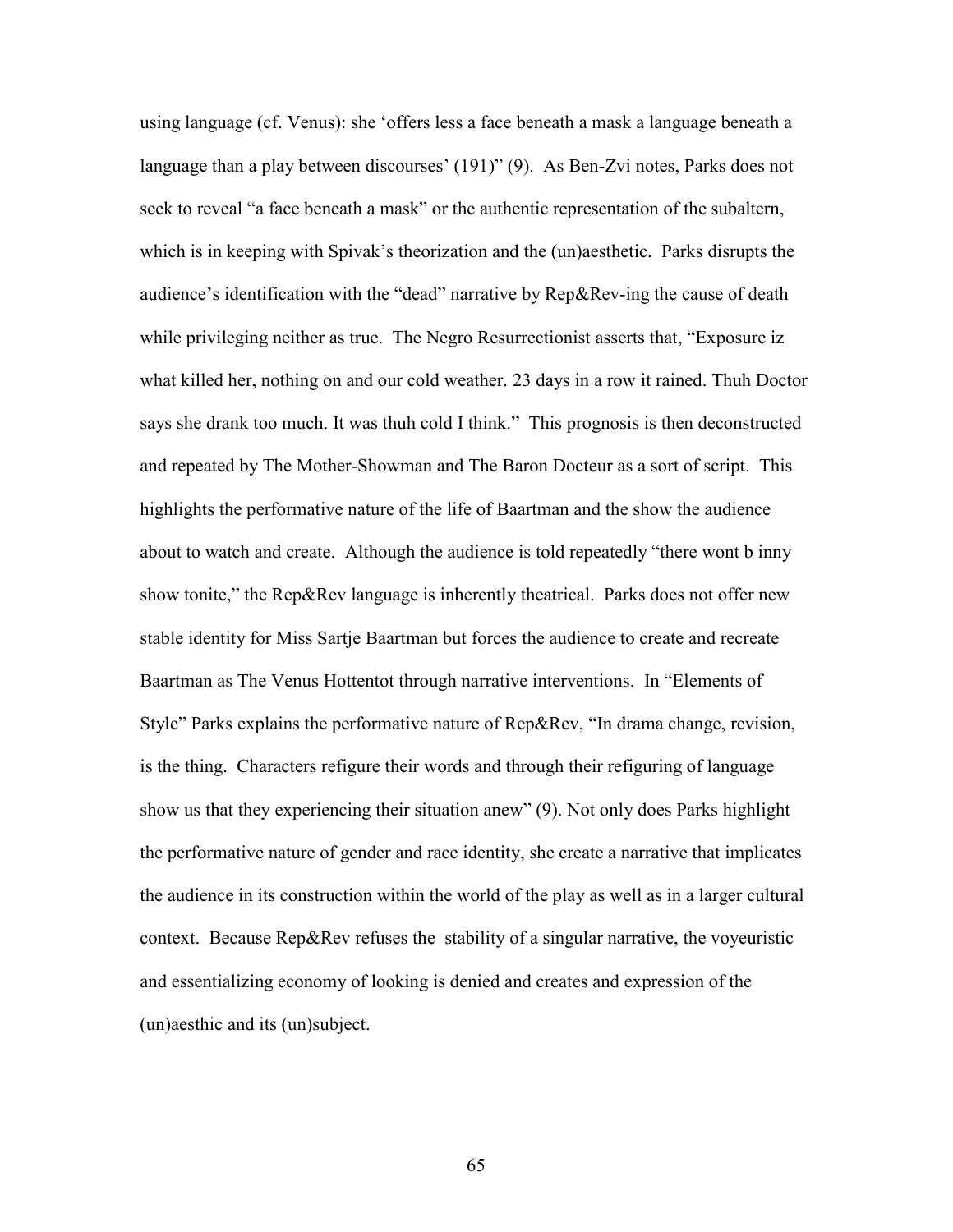using language (cf. Venus): she 'offers less a face beneath a mask a language beneath a language than a play between discourses' (191)" (9). As Ben-Zvi notes, Parks does not seek to reveal "a face beneath a mask" or the authentic representation of the subaltern, which is in keeping with Spivak's theorization and the (un)aesthetic. Parks disrupts the audience's identification with the "dead" narrative by Rep&Rev-ing the cause of death while privileging neither as true. The Negro Resurrectionist asserts that, "Exposure iz what killed her, nothing on and our cold weather. 23 days in a row it rained. Thuh Doctor says she drank too much. It was thuh cold I think." This prognosis is then deconstructed and repeated by The Mother-Showman and The Baron Docteur as a sort of script. This highlights the performative nature of the life of Baartman and the show the audience about to watch and create. Although the audience is told repeatedly "there wont b inny show tonite," the Rep&Rev language is inherently theatrical. Parks does not offer new stable identity for Miss Sartje Baartman but forces the audience to create and recreate Baartman as The Venus Hottentot through narrative interventions. In "Elements of Style" Parks explains the performative nature of Rep&Rev, "In drama change, revision, is the thing. Characters refigure their words and through their refiguring of language show us that they experiencing their situation anew" (9). Not only does Parks highlight the performative nature of gender and race identity, she create a narrative that implicates the audience in its construction within the world of the play as well as in a larger cultural context. Because Rep&Rev refuses the stability of a singular narrative, the voyeuristic and essentializing economy of looking is denied and creates and expression of the (un)aesthic and its (un)subject.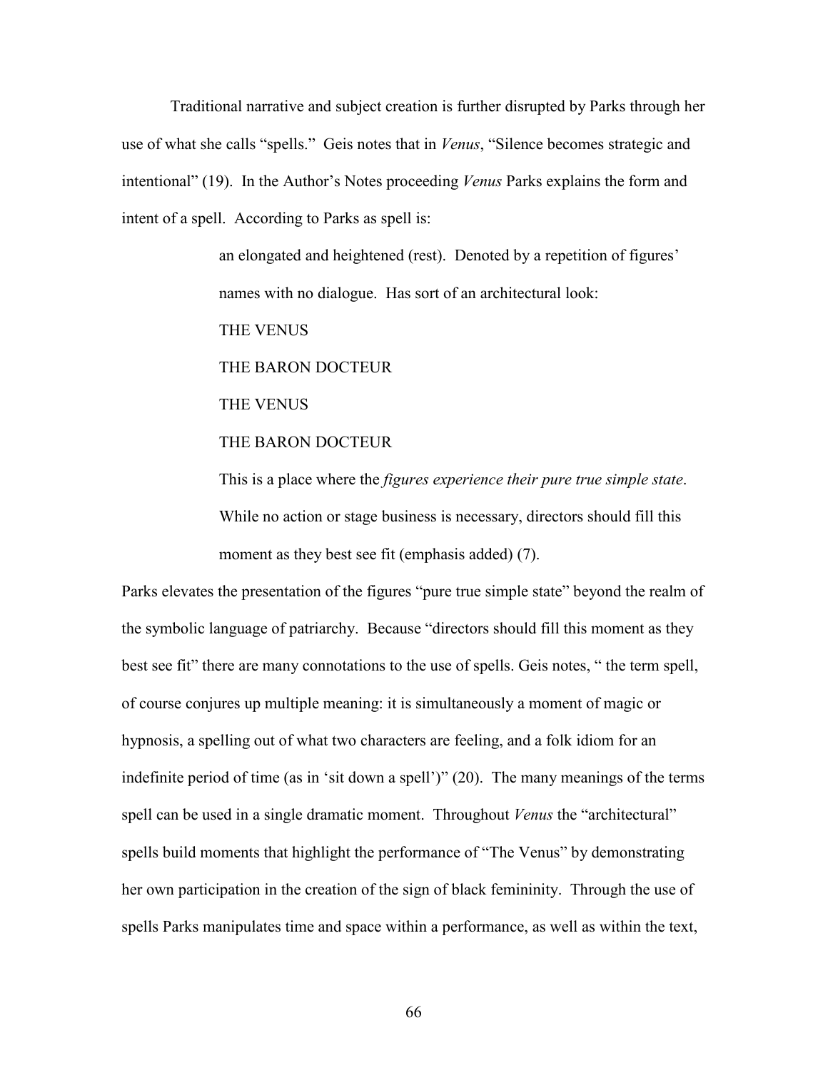Traditional narrative and subject creation is further disrupted by Parks through her use of what she calls "spells." Geis notes that in *Venus*, "Silence becomes strategic and intentional" (19). In the Author's Notes proceeding *Venus* Parks explains the form and intent of a spell. According to Parks as spell is:

> an elongated and heightened (rest). Denoted by a repetition of figures' names with no dialogue. Has sort of an architectural look:
>
> THE VENUS
>
> THE BARON DOCTEUR
>
> THE VENUS
>
> THE BARON DOCTEUR
>
> This is a place where the *figures experience their pure true simple state*. While no action or stage business is necessary, directors should fill this moment as they best see fit (emphasis added) (7).

Parks elevates the presentation of the figures "pure true simple state" beyond the realm of the symbolic language of patriarchy. Because "directors should fill this moment as they best see fit" there are many connotations to the use of spells. Geis notes, " the term spell, of course conjures up multiple meaning: it is simultaneously a moment of magic or hypnosis, a spelling out of what two characters are feeling, and a folk idiom for an indefinite period of time (as in 'sit down a spell')" (20). The many meanings of the terms spell can be used in a single dramatic moment. Throughout *Venus* the "architectural" spells build moments that highlight the performance of "The Venus" by demonstrating her own participation in the creation of the sign of black femininity. Through the use of spells Parks manipulates time and space within a performance, as well as within the text,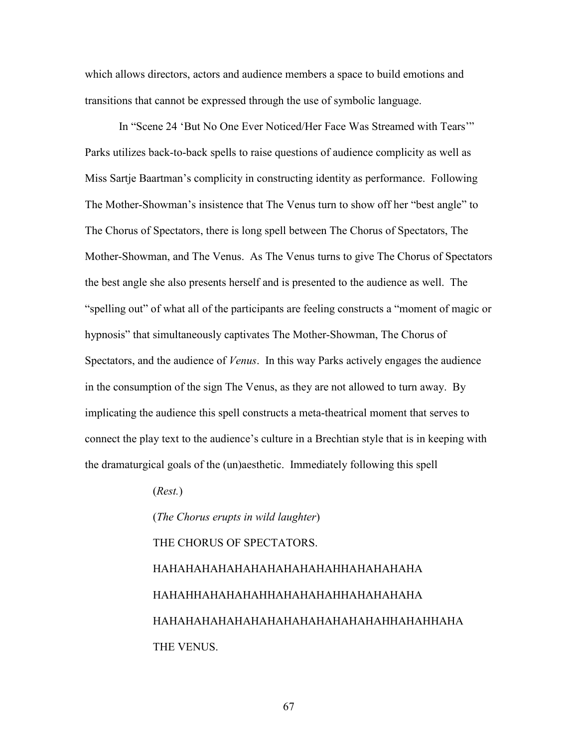which allows directors, actors and audience members a space to build emotions and transitions that cannot be expressed through the use of symbolic language.

In "Scene 24 'But No One Ever Noticed/Her Face Was Streamed with Tears'" Parks utilizes back-to-back spells to raise questions of audience complicity as well as Miss Sartje Baartman's complicity in constructing identity as performance. Following The Mother-Showman's insistence that The Venus turn to show off her "best angle" to The Chorus of Spectators, there is long spell between The Chorus of Spectators, The Mother-Showman, and The Venus. As The Venus turns to give The Chorus of Spectators the best angle she also presents herself and is presented to the audience as well. The "spelling out" of what all of the participants are feeling constructs a "moment of magic or hypnosis" that simultaneously captivates The Mother-Showman, The Chorus of Spectators, and the audience of *Venus*. In this way Parks actively engages the audience in the consumption of the sign The Venus, as they are not allowed to turn away. By implicating the audience this spell constructs a meta-theatrical moment that serves to connect the play text to the audience's culture in a Brechtian style that is in keeping with the dramaturgical goals of the (un)aesthetic. Immediately following this spell

> (*Rest.*)
>
> (*The Chorus erupts in wild laughter*)
>
> THE CHORUS OF SPECTATORS.
>
> HAHAHAHAHAHAHAHAHAHAHAHHAHAHAHAHA
>
> HAHAHHAHAHAHAHHAHAHAHAHHAHAHAHAHA
>
> HAHAHAHAHAHAHAHAHAHAHAHAHAHAHHAHAHHAHA
>
> THE VENUS.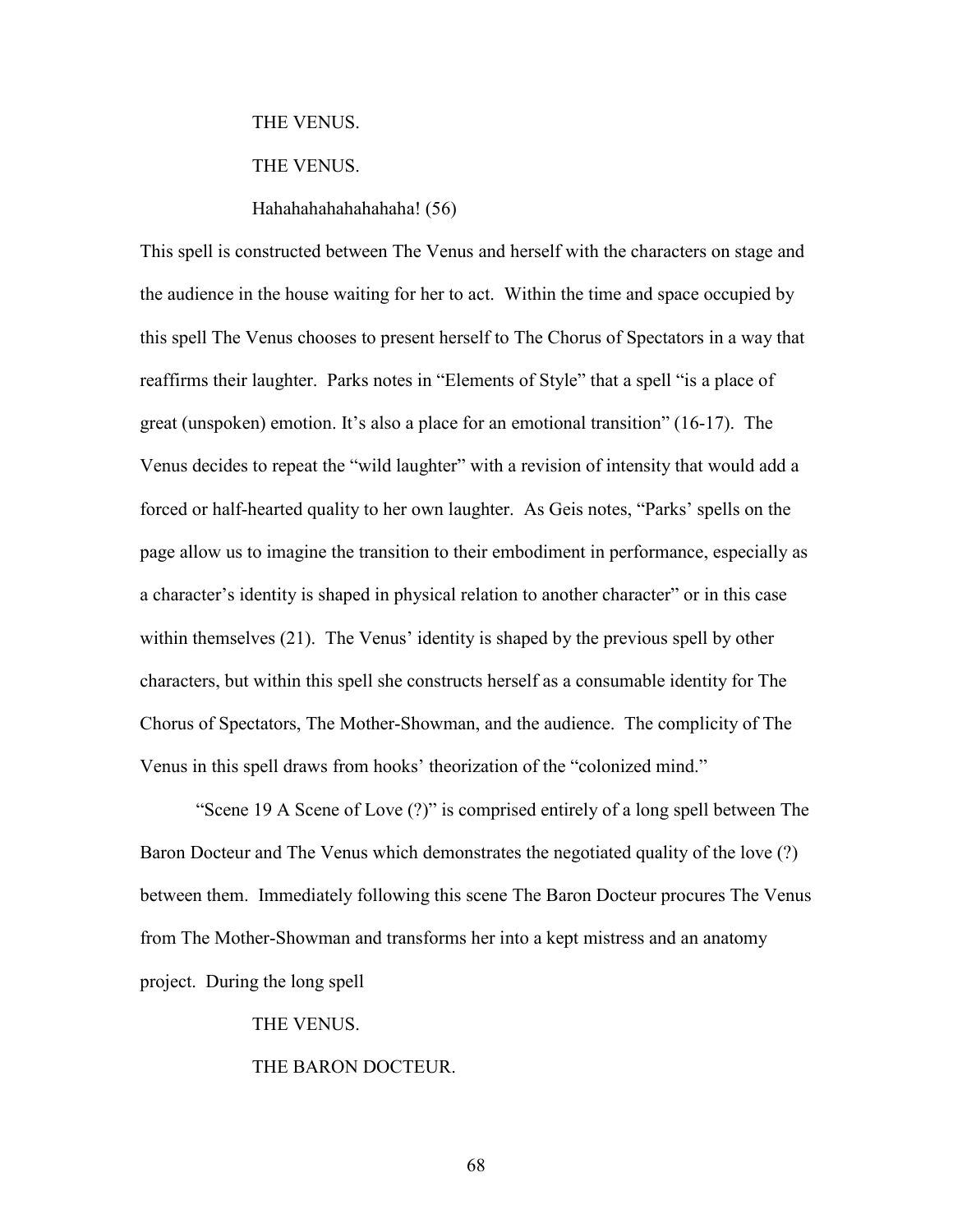THE VENUS.

THE VENUS.

Hahahahahahahahaha! (56)

This spell is constructed between The Venus and herself with the characters on stage and the audience in the house waiting for her to act. Within the time and space occupied by this spell The Venus chooses to present herself to The Chorus of Spectators in a way that reaffirms their laughter. Parks notes in "Elements of Style" that a spell "is a place of great (unspoken) emotion. It's also a place for an emotional transition" (16-17). The Venus decides to repeat the "wild laughter" with a revision of intensity that would add a forced or half-hearted quality to her own laughter. As Geis notes, "Parks' spells on the page allow us to imagine the transition to their embodiment in performance, especially as a character's identity is shaped in physical relation to another character" or in this case within themselves (21). The Venus' identity is shaped by the previous spell by other characters, but within this spell she constructs herself as a consumable identity for The Chorus of Spectators, The Mother-Showman, and the audience. The complicity of The Venus in this spell draws from hooks' theorization of the "colonized mind."

"Scene 19 A Scene of Love (?)" is comprised entirely of a long spell between The Baron Docteur and The Venus which demonstrates the negotiated quality of the love (?) between them. Immediately following this scene The Baron Docteur procures The Venus from The Mother-Showman and transforms her into a kept mistress and an anatomy project. During the long spell

THE VENUS.

THE BARON DOCTEUR.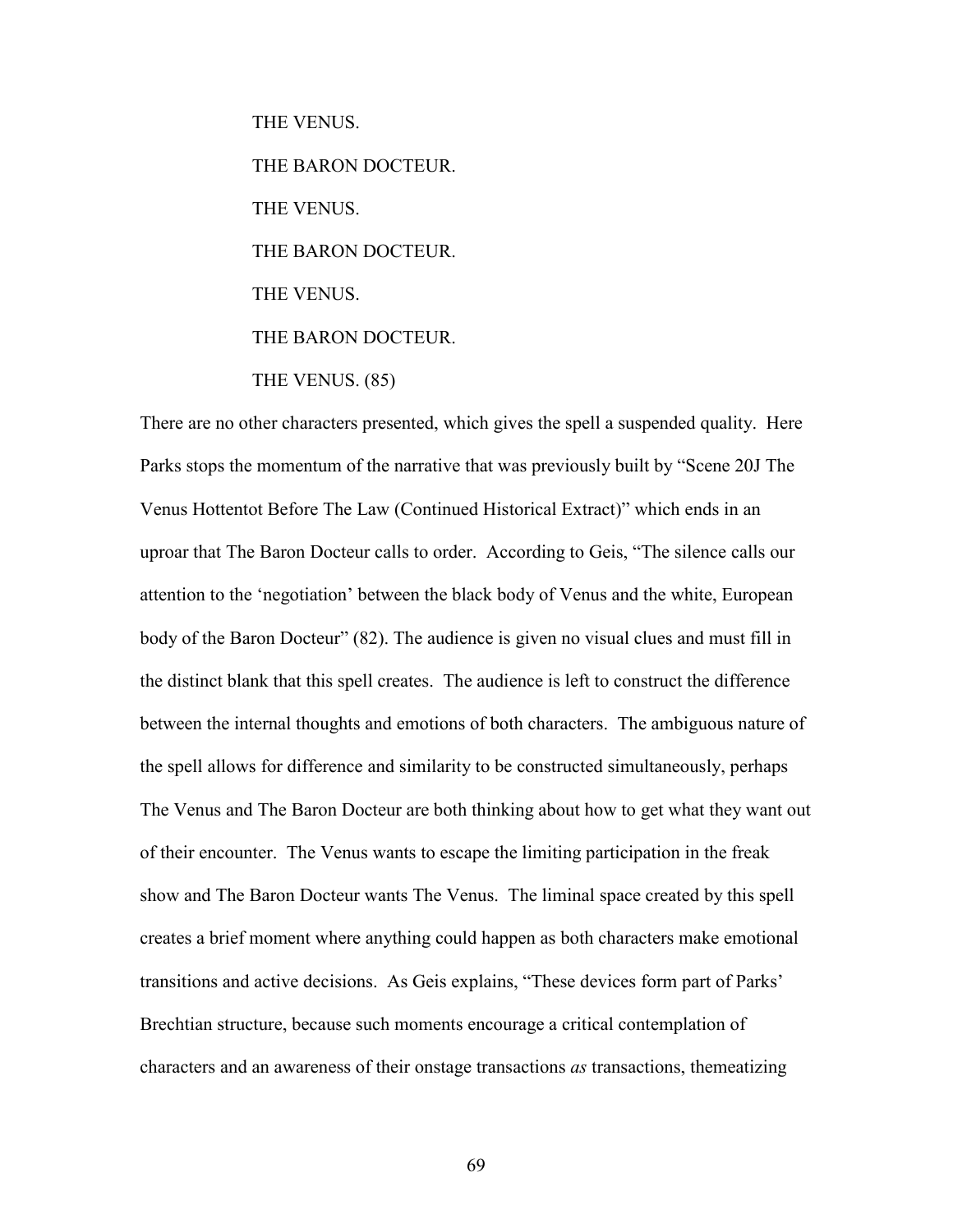THE VENUS.

THE BARON DOCTEUR.

THE VENUS.

THE BARON DOCTEUR.

THE VENUS.

THE BARON DOCTEUR.

THE VENUS. (85)

There are no other characters presented, which gives the spell a suspended quality. Here Parks stops the momentum of the narrative that was previously built by "Scene 20J The Venus Hottentot Before The Law (Continued Historical Extract)" which ends in an uproar that The Baron Docteur calls to order. According to Geis, "The silence calls our attention to the 'negotiation' between the black body of Venus and the white, European body of the Baron Docteur" (82). The audience is given no visual clues and must fill in the distinct blank that this spell creates. The audience is left to construct the difference between the internal thoughts and emotions of both characters. The ambiguous nature of the spell allows for difference and similarity to be constructed simultaneously, perhaps The Venus and The Baron Docteur are both thinking about how to get what they want out of their encounter. The Venus wants to escape the limiting participation in the freak show and The Baron Docteur wants The Venus. The liminal space created by this spell creates a brief moment where anything could happen as both characters make emotional transitions and active decisions. As Geis explains, "These devices form part of Parks' Brechtian structure, because such moments encourage a critical contemplation of characters and an awareness of their onstage transactions *as* transactions, themeatizing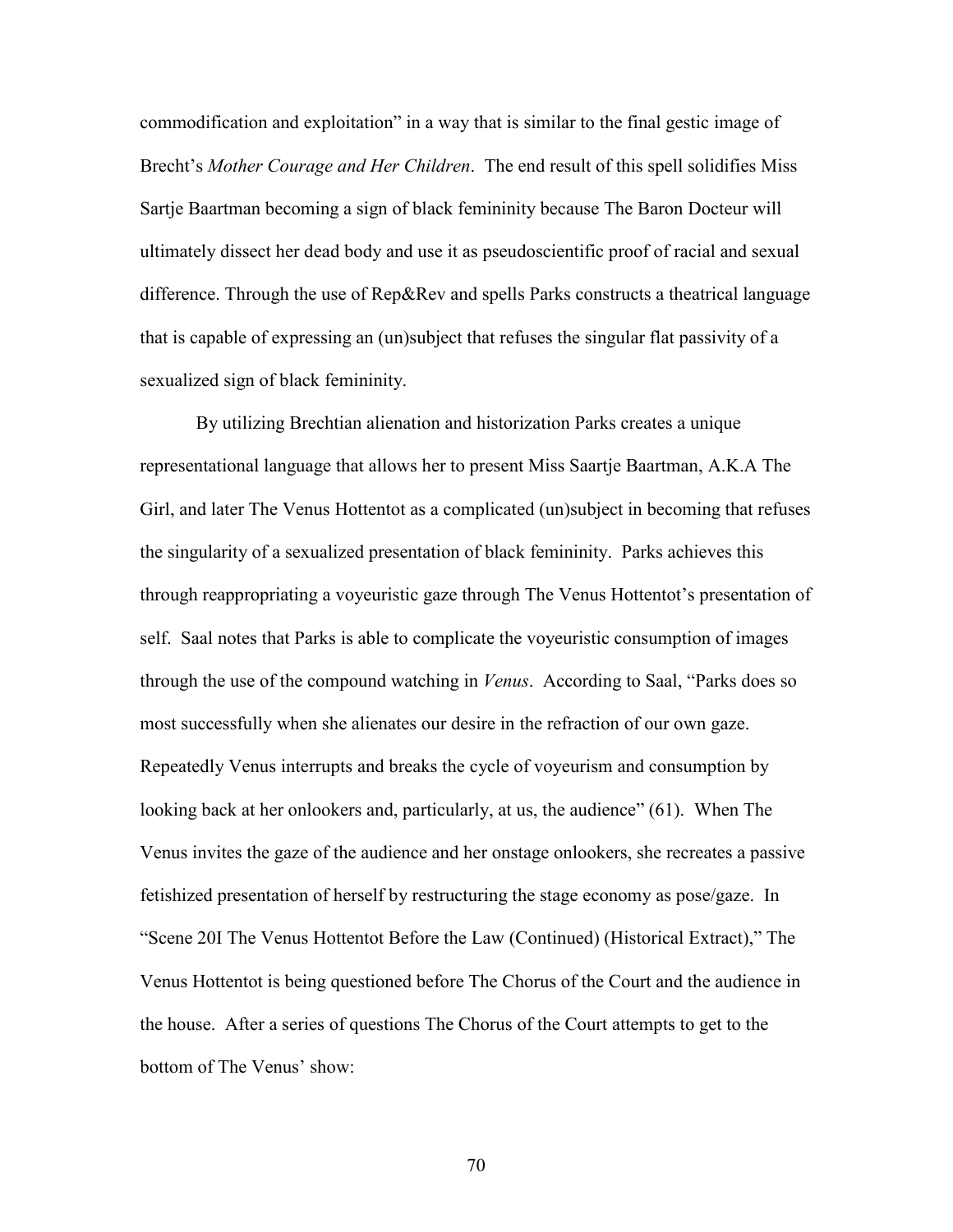commodification and exploitation" in a way that is similar to the final gestic image of Brecht's *Mother Courage and Her Children*. The end result of this spell solidifies Miss Sartje Baartman becoming a sign of black femininity because The Baron Docteur will ultimately dissect her dead body and use it as pseudoscientific proof of racial and sexual difference. Through the use of Rep&Rev and spells Parks constructs a theatrical language that is capable of expressing an (un)subject that refuses the singular flat passivity of a sexualized sign of black femininity.

By utilizing Brechtian alienation and historization Parks creates a unique representational language that allows her to present Miss Saartje Baartman, A.K.A The Girl, and later The Venus Hottentot as a complicated (un)subject in becoming that refuses the singularity of a sexualized presentation of black femininity. Parks achieves this through reappropriating a voyeuristic gaze through The Venus Hottentot's presentation of self. Saal notes that Parks is able to complicate the voyeuristic consumption of images through the use of the compound watching in *Venus*. According to Saal, "Parks does so most successfully when she alienates our desire in the refraction of our own gaze. Repeatedly Venus interrupts and breaks the cycle of voyeurism and consumption by looking back at her onlookers and, particularly, at us, the audience" (61). When The Venus invites the gaze of the audience and her onstage onlookers, she recreates a passive fetishized presentation of herself by restructuring the stage economy as pose/gaze. In "Scene 20I The Venus Hottentot Before the Law (Continued) (Historical Extract)," The Venus Hottentot is being questioned before The Chorus of the Court and the audience in the house. After a series of questions The Chorus of the Court attempts to get to the bottom of The Venus' show: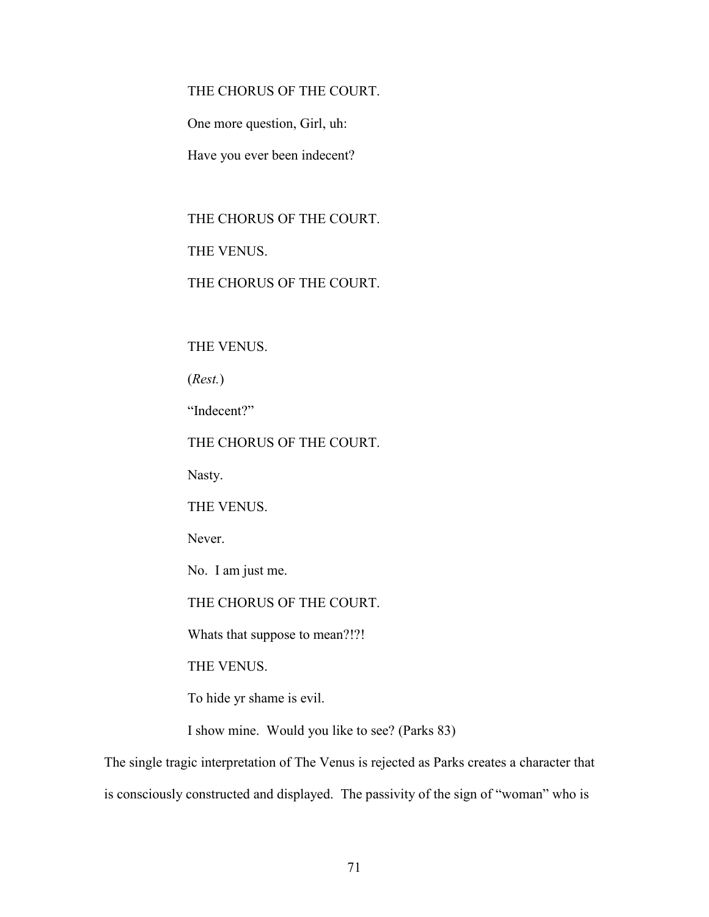THE CHORUS OF THE COURT.

One more question, Girl, uh:

Have you ever been indecent?

THE CHORUS OF THE COURT.

THE VENUS.

THE CHORUS OF THE COURT.

THE VENUS.

(*Rest.*)

"Indecent?"

THE CHORUS OF THE COURT.

Nasty.

THE VENUS.

Never.

No. I am just me.

THE CHORUS OF THE COURT.

Whats that suppose to mean?!?!

THE VENUS.

To hide yr shame is evil.

I show mine. Would you like to see? (Parks 83)

The single tragic interpretation of The Venus is rejected as Parks creates a character that is consciously constructed and displayed. The passivity of the sign of "woman" who is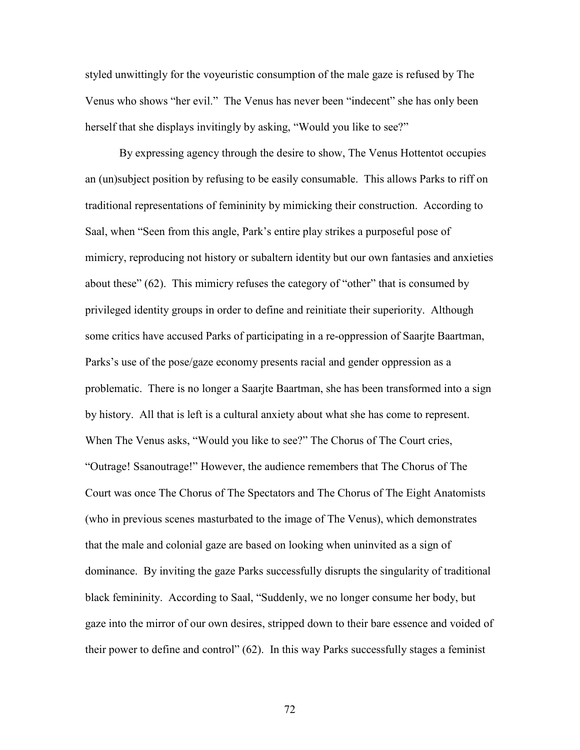styled unwittingly for the voyeuristic consumption of the male gaze is refused by The Venus who shows "her evil." The Venus has never been "indecent" she has only been herself that she displays invitingly by asking, "Would you like to see?"

By expressing agency through the desire to show, The Venus Hottentot occupies an (un)subject position by refusing to be easily consumable. This allows Parks to riff on traditional representations of femininity by mimicking their construction. According to Saal, when "Seen from this angle, Park's entire play strikes a purposeful pose of mimicry, reproducing not history or subaltern identity but our own fantasies and anxieties about these" (62). This mimicry refuses the category of "other" that is consumed by privileged identity groups in order to define and reinitiate their superiority. Although some critics have accused Parks of participating in a re-oppression of Saarjte Baartman, Parks's use of the pose/gaze economy presents racial and gender oppression as a problematic. There is no longer a Saarjte Baartman, she has been transformed into a sign by history. All that is left is a cultural anxiety about what she has come to represent. When The Venus asks, "Would you like to see?" The Chorus of The Court cries, "Outrage! Ssanoutrage!" However, the audience remembers that The Chorus of The Court was once The Chorus of The Spectators and The Chorus of The Eight Anatomists (who in previous scenes masturbated to the image of The Venus), which demonstrates that the male and colonial gaze are based on looking when uninvited as a sign of dominance. By inviting the gaze Parks successfully disrupts the singularity of traditional black femininity. According to Saal, "Suddenly, we no longer consume her body, but gaze into the mirror of our own desires, stripped down to their bare essence and voided of their power to define and control" (62). In this way Parks successfully stages a feminist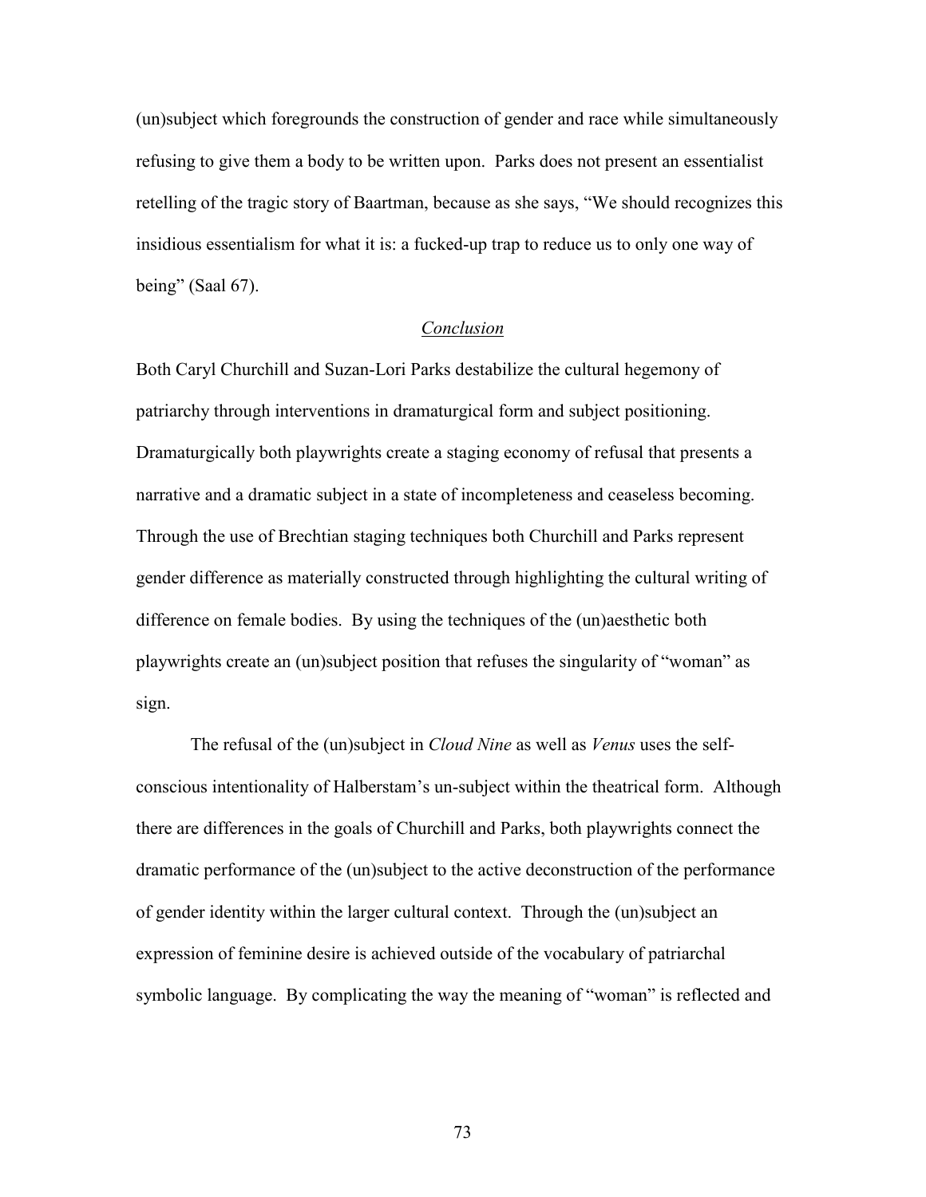(un)subject which foregrounds the construction of gender and race while simultaneously refusing to give them a body to be written upon. Parks does not present an essentialist retelling of the tragic story of Baartman, because as she says, "We should recognizes this insidious essentialism for what it is: a fucked-up trap to reduce us to only one way of being" (Saal 67).

## <u>Conclusion</u>

Both Caryl Churchill and Suzan-Lori Parks destabilize the cultural hegemony of patriarchy through interventions in dramaturgical form and subject positioning. Dramaturgically both playwrights create a staging economy of refusal that presents a narrative and a dramatic subject in a state of incompleteness and ceaseless becoming. Through the use of Brechtian staging techniques both Churchill and Parks represent gender difference as materially constructed through highlighting the cultural writing of difference on female bodies. By using the techniques of the (un)aesthetic both playwrights create an (un)subject position that refuses the singularity of "woman" as sign.

The refusal of the (un)subject in *Cloud Nine* as well as *Venus* uses the self-conscious intentionality of Halberstam's un-subject within the theatrical form. Although there are differences in the goals of Churchill and Parks, both playwrights connect the dramatic performance of the (un)subject to the active deconstruction of the performance of gender identity within the larger cultural context. Through the (un)subject an expression of feminine desire is achieved outside of the vocabulary of patriarchal symbolic language. By complicating the way the meaning of "woman" is reflected and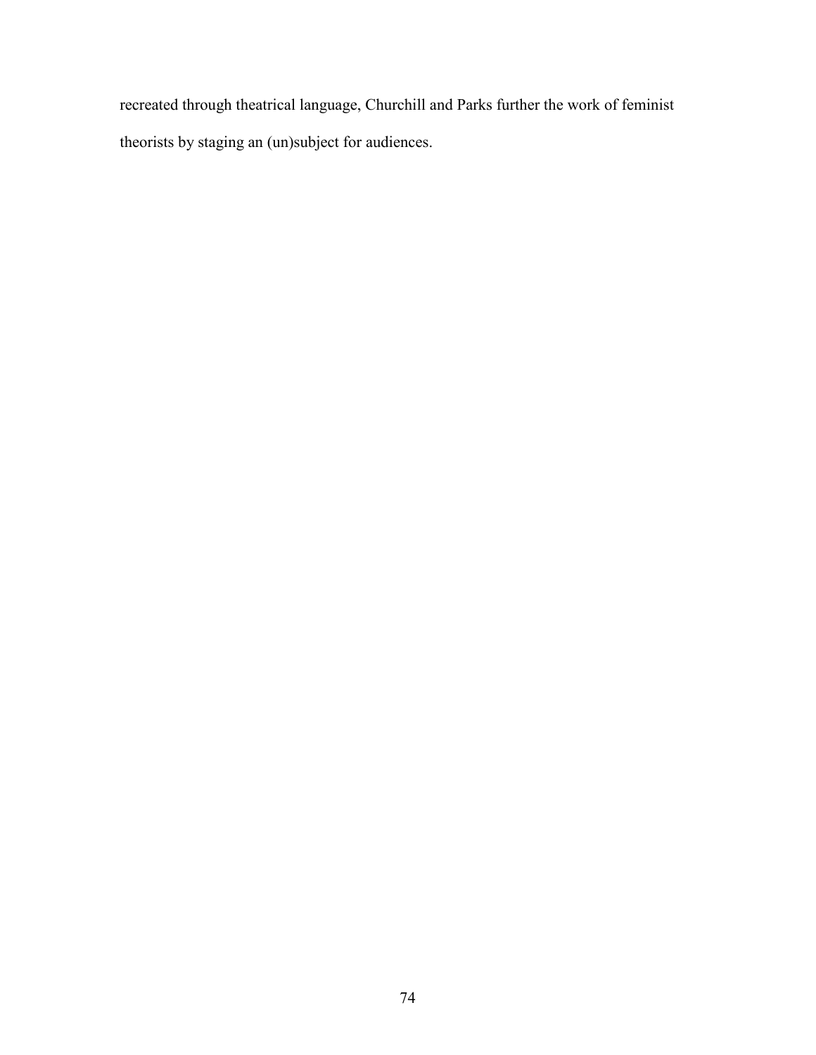recreated through theatrical language, Churchill and Parks further the work of feminist theorists by staging an (un)subject for audiences.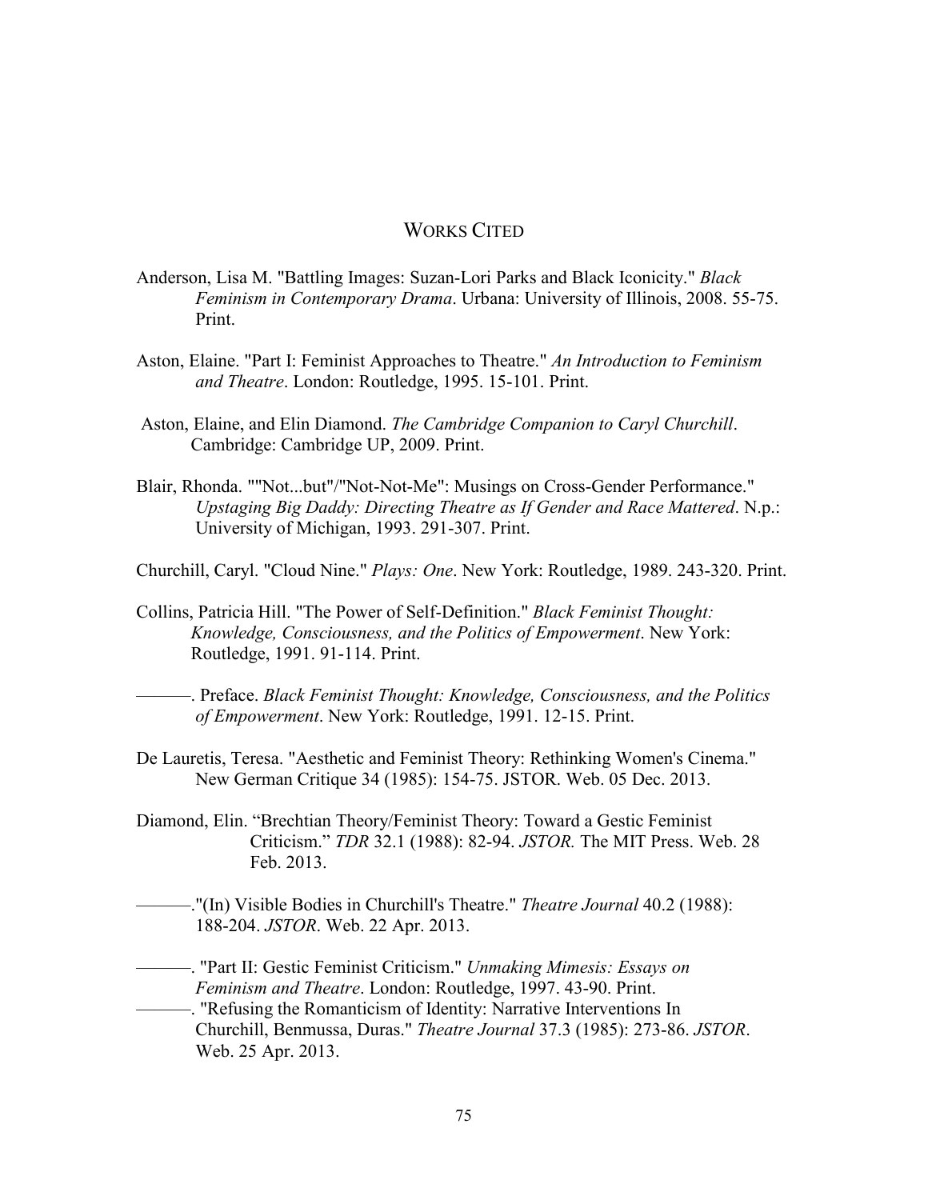# WORKS CITED

Anderson, Lisa M. "Battling Images: Suzan-Lori Parks and Black Iconicity." *Black Feminism in Contemporary Drama*. Urbana: University of Illinois, 2008. 55-75. Print.

Aston, Elaine. "Part I: Feminist Approaches to Theatre." *An Introduction to Feminism and Theatre*. London: Routledge, 1995. 15-101. Print.

Aston, Elaine, and Elin Diamond. *The Cambridge Companion to Caryl Churchill*. Cambridge: Cambridge UP, 2009. Print.

Blair, Rhonda. ""Not...but"/"Not-Not-Me": Musings on Cross-Gender Performance." *Upstaging Big Daddy: Directing Theatre as If Gender and Race Mattered*. N.p.: University of Michigan, 1993. 291-307. Print.

Churchill, Caryl. "Cloud Nine." *Plays: One*. New York: Routledge, 1989. 243-320. Print.

Collins, Patricia Hill. "The Power of Self-Definition." *Black Feminist Thought: Knowledge, Consciousness, and the Politics of Empowerment*. New York: Routledge, 1991. 91-114. Print.

———. Preface. *Black Feminist Thought: Knowledge, Consciousness, and the Politics of Empowerment*. New York: Routledge, 1991. 12-15. Print.

De Lauretis, Teresa. "Aesthetic and Feminist Theory: Rethinking Women's Cinema." New German Critique 34 (1985): 154-75. JSTOR. Web. 05 Dec. 2013.

Diamond, Elin. "Brechtian Theory/Feminist Theory: Toward a Gestic Feminist Criticism." *TDR* 32.1 (1988): 82-94. *JSTOR.* The MIT Press. Web. 28 Feb. 2013.

———."(In) Visible Bodies in Churchill's Theatre." *Theatre Journal* 40.2 (1988): 188-204. *JSTOR*. Web. 22 Apr. 2013.

———. "Part II: Gestic Feminist Criticism." *Unmaking Mimesis: Essays on Feminism and Theatre*. London: Routledge, 1997. 43-90. Print.

———. "Refusing the Romanticism of Identity: Narrative Interventions In Churchill, Benmussa, Duras." *Theatre Journal* 37.3 (1985): 273-86. *JSTOR*. Web. 25 Apr. 2013.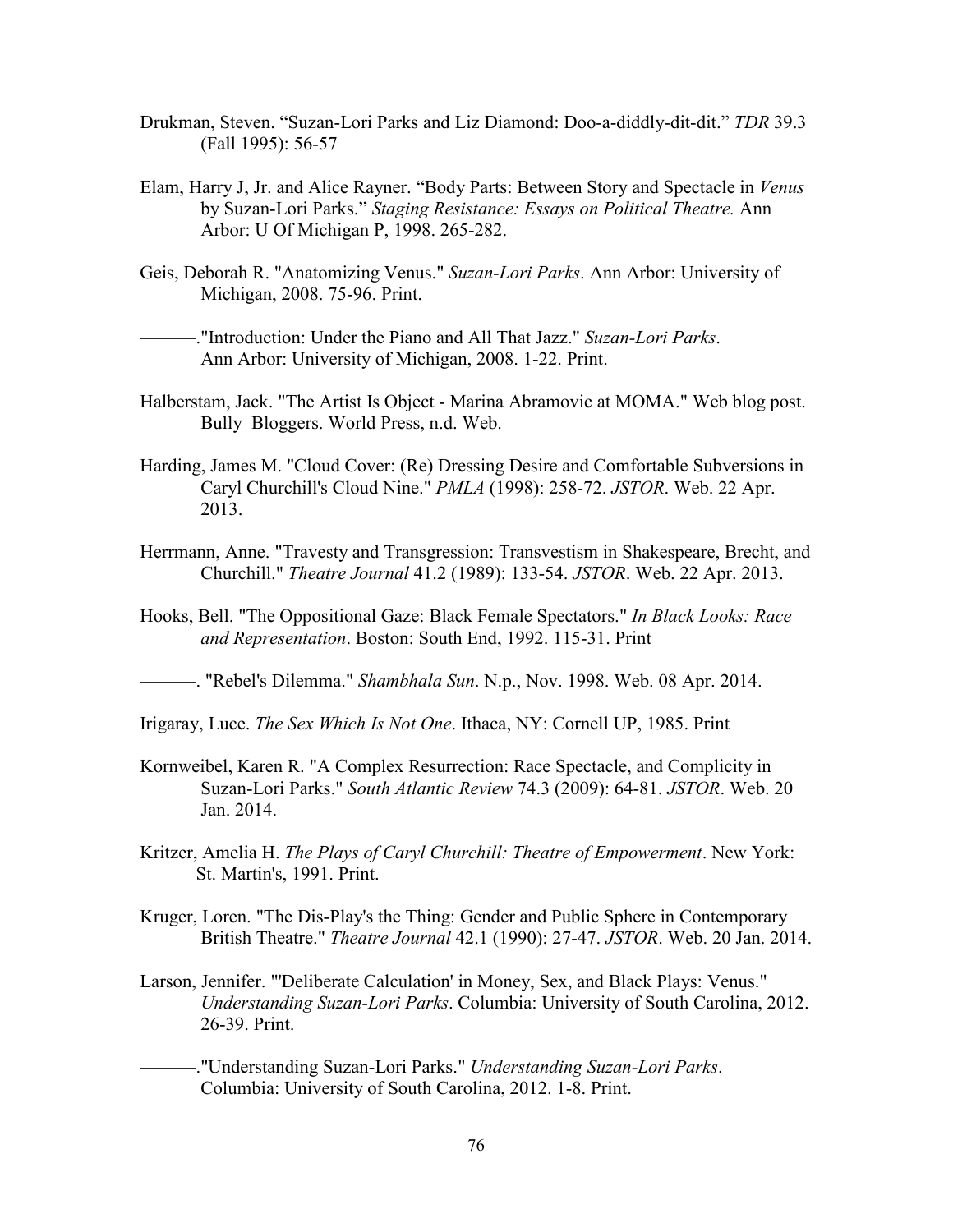Drukman, Steven. “Suzan-Lori Parks and Liz Diamond: Doo-a-diddly-dit-dit.” *TDR* 39.3 (Fall 1995): 56-57

Elam, Harry J, Jr. and Alice Rayner. “Body Parts: Between Story and Spectacle in *Venus* by Suzan-Lori Parks.” *Staging Resistance: Essays on Political Theatre.* Ann Arbor: U Of Michigan P, 1998. 265-282.

Geis, Deborah R. "Anatomizing Venus." *Suzan-Lori Parks*. Ann Arbor: University of Michigan, 2008. 75-96. Print.

———."Introduction: Under the Piano and All That Jazz." *Suzan-Lori Parks*. Ann Arbor: University of Michigan, 2008. 1-22. Print.

Halberstam, Jack. "The Artist Is Object - Marina Abramovic at MOMA." Web blog post. Bully Bloggers. World Press, n.d. Web.

Harding, James M. "Cloud Cover: (Re) Dressing Desire and Comfortable Subversions in Caryl Churchill's Cloud Nine." *PMLA* (1998): 258-72. *JSTOR*. Web. 22 Apr. 2013.

Herrmann, Anne. "Travesty and Transgression: Transvestism in Shakespeare, Brecht, and Churchill." *Theatre Journal* 41.2 (1989): 133-54. *JSTOR*. Web. 22 Apr. 2013.

Hooks, Bell. "The Oppositional Gaze: Black Female Spectators." *In Black Looks: Race and Representation*. Boston: South End, 1992. 115-31. Print

———. "Rebel's Dilemma." *Shambhala Sun*. N.p., Nov. 1998. Web. 08 Apr. 2014.

Irigaray, Luce. *The Sex Which Is Not One*. Ithaca, NY: Cornell UP, 1985. Print

Kornweibel, Karen R. "A Complex Resurrection: Race Spectacle, and Complicity in Suzan-Lori Parks." *South Atlantic Review* 74.3 (2009): 64-81. *JSTOR*. Web. 20 Jan. 2014.

Kritzer, Amelia H. *The Plays of Caryl Churchill: Theatre of Empowerment*. New York: St. Martin's, 1991. Print.

Kruger, Loren. "The Dis-Play's the Thing: Gender and Public Sphere in Contemporary British Theatre." *Theatre Journal* 42.1 (1990): 27-47. *JSTOR*. Web. 20 Jan. 2014.

Larson, Jennifer. "'Deliberate Calculation' in Money, Sex, and Black Plays: Venus." *Understanding Suzan-Lori Parks*. Columbia: University of South Carolina, 2012. 26-39. Print.

———."Understanding Suzan-Lori Parks." *Understanding Suzan-Lori Parks*. Columbia: University of South Carolina, 2012. 1-8. Print.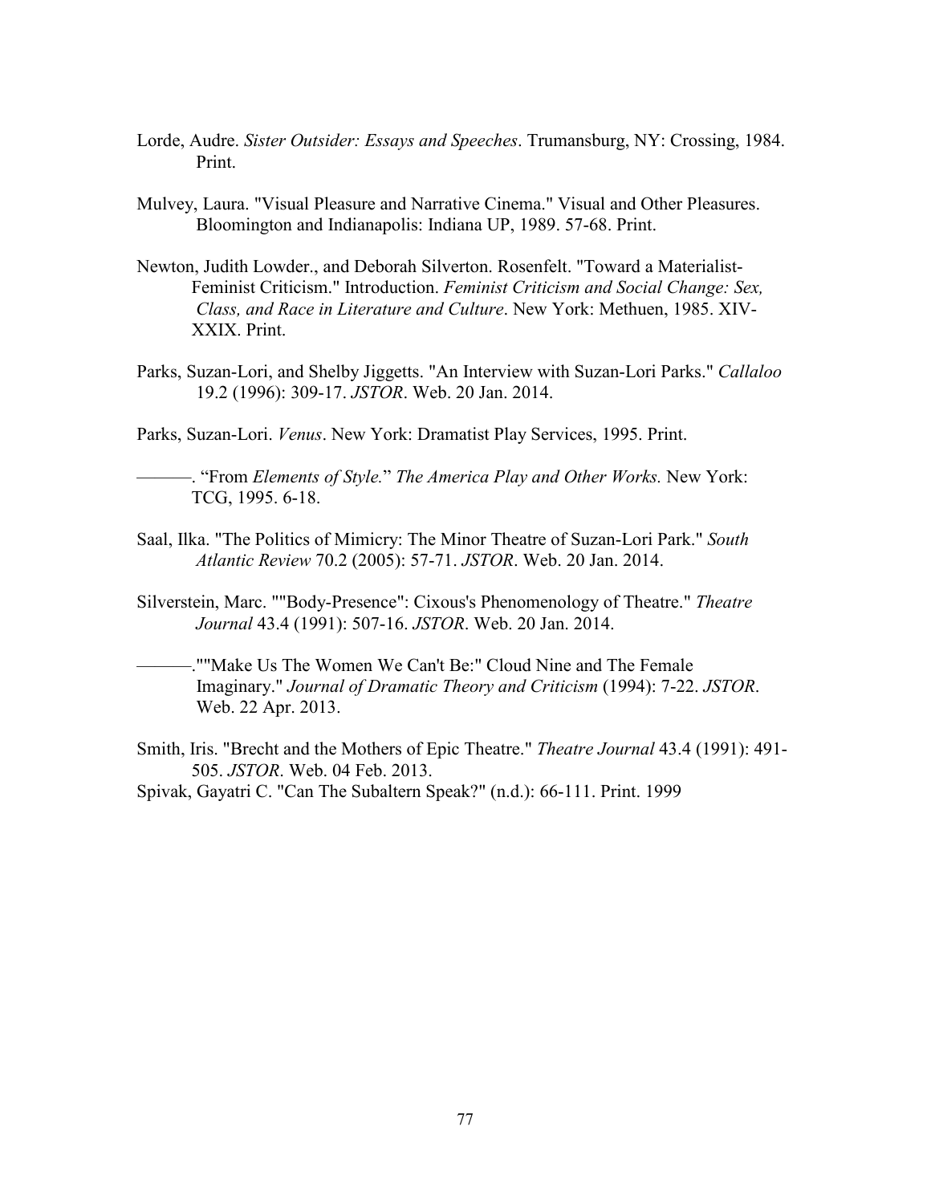Lorde, Audre. *Sister Outsider: Essays and Speeches*. Trumansburg, NY: Crossing, 1984. Print.

Mulvey, Laura. "Visual Pleasure and Narrative Cinema." Visual and Other Pleasures. Bloomington and Indianapolis: Indiana UP, 1989. 57-68. Print.

Newton, Judith Lowder., and Deborah Silverton. Rosenfelt. "Toward a Materialist-Feminist Criticism." Introduction. *Feminist Criticism and Social Change: Sex, Class, and Race in Literature and Culture*. New York: Methuen, 1985. XIV-XXIX. Print.

Parks, Suzan-Lori, and Shelby Jiggetts. "An Interview with Suzan-Lori Parks." *Callaloo* 19.2 (1996): 309-17. *JSTOR*. Web. 20 Jan. 2014.

Parks, Suzan-Lori. *Venus*. New York: Dramatist Play Services, 1995. Print.

———. "From *Elements of Style.*" *The America Play and Other Works.* New York: TCG, 1995. 6-18.

Saal, Ilka. "The Politics of Mimicry: The Minor Theatre of Suzan-Lori Park." *South Atlantic Review* 70.2 (2005): 57-71. *JSTOR*. Web. 20 Jan. 2014.

Silverstein, Marc. ""Body-Presence": Cixous's Phenomenology of Theatre." *Theatre Journal* 43.4 (1991): 507-16. *JSTOR*. Web. 20 Jan. 2014.

———.""Make Us The Women We Can't Be:" Cloud Nine and The Female Imaginary." *Journal of Dramatic Theory and Criticism* (1994): 7-22. *JSTOR*. Web. 22 Apr. 2013.

Smith, Iris. "Brecht and the Mothers of Epic Theatre." *Theatre Journal* 43.4 (1991): 491-505. *JSTOR*. Web. 04 Feb. 2013.

Spivak, Gayatri C. "Can The Subaltern Speak?" (n.d.): 66-111. Print. 1999